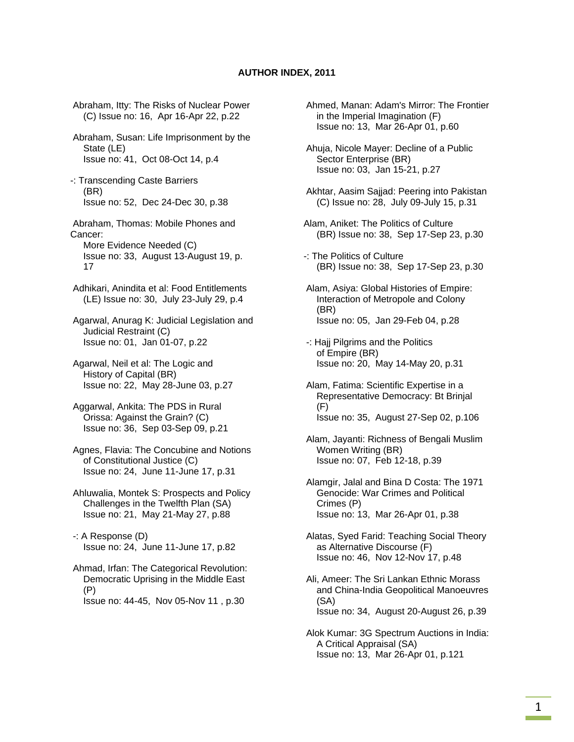# AUTHOR INDEX, 2011

Abraham, Itty: The Risks of Nuclear Power (C) Issue no: 16, Apr 16-Apr 22, p.22

Abraham, Susan: Life Imprisonment by the State (LE)
Issue no: 41, Oct 08-Oct 14, p.4

-: Transcending Caste Barriers (BR)
Issue no: 52, Dec 24-Dec 30, p.38

Abraham, Thomas: Mobile Phones and Cancer:
More Evidence Needed (C)
Issue no: 33, August 13-August 19, p. 17

Adhikari, Anindita et al: Food Entitlements (LE) Issue no: 30, July 23-July 29, p.4

Agarwal, Anurag K: Judicial Legislation and Judicial Restraint (C)
Issue no: 01, Jan 01-07, p.22

Agarwal, Neil et al: The Logic and History of Capital (BR)
Issue no: 22, May 28-June 03, p.27

Aggarwal, Ankita: The PDS in Rural Orissa: Against the Grain? (C)
Issue no: 36, Sep 03-Sep 09, p.21

Agnes, Flavia: The Concubine and Notions of Constitutional Justice (C)
Issue no: 24, June 11-June 17, p.31

Ahluwalia, Montek S: Prospects and Policy Challenges in the Twelfth Plan (SA)
Issue no: 21, May 21-May 27, p.88

-: A Response (D)
Issue no: 24, June 11-June 17, p.82

Ahmad, Irfan: The Categorical Revolution: Democratic Uprising in the Middle East (P)
Issue no: 44-45, Nov 05-Nov 11 , p.30

Ahmed, Manan: Adam's Mirror: The Frontier in the Imperial Imagination (F)
Issue no: 13, Mar 26-Apr 01, p.60

Ahuja, Nicole Mayer: Decline of a Public Sector Enterprise (BR)
Issue no: 03, Jan 15-21, p.27

Akhtar, Aasim Sajjad: Peering into Pakistan (C) Issue no: 28, July 09-July 15, p.31

Alam, Aniket: The Politics of Culture (BR) Issue no: 38, Sep 17-Sep 23, p.30

-: The Politics of Culture (BR) Issue no: 38, Sep 17-Sep 23, p.30

Alam, Asiya: Global Histories of Empire: Interaction of Metropole and Colony (BR)
Issue no: 05, Jan 29-Feb 04, p.28

-: Hajj Pilgrims and the Politics of Empire (BR)
Issue no: 20, May 14-May 20, p.31

Alam, Fatima: Scientific Expertise in a Representative Democracy: Bt Brinjal (F)
Issue no: 35, August 27-Sep 02, p.106

Alam, Jayanti: Richness of Bengali Muslim Women Writing (BR)
Issue no: 07, Feb 12-18, p.39

Alamgir, Jalal and Bina D Costa: The 1971 Genocide: War Crimes and Political Crimes (P)
Issue no: 13, Mar 26-Apr 01, p.38

Alatas, Syed Farid: Teaching Social Theory as Alternative Discourse (F)
Issue no: 46, Nov 12-Nov 17, p.48

Ali, Ameer: The Sri Lankan Ethnic Morass and China-India Geopolitical Manoeuvres (SA)
Issue no: 34, August 20-August 26, p.39

Alok Kumar: 3G Spectrum Auctions in India: A Critical Appraisal (SA)
Issue no: 13, Mar 26-Apr 01, p.121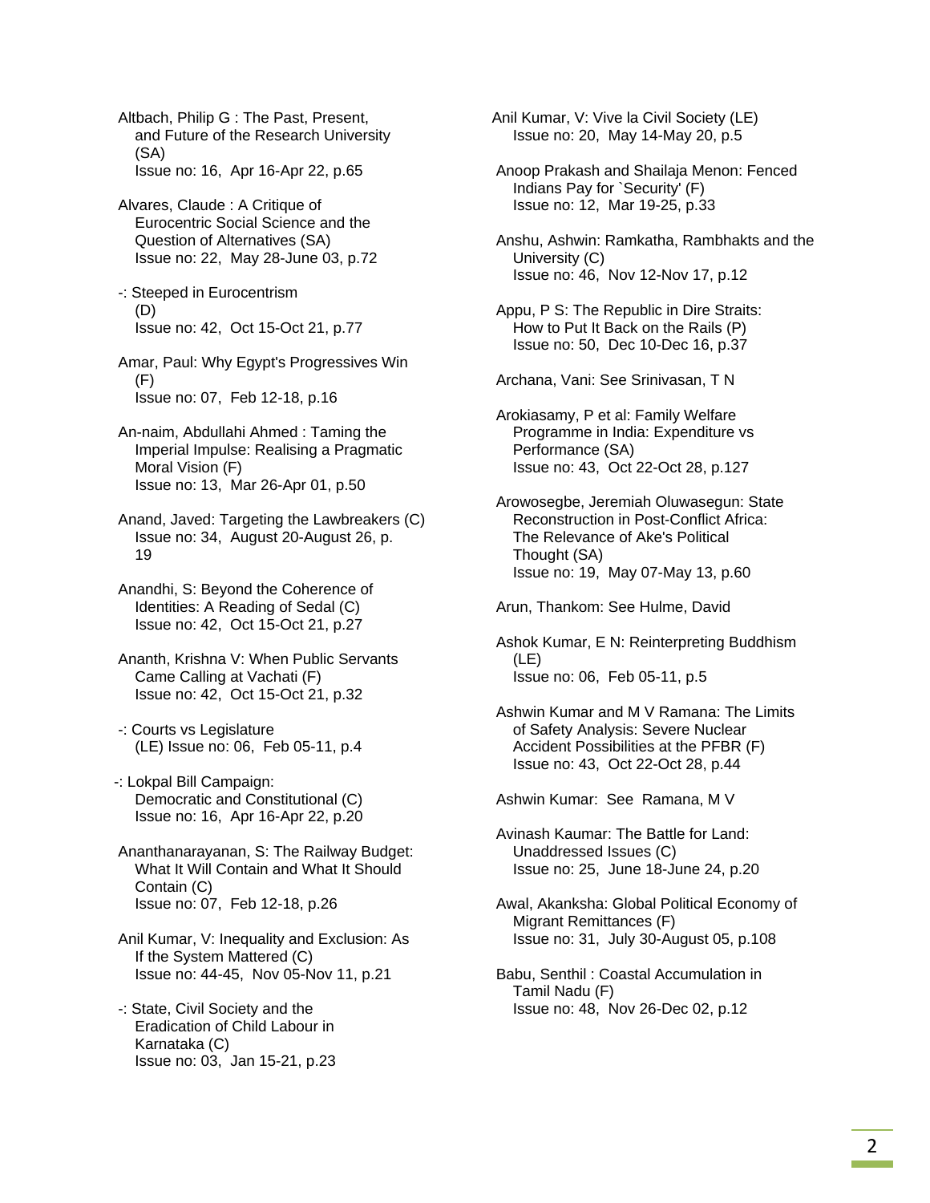Altbach, Philip G : The Past, Present, and Future of the Research University (SA)
Issue no: 16, Apr 16-Apr 22, p.65

Alvares, Claude : A Critique of Eurocentric Social Science and the Question of Alternatives (SA)
Issue no: 22, May 28-June 03, p.72

-: Steeped in Eurocentrism (D)
Issue no: 42, Oct 15-Oct 21, p.77

Amar, Paul: Why Egypt's Progressives Win (F)
Issue no: 07, Feb 12-18, p.16

An-naim, Abdullahi Ahmed : Taming the Imperial Impulse: Realising a Pragmatic Moral Vision (F)
Issue no: 13, Mar 26-Apr 01, p.50

Anand, Javed: Targeting the Lawbreakers (C)
Issue no: 34, August 20-August 26, p. 19

Anandhi, S: Beyond the Coherence of Identities: A Reading of Sedal (C)
Issue no: 42, Oct 15-Oct 21, p.27

Ananth, Krishna V: When Public Servants Came Calling at Vachati (F)
Issue no: 42, Oct 15-Oct 21, p.32

-: Courts vs Legislature (LE) Issue no: 06, Feb 05-11, p.4

-: Lokpal Bill Campaign: Democratic and Constitutional (C)
Issue no: 16, Apr 16-Apr 22, p.20

Ananthanarayanan, S: The Railway Budget: What It Will Contain and What It Should Contain (C)
Issue no: 07, Feb 12-18, p.26

Anil Kumar, V: Inequality and Exclusion: As If the System Mattered (C)
Issue no: 44-45, Nov 05-Nov 11, p.21

-: State, Civil Society and the Eradication of Child Labour in Karnataka (C)
Issue no: 03, Jan 15-21, p.23

Anil Kumar, V: Vive la Civil Society (LE)
Issue no: 20, May 14-May 20, p.5

Anoop Prakash and Shailaja Menon: Fenced Indians Pay for `Security' (F)
Issue no: 12, Mar 19-25, p.33

Anshu, Ashwin: Ramkatha, Rambhakts and the University (C)
Issue no: 46, Nov 12-Nov 17, p.12

Appu, P S: The Republic in Dire Straits: How to Put It Back on the Rails (P)
Issue no: 50, Dec 10-Dec 16, p.37

Archana, Vani: See Srinivasan, T N

Arokiasamy, P et al: Family Welfare Programme in India: Expenditure vs Performance (SA)
Issue no: 43, Oct 22-Oct 28, p.127

Arowosegbe, Jeremiah Oluwasegun: State Reconstruction in Post-Conflict Africa: The Relevance of Ake's Political Thought (SA)
Issue no: 19, May 07-May 13, p.60

Arun, Thankom: See Hulme, David

Ashok Kumar, E N: Reinterpreting Buddhism (LE)
Issue no: 06, Feb 05-11, p.5

Ashwin Kumar and M V Ramana: The Limits of Safety Analysis: Severe Nuclear Accident Possibilities at the PFBR (F)
Issue no: 43, Oct 22-Oct 28, p.44

Ashwin Kumar: See Ramana, M V

Avinash Kaumar: The Battle for Land: Unaddressed Issues (C)
Issue no: 25, June 18-June 24, p.20

Awal, Akanksha: Global Political Economy of Migrant Remittances (F)
Issue no: 31, July 30-August 05, p.108

Babu, Senthil : Coastal Accumulation in Tamil Nadu (F)
Issue no: 48, Nov 26-Dec 02, p.12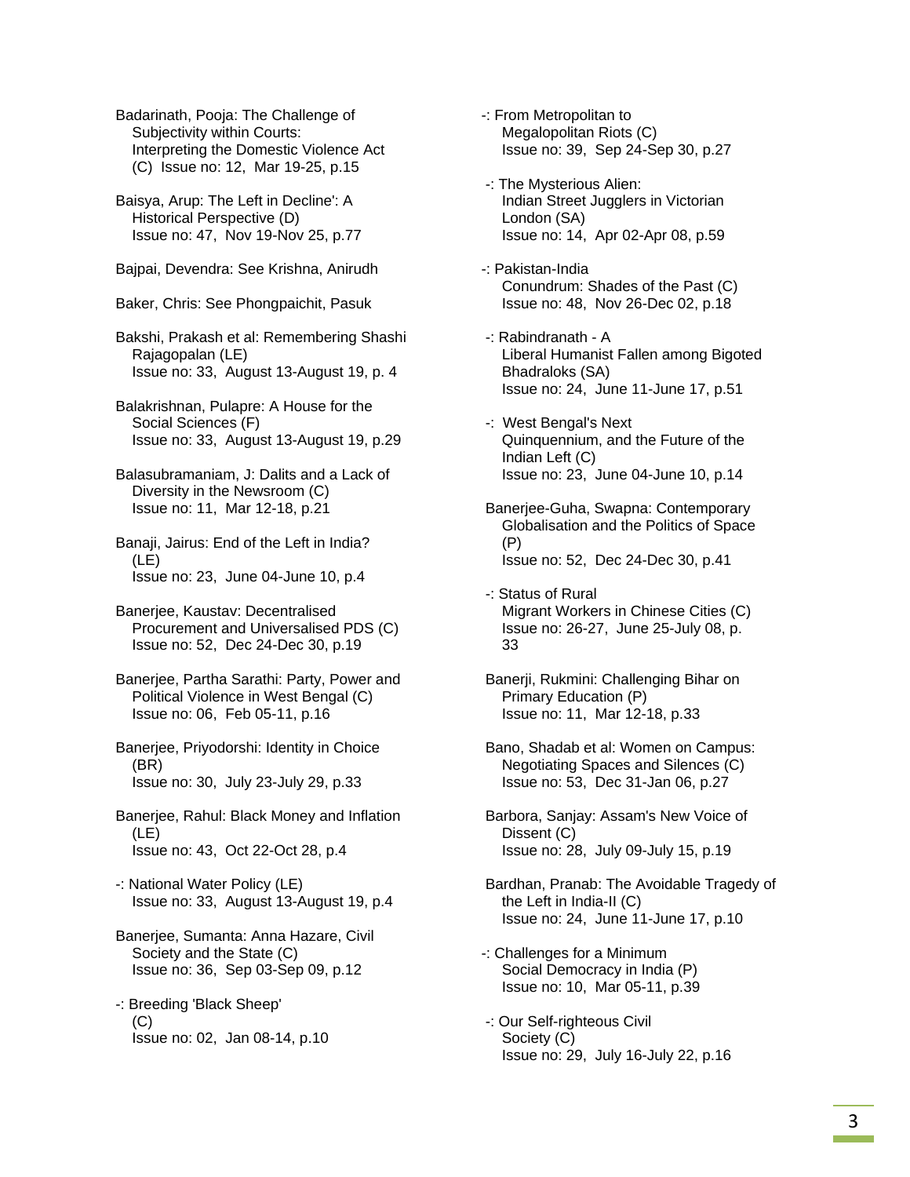Badarinath, Pooja: The Challenge of Subjectivity within Courts: Interpreting the Domestic Violence Act (C) Issue no: 12, Mar 19-25, p.15

Baisya, Arup: The Left in Decline': A Historical Perspective (D) Issue no: 47, Nov 19-Nov 25, p.77

Bajpai, Devendra: See Krishna, Anirudh

Baker, Chris: See Phongpaichit, Pasuk

Bakshi, Prakash et al: Remembering Shashi Rajagopalan (LE) Issue no: 33, August 13-August 19, p. 4

Balakrishnan, Pulapre: A House for the Social Sciences (F) Issue no: 33, August 13-August 19, p.29

Balasubramaniam, J: Dalits and a Lack of Diversity in the Newsroom (C) Issue no: 11, Mar 12-18, p.21

Banaji, Jairus: End of the Left in India? (LE) Issue no: 23, June 04-June 10, p.4

Banerjee, Kaustav: Decentralised Procurement and Universalised PDS (C) Issue no: 52, Dec 24-Dec 30, p.19

Banerjee, Partha Sarathi: Party, Power and Political Violence in West Bengal (C) Issue no: 06, Feb 05-11, p.16

Banerjee, Priyodorshi: Identity in Choice (BR) Issue no: 30, July 23-July 29, p.33

Banerjee, Rahul: Black Money and Inflation (LE) Issue no: 43, Oct 22-Oct 28, p.4

-: National Water Policy (LE) Issue no: 33, August 13-August 19, p.4

Banerjee, Sumanta: Anna Hazare, Civil Society and the State (C) Issue no: 36, Sep 03-Sep 09, p.12

-: Breeding 'Black Sheep' (C) Issue no: 02, Jan 08-14, p.10

-: From Metropolitan to Megalopolitan Riots (C) Issue no: 39, Sep 24-Sep 30, p.27

-: The Mysterious Alien: Indian Street Jugglers in Victorian London (SA) Issue no: 14, Apr 02-Apr 08, p.59

-: Pakistan-India Conundrum: Shades of the Past (C) Issue no: 48, Nov 26-Dec 02, p.18

-: Rabindranath - A Liberal Humanist Fallen among Bigoted Bhadraloks (SA) Issue no: 24, June 11-June 17, p.51

-: West Bengal's Next Quinquennium, and the Future of the Indian Left (C) Issue no: 23, June 04-June 10, p.14

Banerjee-Guha, Swapna: Contemporary Globalisation and the Politics of Space (P) Issue no: 52, Dec 24-Dec 30, p.41

-: Status of Rural Migrant Workers in Chinese Cities (C) Issue no: 26-27, June 25-July 08, p. 33

Banerji, Rukmini: Challenging Bihar on Primary Education (P) Issue no: 11, Mar 12-18, p.33

Bano, Shadab et al: Women on Campus: Negotiating Spaces and Silences (C) Issue no: 53, Dec 31-Jan 06, p.27

Barbora, Sanjay: Assam's New Voice of Dissent (C) Issue no: 28, July 09-July 15, p.19

Bardhan, Pranab: The Avoidable Tragedy of the Left in India-II (C) Issue no: 24, June 11-June 17, p.10

-: Challenges for a Minimum Social Democracy in India (P) Issue no: 10, Mar 05-11, p.39

-: Our Self-righteous Civil Society (C) Issue no: 29, July 16-July 22, p.16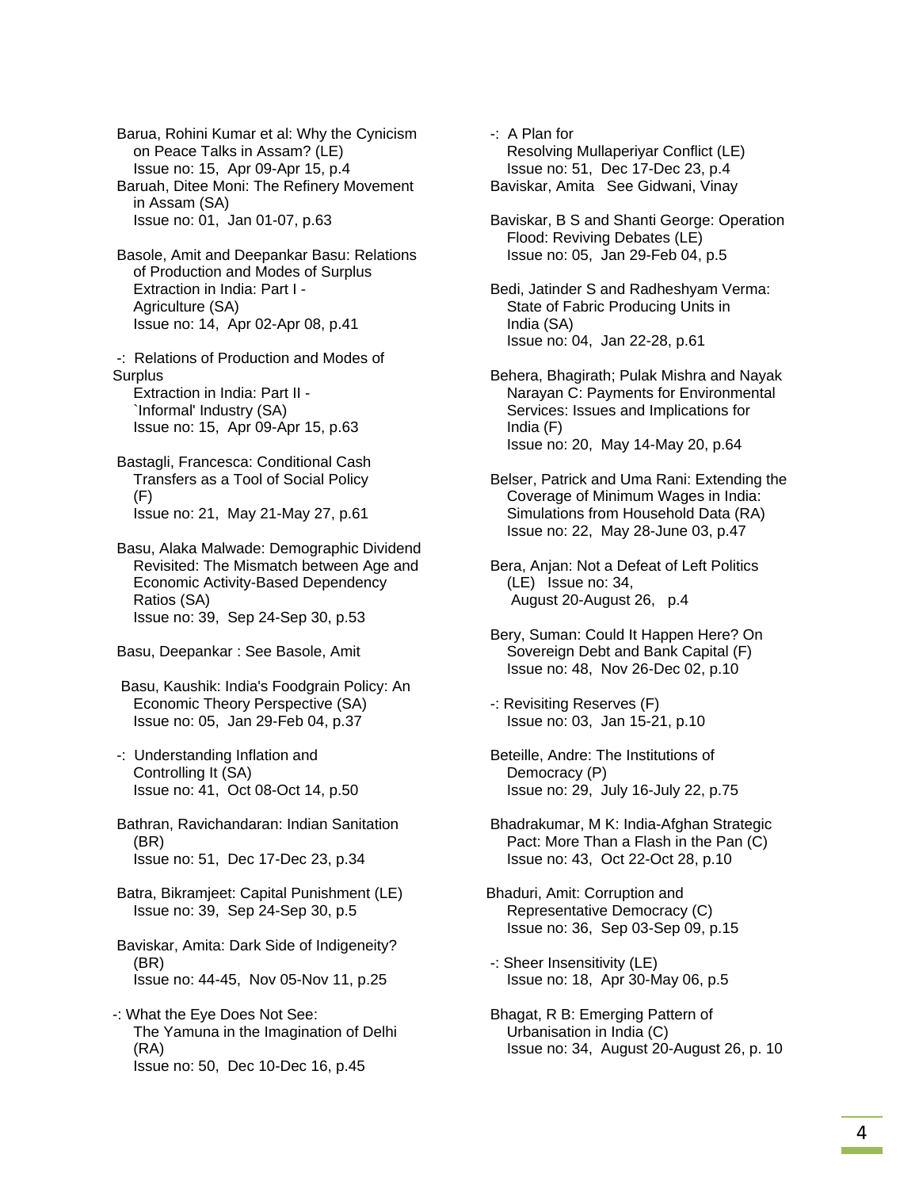Barua, Rohini Kumar et al: Why the Cynicism on Peace Talks in Assam? (LE)
Issue no: 15, Apr 09-Apr 15, p.4

Baruah, Ditee Moni: The Refinery Movement in Assam (SA)
Issue no: 01, Jan 01-07, p.63

Basole, Amit and Deepankar Basu: Relations of Production and Modes of Surplus Extraction in India: Part I - Agriculture (SA)
Issue no: 14, Apr 02-Apr 08, p.41

-: Relations of Production and Modes of Surplus Extraction in India: Part II - `Informal' Industry (SA)
Issue no: 15, Apr 09-Apr 15, p.63

Bastagli, Francesca: Conditional Cash Transfers as a Tool of Social Policy (F)
Issue no: 21, May 21-May 27, p.61

Basu, Alaka Malwade: Demographic Dividend Revisited: The Mismatch between Age and Economic Activity-Based Dependency Ratios (SA)
Issue no: 39, Sep 24-Sep 30, p.53

Basu, Deepankar : See Basole, Amit

Basu, Kaushik: India's Foodgrain Policy: An Economic Theory Perspective (SA)
Issue no: 05, Jan 29-Feb 04, p.37

-: Understanding Inflation and Controlling It (SA)
Issue no: 41, Oct 08-Oct 14, p.50

Bathran, Ravichandaran: Indian Sanitation (BR)
Issue no: 51, Dec 17-Dec 23, p.34

Batra, Bikramjeet: Capital Punishment (LE)
Issue no: 39, Sep 24-Sep 30, p.5

Baviskar, Amita: Dark Side of Indigeneity? (BR)
Issue no: 44-45, Nov 05-Nov 11, p.25

-: What the Eye Does Not See: The Yamuna in the Imagination of Delhi (RA)
Issue no: 50, Dec 10-Dec 16, p.45

-: A Plan for Resolving Mullaperiyar Conflict (LE)
Issue no: 51, Dec 17-Dec 23, p.4

Baviskar, Amita See Gidwani, Vinay

Baviskar, B S and Shanti George: Operation Flood: Reviving Debates (LE)
Issue no: 05, Jan 29-Feb 04, p.5

Bedi, Jatinder S and Radheshyam Verma: State of Fabric Producing Units in India (SA)
Issue no: 04, Jan 22-28, p.61

Behera, Bhagirath; Pulak Mishra and Nayak Narayan C: Payments for Environmental Services: Issues and Implications for India (F)
Issue no: 20, May 14-May 20, p.64

Belser, Patrick and Uma Rani: Extending the Coverage of Minimum Wages in India: Simulations from Household Data (RA)
Issue no: 22, May 28-June 03, p.47

Bera, Anjan: Not a Defeat of Left Politics (LE) Issue no: 34, August 20-August 26, p.4

Bery, Suman: Could It Happen Here? On Sovereign Debt and Bank Capital (F)
Issue no: 48, Nov 26-Dec 02, p.10

-: Revisiting Reserves (F)
Issue no: 03, Jan 15-21, p.10

Beteille, Andre: The Institutions of Democracy (P)
Issue no: 29, July 16-July 22, p.75

Bhadrakumar, M K: India-Afghan Strategic Pact: More Than a Flash in the Pan (C)
Issue no: 43, Oct 22-Oct 28, p.10

Bhaduri, Amit: Corruption and Representative Democracy (C)
Issue no: 36, Sep 03-Sep 09, p.15

-: Sheer Insensitivity (LE)
Issue no: 18, Apr 30-May 06, p.5

Bhagat, R B: Emerging Pattern of Urbanisation in India (C)
Issue no: 34, August 20-August 26, p. 10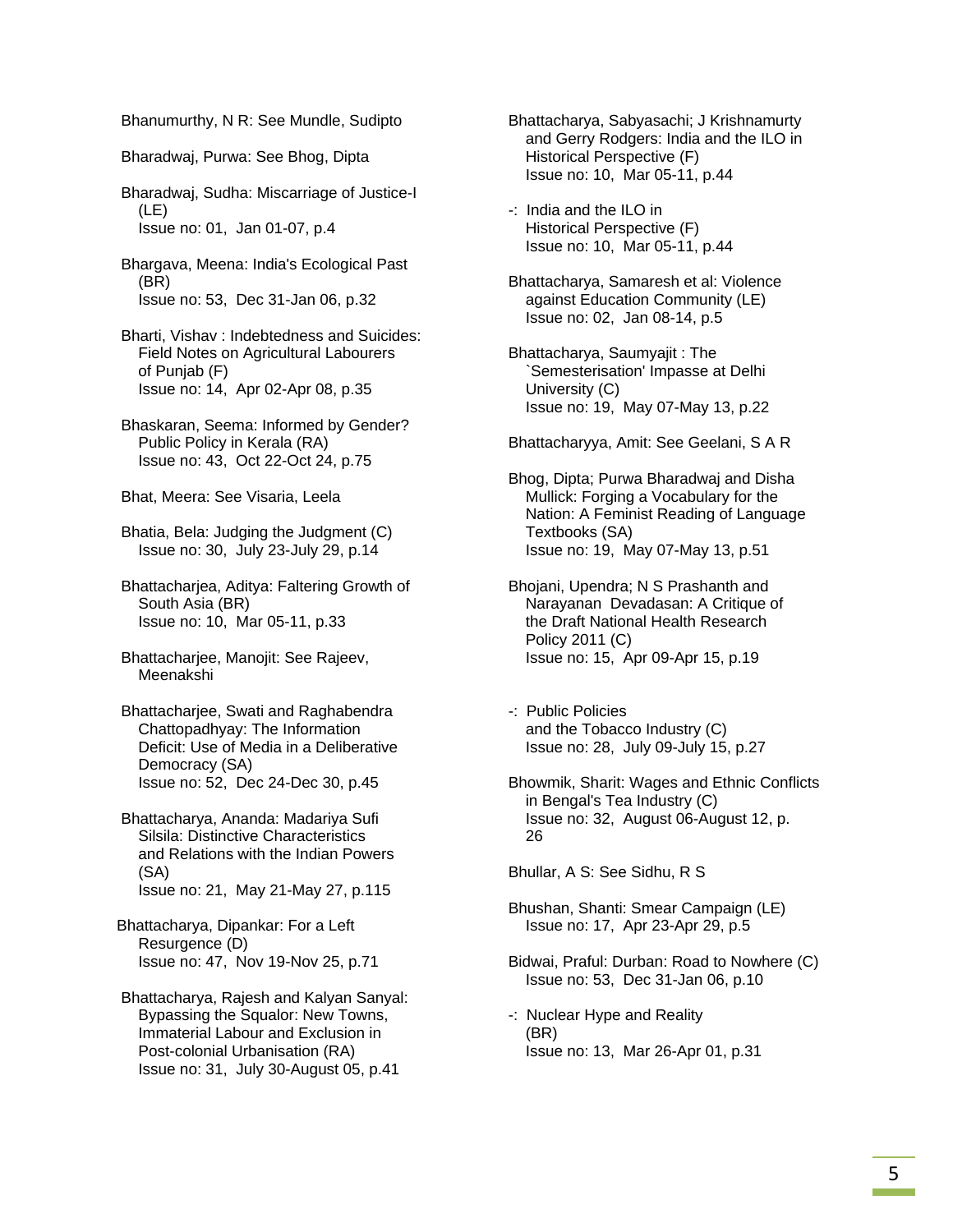Bhanumurthy, N R: See Mundle, Sudipto

Bharadwaj, Purwa: See Bhog, Dipta

Bharadwaj, Sudha: Miscarriage of Justice-I (LE)
Issue no: 01, Jan 01-07, p.4

Bhargava, Meena: India's Ecological Past (BR)
Issue no: 53, Dec 31-Jan 06, p.32

Bharti, Vishav : Indebtedness and Suicides: Field Notes on Agricultural Labourers of Punjab (F)
Issue no: 14, Apr 02-Apr 08, p.35

Bhaskaran, Seema: Informed by Gender? Public Policy in Kerala (RA)
Issue no: 43, Oct 22-Oct 24, p.75

Bhat, Meera: See Visaria, Leela

Bhatia, Bela: Judging the Judgment (C)
Issue no: 30, July 23-July 29, p.14

Bhattacharjea, Aditya: Faltering Growth of South Asia (BR)
Issue no: 10, Mar 05-11, p.33

Bhattacharjee, Manojit: See Rajeev, Meenakshi

Bhattacharjee, Swati and Raghabendra Chattopadhyay: The Information Deficit: Use of Media in a Deliberative Democracy (SA)
Issue no: 52, Dec 24-Dec 30, p.45

Bhattacharya, Ananda: Madariya Sufi Silsila: Distinctive Characteristics and Relations with the Indian Powers (SA)
Issue no: 21, May 21-May 27, p.115

Bhattacharya, Dipankar: For a Left Resurgence (D)
Issue no: 47, Nov 19-Nov 25, p.71

Bhattacharya, Rajesh and Kalyan Sanyal: Bypassing the Squalor: New Towns, Immaterial Labour and Exclusion in Post-colonial Urbanisation (RA)
Issue no: 31, July 30-August 05, p.41

Bhattacharya, Sabyasachi; J Krishnamurty and Gerry Rodgers: India and the ILO in Historical Perspective (F)
Issue no: 10, Mar 05-11, p.44

-: India and the ILO in Historical Perspective (F)
Issue no: 10, Mar 05-11, p.44

Bhattacharya, Samaresh et al: Violence against Education Community (LE)
Issue no: 02, Jan 08-14, p.5

Bhattacharya, Saumyajit : The `Semesterisation' Impasse at Delhi University (C)
Issue no: 19, May 07-May 13, p.22

Bhattacharyya, Amit: See Geelani, S A R

Bhog, Dipta; Purwa Bharadwaj and Disha Mullick: Forging a Vocabulary for the Nation: A Feminist Reading of Language Textbooks (SA)
Issue no: 19, May 07-May 13, p.51

Bhojani, Upendra; N S Prashanth and Narayanan Devadasan: A Critique of the Draft National Health Research Policy 2011 (C)
Issue no: 15, Apr 09-Apr 15, p.19

-: Public Policies and the Tobacco Industry (C)
Issue no: 28, July 09-July 15, p.27

Bhowmik, Sharit: Wages and Ethnic Conflicts in Bengal's Tea Industry (C)
Issue no: 32, August 06-August 12, p. 26

Bhullar, A S: See Sidhu, R S

Bhushan, Shanti: Smear Campaign (LE)
Issue no: 17, Apr 23-Apr 29, p.5

Bidwai, Praful: Durban: Road to Nowhere (C)
Issue no: 53, Dec 31-Jan 06, p.10

-: Nuclear Hype and Reality (BR)
Issue no: 13, Mar 26-Apr 01, p.31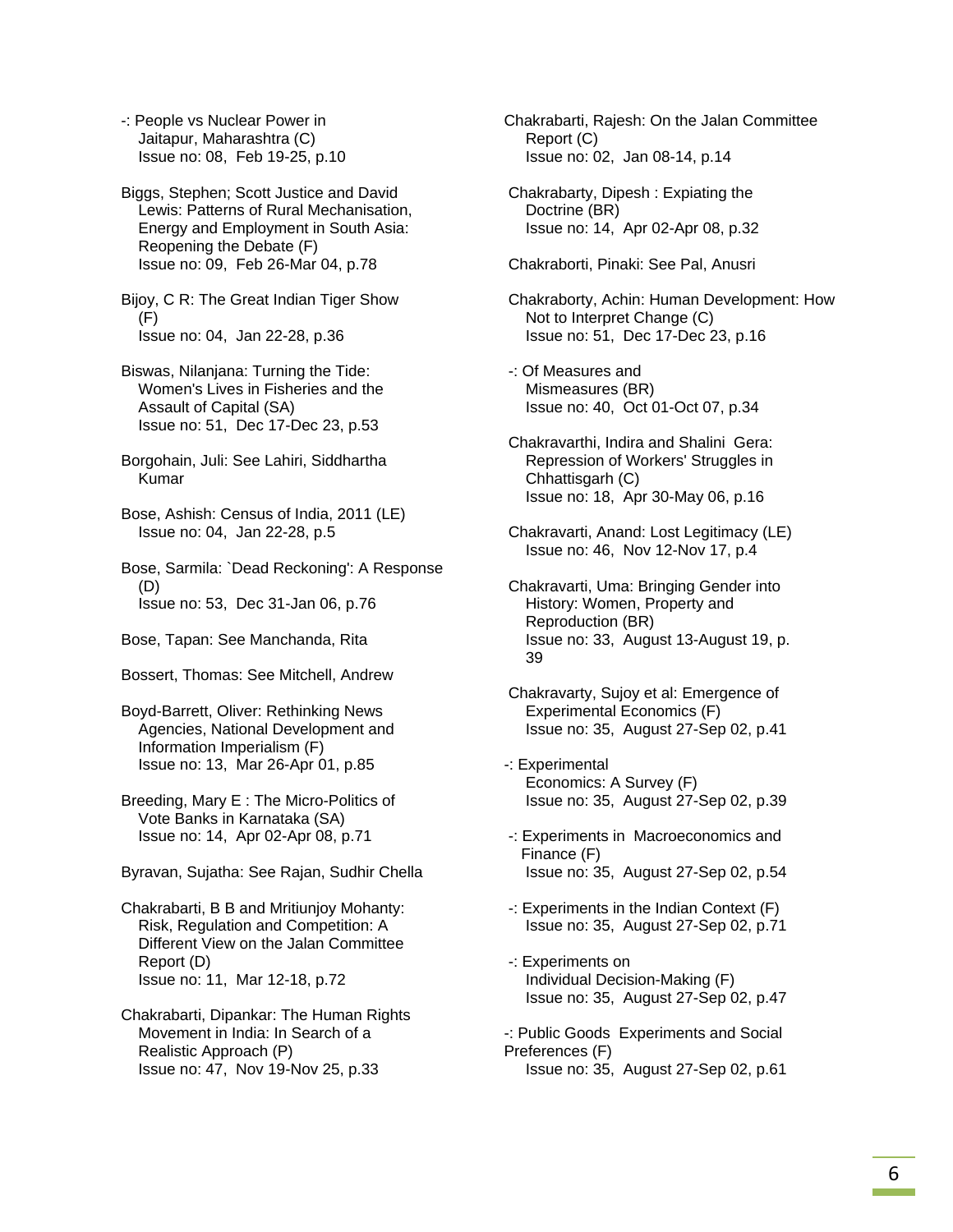-: People vs Nuclear Power in Jaitapur, Maharashtra (C)
Issue no: 08, Feb 19-25, p.10

Biggs, Stephen; Scott Justice and David Lewis: Patterns of Rural Mechanisation, Energy and Employment in South Asia: Reopening the Debate (F)
Issue no: 09, Feb 26-Mar 04, p.78

Bijoy, C R: The Great Indian Tiger Show (F)
Issue no: 04, Jan 22-28, p.36

Biswas, Nilanjana: Turning the Tide: Women's Lives in Fisheries and the Assault of Capital (SA)
Issue no: 51, Dec 17-Dec 23, p.53

Borgohain, Juli: See Lahiri, Siddhartha Kumar

Bose, Ashish: Census of India, 2011 (LE)
Issue no: 04, Jan 22-28, p.5

Bose, Sarmila: `Dead Reckoning': A Response (D)
Issue no: 53, Dec 31-Jan 06, p.76

Bose, Tapan: See Manchanda, Rita

Bossert, Thomas: See Mitchell, Andrew

Boyd-Barrett, Oliver: Rethinking News Agencies, National Development and Information Imperialism (F)
Issue no: 13, Mar 26-Apr 01, p.85

Breeding, Mary E : The Micro-Politics of Vote Banks in Karnataka (SA)
Issue no: 14, Apr 02-Apr 08, p.71

Byravan, Sujatha: See Rajan, Sudhir Chella

Chakrabarti, B B and Mritiunjoy Mohanty: Risk, Regulation and Competition: A Different View on the Jalan Committee Report (D)
Issue no: 11, Mar 12-18, p.72

Chakrabarti, Dipankar: The Human Rights Movement in India: In Search of a Realistic Approach (P)
Issue no: 47, Nov 19-Nov 25, p.33

Chakrabarti, Rajesh: On the Jalan Committee Report (C)
Issue no: 02, Jan 08-14, p.14

Chakrabarty, Dipesh : Expiating the Doctrine (BR)
Issue no: 14, Apr 02-Apr 08, p.32

Chakraborti, Pinaki: See Pal, Anusri

Chakraborty, Achin: Human Development: How Not to Interpret Change (C)
Issue no: 51, Dec 17-Dec 23, p.16

-: Of Measures and Mismeasures (BR)
Issue no: 40, Oct 01-Oct 07, p.34

Chakravarthi, Indira and Shalini Gera: Repression of Workers' Struggles in Chhattisgarh (C)
Issue no: 18, Apr 30-May 06, p.16

Chakravarti, Anand: Lost Legitimacy (LE)
Issue no: 46, Nov 12-Nov 17, p.4

Chakravarti, Uma: Bringing Gender into History: Women, Property and Reproduction (BR)
Issue no: 33, August 13-August 19, p. 39

Chakravarty, Sujoy et al: Emergence of Experimental Economics (F)
Issue no: 35, August 27-Sep 02, p.41

-: Experimental Economics: A Survey (F)
Issue no: 35, August 27-Sep 02, p.39

-: Experiments in Macroeconomics and Finance (F)
Issue no: 35, August 27-Sep 02, p.54

-: Experiments in the Indian Context (F)
Issue no: 35, August 27-Sep 02, p.71

-: Experiments on Individual Decision-Making (F)
Issue no: 35, August 27-Sep 02, p.47

-: Public Goods Experiments and Social Preferences (F)
Issue no: 35, August 27-Sep 02, p.61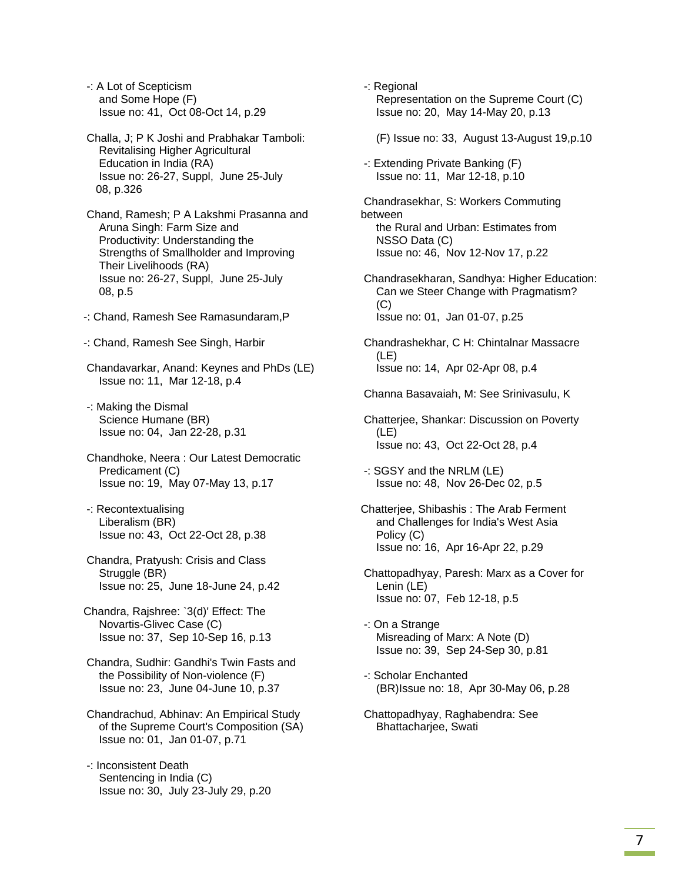-: A Lot of Scepticism
and Some Hope (F)
Issue no: 41, Oct 08-Oct 14, p.29

Challa, J; P K Joshi and Prabhakar Tamboli: Revitalising Higher Agricultural Education in India (RA)
Issue no: 26-27, Suppl, June 25-July 08, p.326

Chand, Ramesh; P A Lakshmi Prasanna and Aruna Singh: Farm Size and Productivity: Understanding the Strengths of Smallholder and Improving Their Livelihoods (RA)
Issue no: 26-27, Suppl, June 25-July 08, p.5

-: Chand, Ramesh See Ramasundaram,P

-: Chand, Ramesh See Singh, Harbir

Chandavarkar, Anand: Keynes and PhDs (LE)
Issue no: 11, Mar 12-18, p.4

-: Making the Dismal
Science Humane (BR)
Issue no: 04, Jan 22-28, p.31

Chandhoke, Neera : Our Latest Democratic Predicament (C)
Issue no: 19, May 07-May 13, p.17

-: Recontextualising
Liberalism (BR)
Issue no: 43, Oct 22-Oct 28, p.38

Chandra, Pratyush: Crisis and Class Struggle (BR)
Issue no: 25, June 18-June 24, p.42

Chandra, Rajshree: `3(d)' Effect: The Novartis-Glivec Case (C)
Issue no: 37, Sep 10-Sep 16, p.13

Chandra, Sudhir: Gandhi's Twin Fasts and the Possibility of Non-violence (F)
Issue no: 23, June 04-June 10, p.37

Chandrachud, Abhinav: An Empirical Study of the Supreme Court's Composition (SA)
Issue no: 01, Jan 01-07, p.71

-: Inconsistent Death
Sentencing in India (C)
Issue no: 30, July 23-July 29, p.20

-: Regional
Representation on the Supreme Court (C)
Issue no: 20, May 14-May 20, p.13

(F) Issue no: 33, August 13-August 19,p.10

-: Extending Private Banking (F)
Issue no: 11, Mar 12-18, p.10

Chandrasekhar, S: Workers Commuting between
the Rural and Urban: Estimates from NSSO Data (C)
Issue no: 46, Nov 12-Nov 17, p.22

Chandrasekharan, Sandhya: Higher Education: Can we Steer Change with Pragmatism? (C)
Issue no: 01, Jan 01-07, p.25

Chandrashekhar, C H: Chintalnar Massacre (LE)
Issue no: 14, Apr 02-Apr 08, p.4

Channa Basavaiah, M: See Srinivasulu, K

Chatterjee, Shankar: Discussion on Poverty (LE)
Issue no: 43, Oct 22-Oct 28, p.4

-: SGSY and the NRLM (LE)
Issue no: 48, Nov 26-Dec 02, p.5

Chatterjee, Shibashis : The Arab Ferment and Challenges for India's West Asia Policy (C)
Issue no: 16, Apr 16-Apr 22, p.29

Chattopadhyay, Paresh: Marx as a Cover for Lenin (LE)
Issue no: 07, Feb 12-18, p.5

-: On a Strange
Misreading of Marx: A Note (D)
Issue no: 39, Sep 24-Sep 30, p.81

-: Scholar Enchanted
(BR)Issue no: 18, Apr 30-May 06, p.28

Chattopadhyay, Raghabendra: See Bhattacharjee, Swati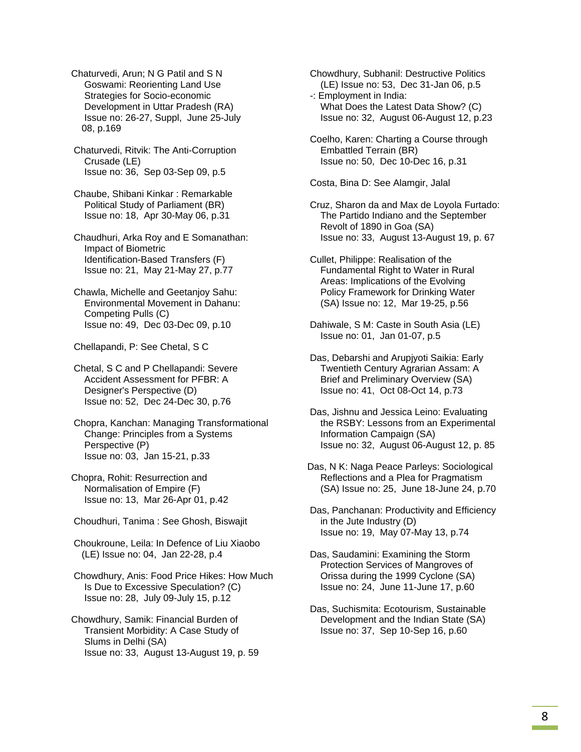Chaturvedi, Arun; N G Patil and S N Goswami: Reorienting Land Use Strategies for Socio-economic Development in Uttar Pradesh (RA) Issue no: 26-27, Suppl, June 25-July 08, p.169

Chaturvedi, Ritvik: The Anti-Corruption Crusade (LE) Issue no: 36, Sep 03-Sep 09, p.5

Chaube, Shibani Kinkar : Remarkable Political Study of Parliament (BR) Issue no: 18, Apr 30-May 06, p.31

Chaudhuri, Arka Roy and E Somanathan: Impact of Biometric Identification-Based Transfers (F) Issue no: 21, May 21-May 27, p.77

Chawla, Michelle and Geetanjoy Sahu: Environmental Movement in Dahanu: Competing Pulls (C) Issue no: 49, Dec 03-Dec 09, p.10

Chellapandi, P: See Chetal, S C

Chetal, S C and P Chellapandi: Severe Accident Assessment for PFBR: A Designer's Perspective (D) Issue no: 52, Dec 24-Dec 30, p.76

Chopra, Kanchan: Managing Transformational Change: Principles from a Systems Perspective (P) Issue no: 03, Jan 15-21, p.33

Chopra, Rohit: Resurrection and Normalisation of Empire (F) Issue no: 13, Mar 26-Apr 01, p.42

Choudhuri, Tanima : See Ghosh, Biswajit

Choukroune, Leila: In Defence of Liu Xiaobo (LE) Issue no: 04, Jan 22-28, p.4

Chowdhury, Anis: Food Price Hikes: How Much Is Due to Excessive Speculation? (C) Issue no: 28, July 09-July 15, p.12

Chowdhury, Samik: Financial Burden of Transient Morbidity: A Case Study of Slums in Delhi (SA) Issue no: 33, August 13-August 19, p. 59

Chowdhury, Subhanil: Destructive Politics (LE) Issue no: 53, Dec 31-Jan 06, p.5

-: Employment in India: What Does the Latest Data Show? (C) Issue no: 32, August 06-August 12, p.23

Coelho, Karen: Charting a Course through Embattled Terrain (BR) Issue no: 50, Dec 10-Dec 16, p.31

Costa, Bina D: See Alamgir, Jalal

Cruz, Sharon da and Max de Loyola Furtado: The Partido Indiano and the September Revolt of 1890 in Goa (SA) Issue no: 33, August 13-August 19, p. 67

Cullet, Philippe: Realisation of the Fundamental Right to Water in Rural Areas: Implications of the Evolving Policy Framework for Drinking Water (SA) Issue no: 12, Mar 19-25, p.56

Dahiwale, S M: Caste in South Asia (LE) Issue no: 01, Jan 01-07, p.5

Das, Debarshi and Arupjyoti Saikia: Early Twentieth Century Agrarian Assam: A Brief and Preliminary Overview (SA) Issue no: 41, Oct 08-Oct 14, p.73

Das, Jishnu and Jessica Leino: Evaluating the RSBY: Lessons from an Experimental Information Campaign (SA) Issue no: 32, August 06-August 12, p. 85

Das, N K: Naga Peace Parleys: Sociological Reflections and a Plea for Pragmatism (SA) Issue no: 25, June 18-June 24, p.70

Das, Panchanan: Productivity and Efficiency in the Jute Industry (D) Issue no: 19, May 07-May 13, p.74

Das, Saudamini: Examining the Storm Protection Services of Mangroves of Orissa during the 1999 Cyclone (SA) Issue no: 24, June 11-June 17, p.60

Das, Suchismita: Ecotourism, Sustainable Development and the Indian State (SA) Issue no: 37, Sep 10-Sep 16, p.60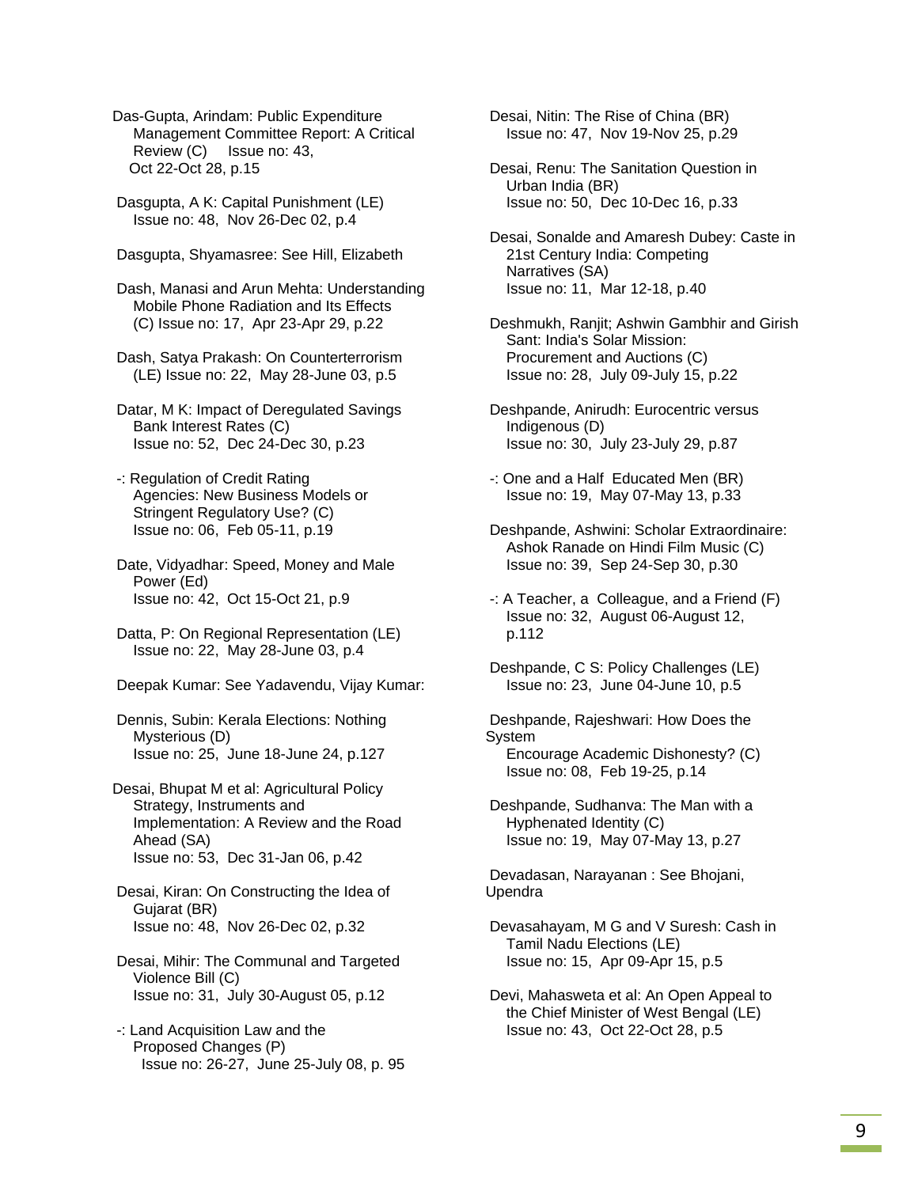Das-Gupta, Arindam: Public Expenditure Management Committee Report: A Critical Review (C) Issue no: 43, Oct 22-Oct 28, p.15

Dasgupta, A K: Capital Punishment (LE) Issue no: 48, Nov 26-Dec 02, p.4

Dasgupta, Shyamasree: See Hill, Elizabeth

Dash, Manasi and Arun Mehta: Understanding Mobile Phone Radiation and Its Effects (C) Issue no: 17, Apr 23-Apr 29, p.22

Dash, Satya Prakash: On Counterterrorism (LE) Issue no: 22, May 28-June 03, p.5

Datar, M K: Impact of Deregulated Savings Bank Interest Rates (C) Issue no: 52, Dec 24-Dec 30, p.23

-: Regulation of Credit Rating Agencies: New Business Models or Stringent Regulatory Use? (C) Issue no: 06, Feb 05-11, p.19

Date, Vidyadhar: Speed, Money and Male Power (Ed) Issue no: 42, Oct 15-Oct 21, p.9

Datta, P: On Regional Representation (LE) Issue no: 22, May 28-June 03, p.4

Deepak Kumar: See Yadavendu, Vijay Kumar:

Dennis, Subin: Kerala Elections: Nothing Mysterious (D) Issue no: 25, June 18-June 24, p.127

Desai, Bhupat M et al: Agricultural Policy Strategy, Instruments and Implementation: A Review and the Road Ahead (SA) Issue no: 53, Dec 31-Jan 06, p.42

Desai, Kiran: On Constructing the Idea of Gujarat (BR) Issue no: 48, Nov 26-Dec 02, p.32

Desai, Mihir: The Communal and Targeted Violence Bill (C) Issue no: 31, July 30-August 05, p.12

-: Land Acquisition Law and the Proposed Changes (P) Issue no: 26-27, June 25-July 08, p. 95

Desai, Nitin: The Rise of China (BR) Issue no: 47, Nov 19-Nov 25, p.29

Desai, Renu: The Sanitation Question in Urban India (BR) Issue no: 50, Dec 10-Dec 16, p.33

Desai, Sonalde and Amaresh Dubey: Caste in 21st Century India: Competing Narratives (SA) Issue no: 11, Mar 12-18, p.40

Deshmukh, Ranjit; Ashwin Gambhir and Girish Sant: India's Solar Mission: Procurement and Auctions (C) Issue no: 28, July 09-July 15, p.22

Deshpande, Anirudh: Eurocentric versus Indigenous (D) Issue no: 30, July 23-July 29, p.87

-: One and a Half Educated Men (BR) Issue no: 19, May 07-May 13, p.33

Deshpande, Ashwini: Scholar Extraordinaire: Ashok Ranade on Hindi Film Music (C) Issue no: 39, Sep 24-Sep 30, p.30

-: A Teacher, a Colleague, and a Friend (F) Issue no: 32, August 06-August 12, p.112

Deshpande, C S: Policy Challenges (LE) Issue no: 23, June 04-June 10, p.5

Deshpande, Rajeshwari: How Does the System Encourage Academic Dishonesty? (C) Issue no: 08, Feb 19-25, p.14

Deshpande, Sudhanva: The Man with a Hyphenated Identity (C) Issue no: 19, May 07-May 13, p.27

Devadasan, Narayanan : See Bhojani, Upendra

Devasahayam, M G and V Suresh: Cash in Tamil Nadu Elections (LE) Issue no: 15, Apr 09-Apr 15, p.5

Devi, Mahasweta et al: An Open Appeal to the Chief Minister of West Bengal (LE) Issue no: 43, Oct 22-Oct 28, p.5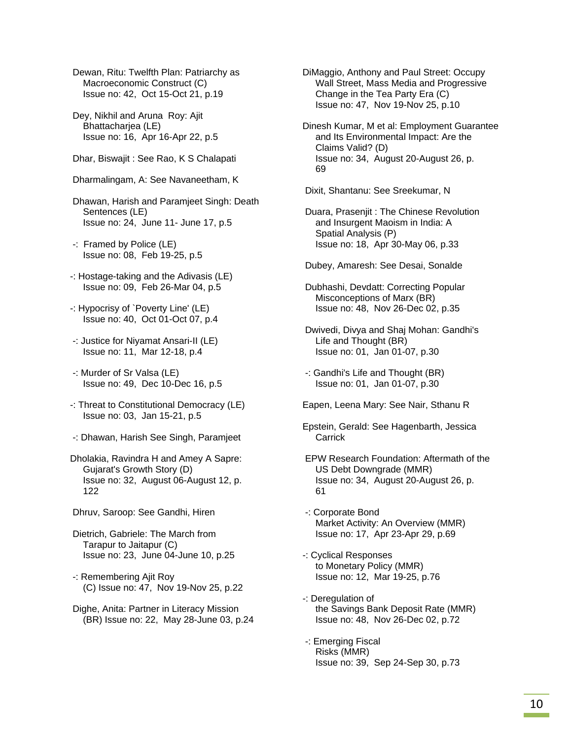Dewan, Ritu: Twelfth Plan: Patriarchy as Macroeconomic Construct (C)
Issue no: 42, Oct 15-Oct 21, p.19

Dey, Nikhil and Aruna Roy: Ajit Bhattacharjea (LE)
Issue no: 16, Apr 16-Apr 22, p.5

Dhar, Biswajit : See Rao, K S Chalapati

Dharmalingam, A: See Navaneetham, K

Dhawan, Harish and Paramjeet Singh: Death Sentences (LE)
Issue no: 24, June 11- June 17, p.5

-: Framed by Police (LE)
Issue no: 08, Feb 19-25, p.5

-: Hostage-taking and the Adivasis (LE)
Issue no: 09, Feb 26-Mar 04, p.5

-: Hypocrisy of `Poverty Line' (LE)
Issue no: 40, Oct 01-Oct 07, p.4

-: Justice for Niyamat Ansari-II (LE)
Issue no: 11, Mar 12-18, p.4

-: Murder of Sr Valsa (LE)
Issue no: 49, Dec 10-Dec 16, p.5

-: Threat to Constitutional Democracy (LE)
Issue no: 03, Jan 15-21, p.5

-: Dhawan, Harish See Singh, Paramjeet

Dholakia, Ravindra H and Amey A Sapre: Gujarat's Growth Story (D)
Issue no: 32, August 06-August 12, p. 122

Dhruv, Saroop: See Gandhi, Hiren

Dietrich, Gabriele: The March from Tarapur to Jaitapur (C)
Issue no: 23, June 04-June 10, p.25

-: Remembering Ajit Roy
(C) Issue no: 47, Nov 19-Nov 25, p.22

Dighe, Anita: Partner in Literacy Mission
(BR) Issue no: 22, May 28-June 03, p.24

DiMaggio, Anthony and Paul Street: Occupy Wall Street, Mass Media and Progressive Change in the Tea Party Era (C)
Issue no: 47, Nov 19-Nov 25, p.10

Dinesh Kumar, M et al: Employment Guarantee and Its Environmental Impact: Are the Claims Valid? (D)
Issue no: 34, August 20-August 26, p. 69

Dixit, Shantanu: See Sreekumar, N

Duara, Prasenjit : The Chinese Revolution and Insurgent Maoism in India: A Spatial Analysis (P)
Issue no: 18, Apr 30-May 06, p.33

Dubey, Amaresh: See Desai, Sonalde

Dubhashi, Devdatt: Correcting Popular Misconceptions of Marx (BR)
Issue no: 48, Nov 26-Dec 02, p.35

Dwivedi, Divya and Shaj Mohan: Gandhi's Life and Thought (BR)
Issue no: 01, Jan 01-07, p.30

-: Gandhi's Life and Thought (BR)
Issue no: 01, Jan 01-07, p.30

Eapen, Leena Mary: See Nair, Sthanu R

Epstein, Gerald: See Hagenbarth, Jessica Carrick

EPW Research Foundation: Aftermath of the US Debt Downgrade (MMR)
Issue no: 34, August 20-August 26, p. 61

-: Corporate Bond Market Activity: An Overview (MMR)
Issue no: 17, Apr 23-Apr 29, p.69

-: Cyclical Responses to Monetary Policy (MMR)
Issue no: 12, Mar 19-25, p.76

-: Deregulation of the Savings Bank Deposit Rate (MMR)
Issue no: 48, Nov 26-Dec 02, p.72

-: Emerging Fiscal Risks (MMR)
Issue no: 39, Sep 24-Sep 30, p.73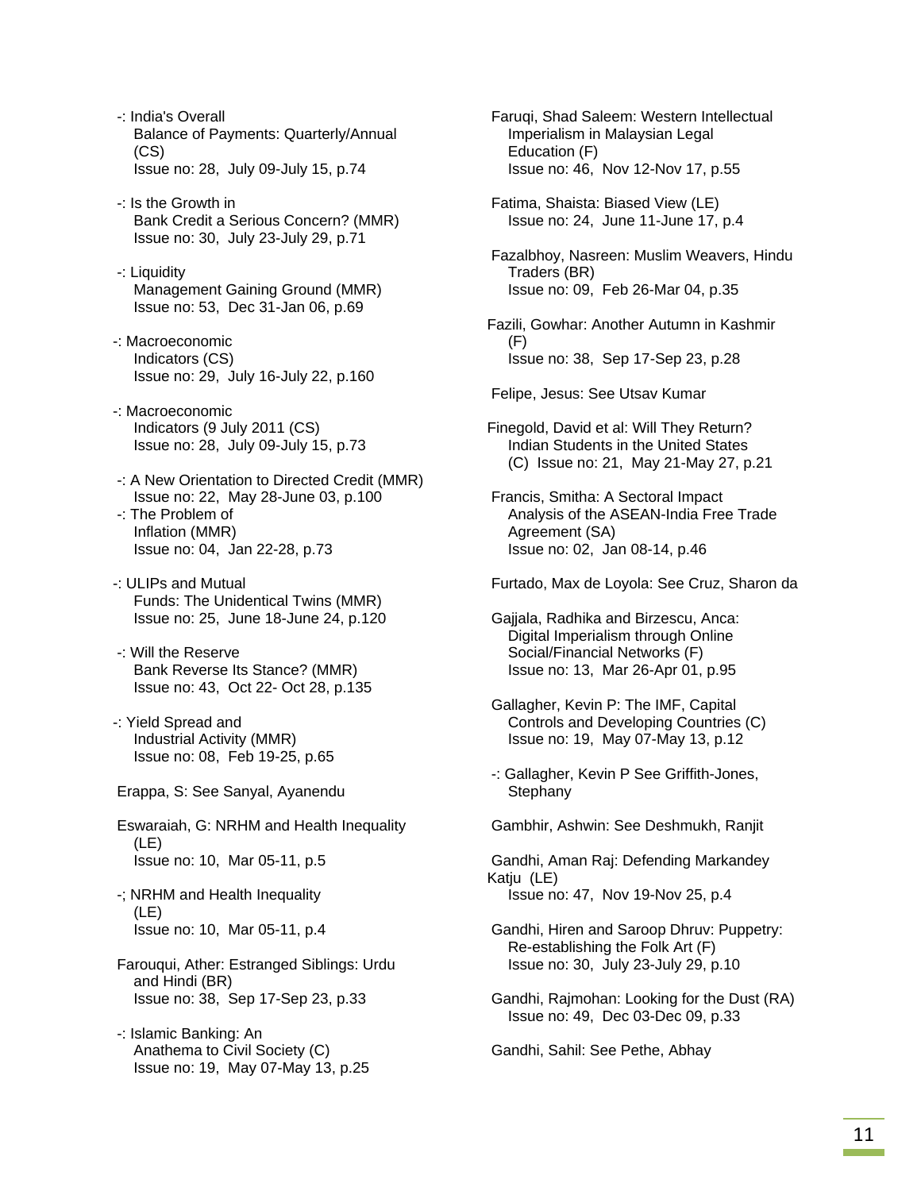-: India's Overall Balance of Payments: Quarterly/Annual (CS)
Issue no: 28, July 09-July 15, p.74

-: Is the Growth in Bank Credit a Serious Concern? (MMR)
Issue no: 30, July 23-July 29, p.71

-: Liquidity Management Gaining Ground (MMR)
Issue no: 53, Dec 31-Jan 06, p.69

-: Macroeconomic Indicators (CS)
Issue no: 29, July 16-July 22, p.160

-: Macroeconomic Indicators (9 July 2011 (CS)
Issue no: 28, July 09-July 15, p.73

-: A New Orientation to Directed Credit (MMR)
Issue no: 22, May 28-June 03, p.100

-: The Problem of Inflation (MMR)
Issue no: 04, Jan 22-28, p.73

-: ULIPs and Mutual Funds: The Unidentical Twins (MMR)
Issue no: 25, June 18-June 24, p.120

-: Will the Reserve Bank Reverse Its Stance? (MMR)
Issue no: 43, Oct 22- Oct 28, p.135

-: Yield Spread and Industrial Activity (MMR)
Issue no: 08, Feb 19-25, p.65

Erappa, S: See Sanyal, Ayanendu

Eswaraiah, G: NRHM and Health Inequality (LE)
Issue no: 10, Mar 05-11, p.5

-; NRHM and Health Inequality (LE)
Issue no: 10, Mar 05-11, p.4

Farouqui, Ather: Estranged Siblings: Urdu and Hindi (BR)
Issue no: 38, Sep 17-Sep 23, p.33

-: Islamic Banking: An Anathema to Civil Society (C)
Issue no: 19, May 07-May 13, p.25

Faruqi, Shad Saleem: Western Intellectual Imperialism in Malaysian Legal Education (F)
Issue no: 46, Nov 12-Nov 17, p.55

Fatima, Shaista: Biased View (LE)
Issue no: 24, June 11-June 17, p.4

Fazalbhoy, Nasreen: Muslim Weavers, Hindu Traders (BR)
Issue no: 09, Feb 26-Mar 04, p.35

Fazili, Gowhar: Another Autumn in Kashmir (F)
Issue no: 38, Sep 17-Sep 23, p.28

Felipe, Jesus: See Utsav Kumar

Finegold, David et al: Will They Return? Indian Students in the United States (C) Issue no: 21, May 21-May 27, p.21

Francis, Smitha: A Sectoral Impact Analysis of the ASEAN-India Free Trade Agreement (SA)
Issue no: 02, Jan 08-14, p.46

Furtado, Max de Loyola: See Cruz, Sharon da

Gajjala, Radhika and Birzescu, Anca: Digital Imperialism through Online Social/Financial Networks (F)
Issue no: 13, Mar 26-Apr 01, p.95

Gallagher, Kevin P: The IMF, Capital Controls and Developing Countries (C)
Issue no: 19, May 07-May 13, p.12

-: Gallagher, Kevin P See Griffith-Jones, Stephany

Gambhir, Ashwin: See Deshmukh, Ranjit

Gandhi, Aman Raj: Defending Markandey Katju (LE)
Issue no: 47, Nov 19-Nov 25, p.4

Gandhi, Hiren and Saroop Dhruv: Puppetry: Re-establishing the Folk Art (F)
Issue no: 30, July 23-July 29, p.10

Gandhi, Rajmohan: Looking for the Dust (RA)
Issue no: 49, Dec 03-Dec 09, p.33

Gandhi, Sahil: See Pethe, Abhay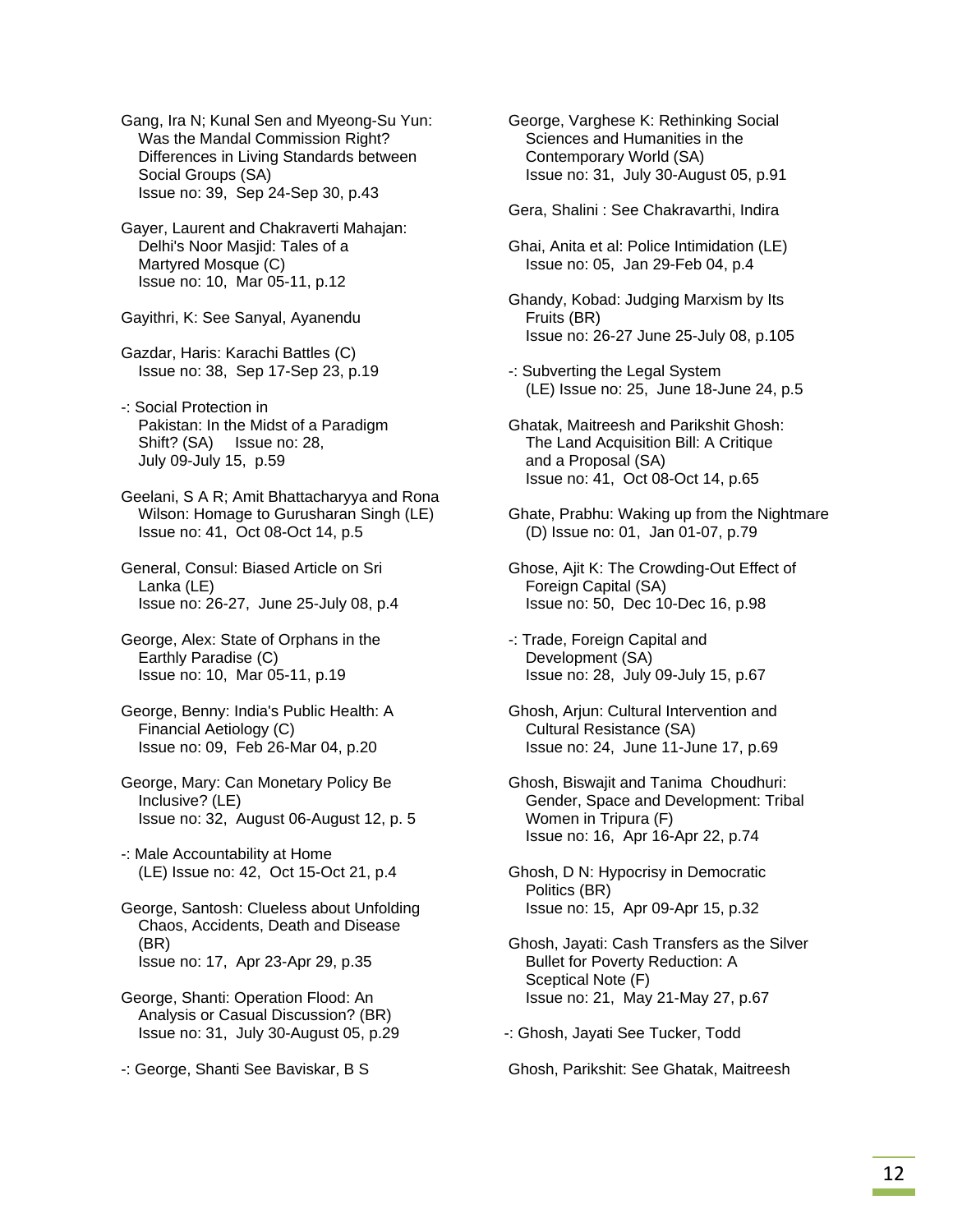Gang, Ira N; Kunal Sen and Myeong-Su Yun: Was the Mandal Commission Right? Differences in Living Standards between Social Groups (SA)
Issue no: 39, Sep 24-Sep 30, p.43

Gayer, Laurent and Chakraverti Mahajan: Delhi's Noor Masjid: Tales of a Martyred Mosque (C)
Issue no: 10, Mar 05-11, p.12

Gayithri, K: See Sanyal, Ayanendu

Gazdar, Haris: Karachi Battles (C)
Issue no: 38, Sep 17-Sep 23, p.19

-: Social Protection in Pakistan: In the Midst of a Paradigm Shift? (SA) Issue no: 28, July 09-July 15, p.59

Geelani, S A R; Amit Bhattacharyya and Rona Wilson: Homage to Gurusharan Singh (LE)
Issue no: 41, Oct 08-Oct 14, p.5

General, Consul: Biased Article on Sri Lanka (LE)
Issue no: 26-27, June 25-July 08, p.4

George, Alex: State of Orphans in the Earthly Paradise (C)
Issue no: 10, Mar 05-11, p.19

George, Benny: India's Public Health: A Financial Aetiology (C)
Issue no: 09, Feb 26-Mar 04, p.20

George, Mary: Can Monetary Policy Be Inclusive? (LE)
Issue no: 32, August 06-August 12, p. 5

-: Male Accountability at Home (LE) Issue no: 42, Oct 15-Oct 21, p.4

George, Santosh: Clueless about Unfolding Chaos, Accidents, Death and Disease (BR)
Issue no: 17, Apr 23-Apr 29, p.35

George, Shanti: Operation Flood: An Analysis or Casual Discussion? (BR)
Issue no: 31, July 30-August 05, p.29

-: George, Shanti See Baviskar, B S

George, Varghese K: Rethinking Social Sciences and Humanities in the Contemporary World (SA)
Issue no: 31, July 30-August 05, p.91

Gera, Shalini : See Chakravarthi, Indira

Ghai, Anita et al: Police Intimidation (LE)
Issue no: 05, Jan 29-Feb 04, p.4

Ghandy, Kobad: Judging Marxism by Its Fruits (BR)
Issue no: 26-27 June 25-July 08, p.105

-: Subverting the Legal System (LE) Issue no: 25, June 18-June 24, p.5

Ghatak, Maitreesh and Parikshit Ghosh: The Land Acquisition Bill: A Critique and a Proposal (SA)
Issue no: 41, Oct 08-Oct 14, p.65

Ghate, Prabhu: Waking up from the Nightmare (D) Issue no: 01, Jan 01-07, p.79

Ghose, Ajit K: The Crowding-Out Effect of Foreign Capital (SA)
Issue no: 50, Dec 10-Dec 16, p.98

-: Trade, Foreign Capital and Development (SA)
Issue no: 28, July 09-July 15, p.67

Ghosh, Arjun: Cultural Intervention and Cultural Resistance (SA)
Issue no: 24, June 11-June 17, p.69

Ghosh, Biswajit and Tanima Choudhuri: Gender, Space and Development: Tribal Women in Tripura (F)
Issue no: 16, Apr 16-Apr 22, p.74

Ghosh, D N: Hypocrisy in Democratic Politics (BR)
Issue no: 15, Apr 09-Apr 15, p.32

Ghosh, Jayati: Cash Transfers as the Silver Bullet for Poverty Reduction: A Sceptical Note (F)
Issue no: 21, May 21-May 27, p.67

-: Ghosh, Jayati See Tucker, Todd

Ghosh, Parikshit: See Ghatak, Maitreesh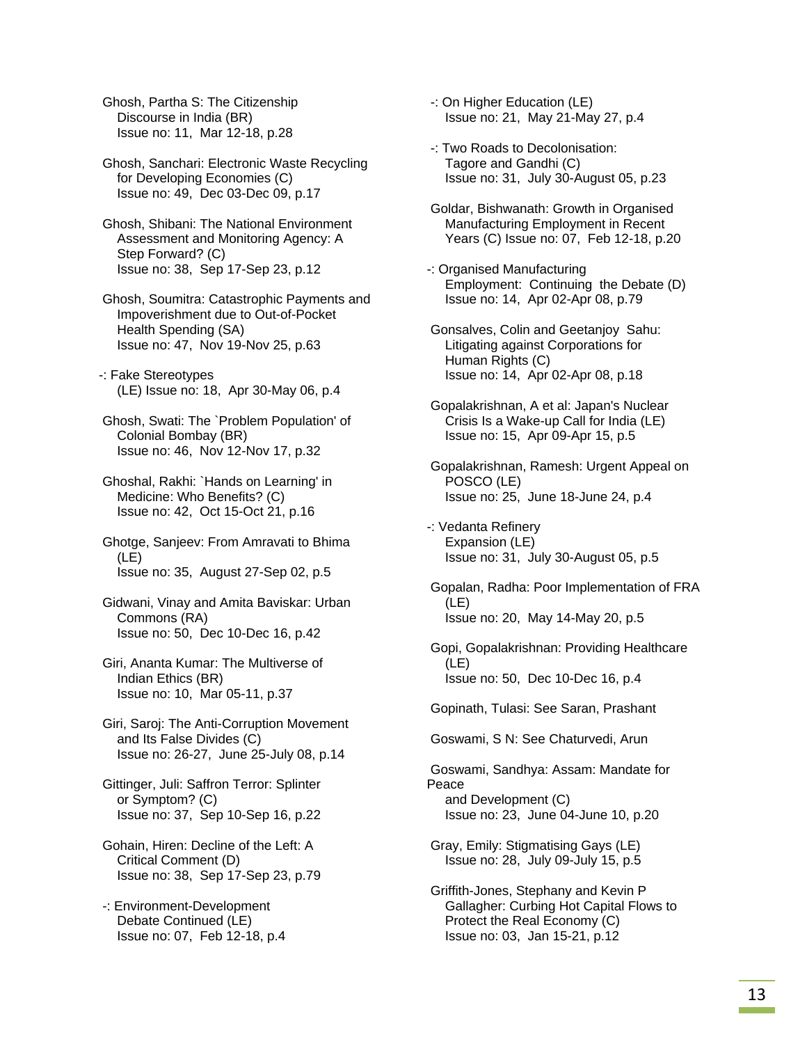Ghosh, Partha S: The Citizenship Discourse in India (BR)
Issue no: 11, Mar 12-18, p.28

Ghosh, Sanchari: Electronic Waste Recycling for Developing Economies (C)
Issue no: 49, Dec 03-Dec 09, p.17

Ghosh, Shibani: The National Environment Assessment and Monitoring Agency: A Step Forward? (C)
Issue no: 38, Sep 17-Sep 23, p.12

Ghosh, Soumitra: Catastrophic Payments and Impoverishment due to Out-of-Pocket Health Spending (SA)
Issue no: 47, Nov 19-Nov 25, p.63

-: Fake Stereotypes
(LE) Issue no: 18, Apr 30-May 06, p.4

Ghosh, Swati: The `Problem Population' of Colonial Bombay (BR)
Issue no: 46, Nov 12-Nov 17, p.32

Ghoshal, Rakhi: `Hands on Learning' in Medicine: Who Benefits? (C)
Issue no: 42, Oct 15-Oct 21, p.16

Ghotge, Sanjeev: From Amravati to Bhima (LE)
Issue no: 35, August 27-Sep 02, p.5

Gidwani, Vinay and Amita Baviskar: Urban Commons (RA)
Issue no: 50, Dec 10-Dec 16, p.42

Giri, Ananta Kumar: The Multiverse of Indian Ethics (BR)
Issue no: 10, Mar 05-11, p.37

Giri, Saroj: The Anti-Corruption Movement and Its False Divides (C)
Issue no: 26-27, June 25-July 08, p.14

Gittinger, Juli: Saffron Terror: Splinter or Symptom? (C)
Issue no: 37, Sep 10-Sep 16, p.22

Gohain, Hiren: Decline of the Left: A Critical Comment (D)
Issue no: 38, Sep 17-Sep 23, p.79

-: Environment-Development Debate Continued (LE)
Issue no: 07, Feb 12-18, p.4

-: On Higher Education (LE)
Issue no: 21, May 21-May 27, p.4

-: Two Roads to Decolonisation: Tagore and Gandhi (C)
Issue no: 31, July 30-August 05, p.23

Goldar, Bishwanath: Growth in Organised Manufacturing Employment in Recent Years (C) Issue no: 07, Feb 12-18, p.20

-: Organised Manufacturing Employment: Continuing the Debate (D)
Issue no: 14, Apr 02-Apr 08, p.79

Gonsalves, Colin and Geetanjoy Sahu: Litigating against Corporations for Human Rights (C)
Issue no: 14, Apr 02-Apr 08, p.18

Gopalakrishnan, A et al: Japan's Nuclear Crisis Is a Wake-up Call for India (LE)
Issue no: 15, Apr 09-Apr 15, p.5

Gopalakrishnan, Ramesh: Urgent Appeal on POSCO (LE)
Issue no: 25, June 18-June 24, p.4

-: Vedanta Refinery Expansion (LE)
Issue no: 31, July 30-August 05, p.5

Gopalan, Radha: Poor Implementation of FRA (LE)
Issue no: 20, May 14-May 20, p.5

Gopi, Gopalakrishnan: Providing Healthcare (LE)
Issue no: 50, Dec 10-Dec 16, p.4

Gopinath, Tulasi: See Saran, Prashant

Goswami, S N: See Chaturvedi, Arun

Goswami, Sandhya: Assam: Mandate for Peace and Development (C)
Issue no: 23, June 04-June 10, p.20

Gray, Emily: Stigmatising Gays (LE)
Issue no: 28, July 09-July 15, p.5

Griffith-Jones, Stephany and Kevin P Gallagher: Curbing Hot Capital Flows to Protect the Real Economy (C)
Issue no: 03, Jan 15-21, p.12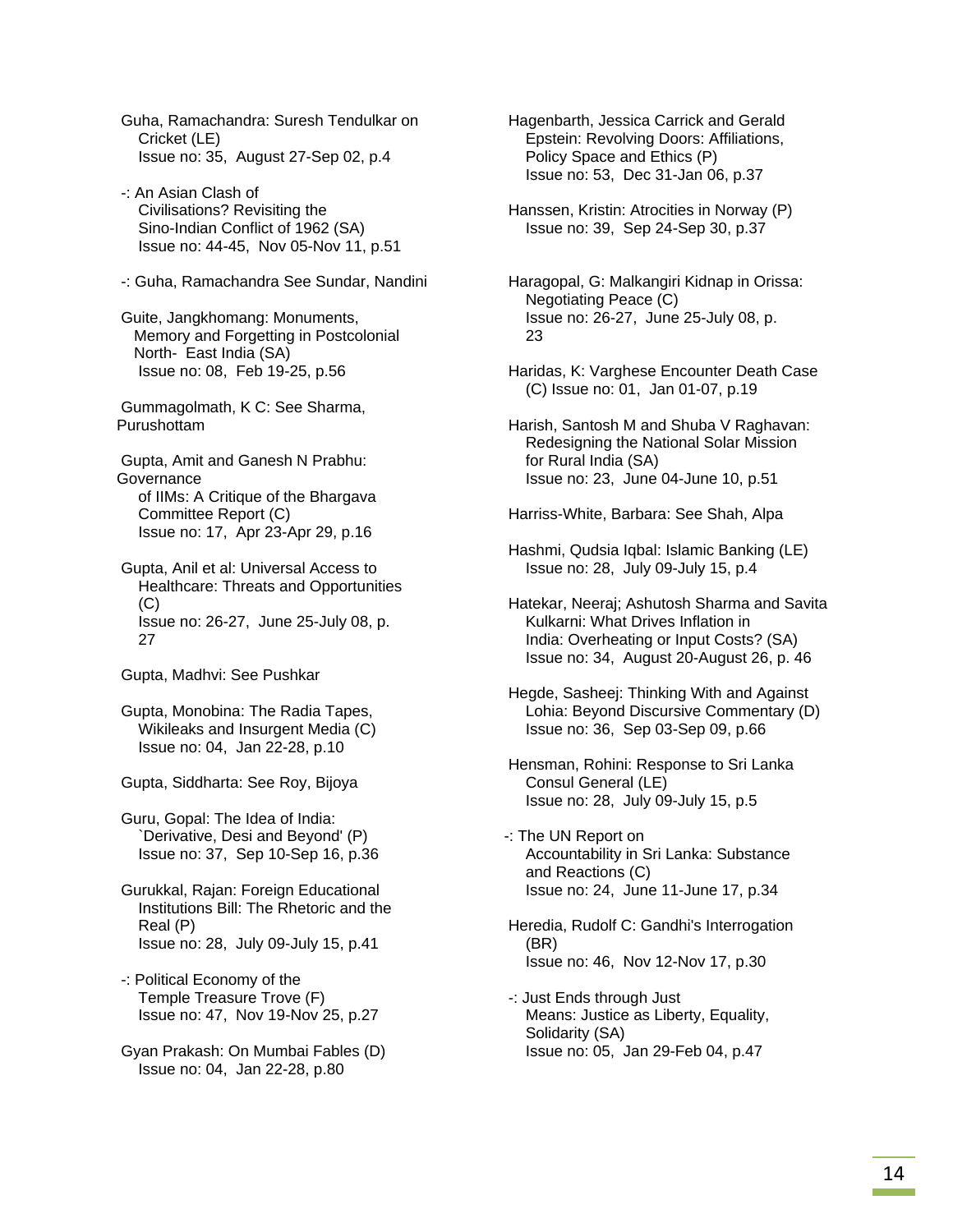Guha, Ramachandra: Suresh Tendulkar on Cricket (LE)
Issue no: 35, August 27-Sep 02, p.4

-: An Asian Clash of Civilisations? Revisiting the Sino-Indian Conflict of 1962 (SA)
Issue no: 44-45, Nov 05-Nov 11, p.51

-: Guha, Ramachandra See Sundar, Nandini

Guite, Jangkhomang: Monuments, Memory and Forgetting in Postcolonial North- East India (SA)
Issue no: 08, Feb 19-25, p.56

Gummagolmath, K C: See Sharma, Purushottam

Gupta, Amit and Ganesh N Prabhu: Governance of IIMs: A Critique of the Bhargava Committee Report (C)
Issue no: 17, Apr 23-Apr 29, p.16

Gupta, Anil et al: Universal Access to Healthcare: Threats and Opportunities (C)
Issue no: 26-27, June 25-July 08, p. 27

Gupta, Madhvi: See Pushkar

Gupta, Monobina: The Radia Tapes, Wikileaks and Insurgent Media (C)
Issue no: 04, Jan 22-28, p.10

Gupta, Siddharta: See Roy, Bijoya

Guru, Gopal: The Idea of India: `Derivative, Desi and Beyond' (P)
Issue no: 37, Sep 10-Sep 16, p.36

Gurukkal, Rajan: Foreign Educational Institutions Bill: The Rhetoric and the Real (P)
Issue no: 28, July 09-July 15, p.41

-: Political Economy of the Temple Treasure Trove (F)
Issue no: 47, Nov 19-Nov 25, p.27

Gyan Prakash: On Mumbai Fables (D)
Issue no: 04, Jan 22-28, p.80

Hagenbarth, Jessica Carrick and Gerald Epstein: Revolving Doors: Affiliations, Policy Space and Ethics (P)
Issue no: 53, Dec 31-Jan 06, p.37

Hanssen, Kristin: Atrocities in Norway (P)
Issue no: 39, Sep 24-Sep 30, p.37

Haragopal, G: Malkangiri Kidnap in Orissa: Negotiating Peace (C)
Issue no: 26-27, June 25-July 08, p. 23

Haridas, K: Varghese Encounter Death Case (C) Issue no: 01, Jan 01-07, p.19

Harish, Santosh M and Shuba V Raghavan: Redesigning the National Solar Mission for Rural India (SA)
Issue no: 23, June 04-June 10, p.51

Harriss-White, Barbara: See Shah, Alpa

Hashmi, Qudsia Iqbal: Islamic Banking (LE)
Issue no: 28, July 09-July 15, p.4

Hatekar, Neeraj; Ashutosh Sharma and Savita Kulkarni: What Drives Inflation in India: Overheating or Input Costs? (SA)
Issue no: 34, August 20-August 26, p. 46

Hegde, Sasheej: Thinking With and Against Lohia: Beyond Discursive Commentary (D)
Issue no: 36, Sep 03-Sep 09, p.66

Hensman, Rohini: Response to Sri Lanka Consul General (LE)
Issue no: 28, July 09-July 15, p.5

-: The UN Report on Accountability in Sri Lanka: Substance and Reactions (C)
Issue no: 24, June 11-June 17, p.34

Heredia, Rudolf C: Gandhi's Interrogation (BR)
Issue no: 46, Nov 12-Nov 17, p.30

-: Just Ends through Just Means: Justice as Liberty, Equality, Solidarity (SA)
Issue no: 05, Jan 29-Feb 04, p.47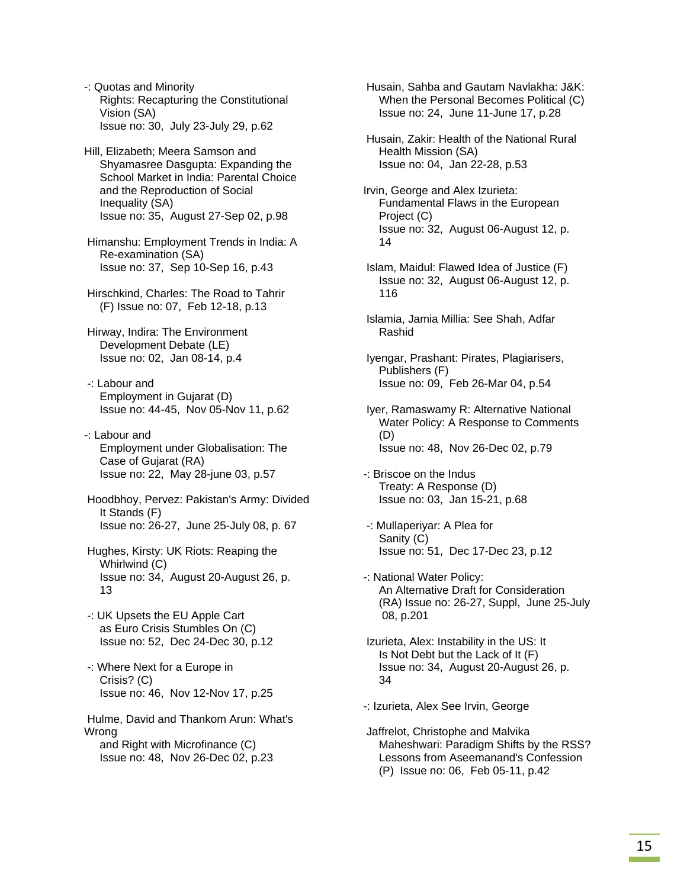-: Quotas and Minority Rights: Recapturing the Constitutional Vision (SA)
Issue no: 30, July 23-July 29, p.62

Hill, Elizabeth; Meera Samson and Shyamasree Dasgupta: Expanding the School Market in India: Parental Choice and the Reproduction of Social Inequality (SA)
Issue no: 35, August 27-Sep 02, p.98

Himanshu: Employment Trends in India: A Re-examination (SA)
Issue no: 37, Sep 10-Sep 16, p.43

Hirschkind, Charles: The Road to Tahrir (F) Issue no: 07, Feb 12-18, p.13

Hirway, Indira: The Environment Development Debate (LE)
Issue no: 02, Jan 08-14, p.4

-: Labour and Employment in Gujarat (D)
Issue no: 44-45, Nov 05-Nov 11, p.62

-: Labour and Employment under Globalisation: The Case of Gujarat (RA)
Issue no: 22, May 28-june 03, p.57

Hoodbhoy, Pervez: Pakistan's Army: Divided It Stands (F)
Issue no: 26-27, June 25-July 08, p. 67

Hughes, Kirsty: UK Riots: Reaping the Whirlwind (C)
Issue no: 34, August 20-August 26, p. 13

-: UK Upsets the EU Apple Cart as Euro Crisis Stumbles On (C)
Issue no: 52, Dec 24-Dec 30, p.12

-: Where Next for a Europe in Crisis? (C)
Issue no: 46, Nov 12-Nov 17, p.25

Hulme, David and Thankom Arun: What's Wrong and Right with Microfinance (C)
Issue no: 48, Nov 26-Dec 02, p.23

Husain, Sahba and Gautam Navlakha: J&K: When the Personal Becomes Political (C)
Issue no: 24, June 11-June 17, p.28

Husain, Zakir: Health of the National Rural Health Mission (SA)
Issue no: 04, Jan 22-28, p.53

Irvin, George and Alex Izurieta: Fundamental Flaws in the European Project (C)
Issue no: 32, August 06-August 12, p. 14

Islam, Maidul: Flawed Idea of Justice (F)
Issue no: 32, August 06-August 12, p. 116

Islamia, Jamia Millia: See Shah, Adfar Rashid

Iyengar, Prashant: Pirates, Plagiarisers, Publishers (F)
Issue no: 09, Feb 26-Mar 04, p.54

Iyer, Ramaswamy R: Alternative National Water Policy: A Response to Comments (D)
Issue no: 48, Nov 26-Dec 02, p.79

-: Briscoe on the Indus Treaty: A Response (D)
Issue no: 03, Jan 15-21, p.68

-: Mullaperiyar: A Plea for Sanity (C)
Issue no: 51, Dec 17-Dec 23, p.12

-: National Water Policy: An Alternative Draft for Consideration (RA) Issue no: 26-27, Suppl, June 25-July 08, p.201

Izurieta, Alex: Instability in the US: It Is Not Debt but the Lack of It (F)
Issue no: 34, August 20-August 26, p. 34

-: Izurieta, Alex See Irvin, George

Jaffrelot, Christophe and Malvika Maheshwari: Paradigm Shifts by the RSS? Lessons from Aseemanand's Confession (P) Issue no: 06, Feb 05-11, p.42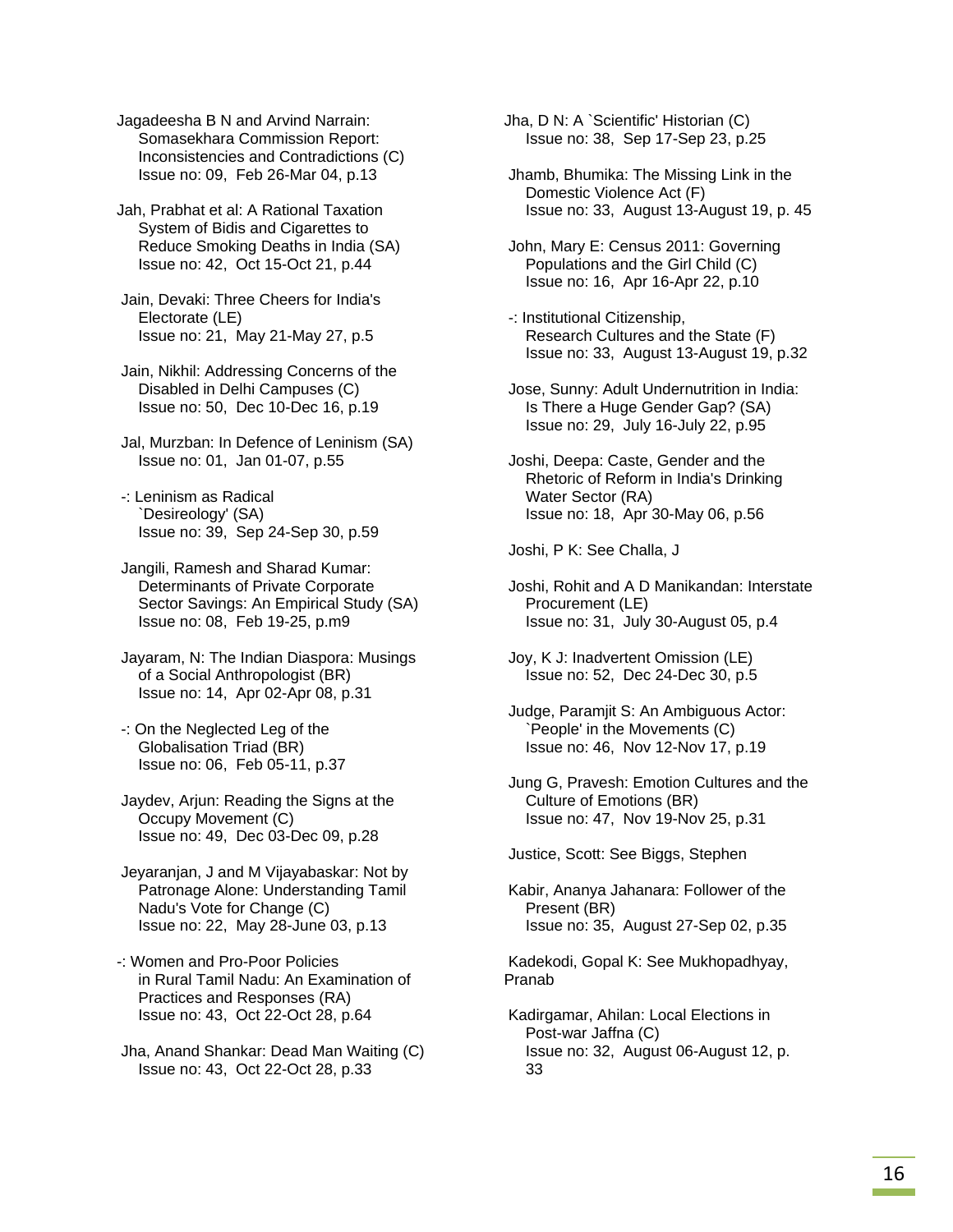Jagadeesha B N and Arvind Narrain: Somasekhara Commission Report: Inconsistencies and Contradictions (C)
Issue no: 09, Feb 26-Mar 04, p.13

Jah, Prabhat et al: A Rational Taxation System of Bidis and Cigarettes to Reduce Smoking Deaths in India (SA)
Issue no: 42, Oct 15-Oct 21, p.44

Jain, Devaki: Three Cheers for India's Electorate (LE)
Issue no: 21, May 21-May 27, p.5

Jain, Nikhil: Addressing Concerns of the Disabled in Delhi Campuses (C)
Issue no: 50, Dec 10-Dec 16, p.19

Jal, Murzban: In Defence of Leninism (SA)
Issue no: 01, Jan 01-07, p.55

-: Leninism as Radical `Desireology' (SA)
Issue no: 39, Sep 24-Sep 30, p.59

Jangili, Ramesh and Sharad Kumar: Determinants of Private Corporate Sector Savings: An Empirical Study (SA)
Issue no: 08, Feb 19-25, p.m9

Jayaram, N: The Indian Diaspora: Musings of a Social Anthropologist (BR)
Issue no: 14, Apr 02-Apr 08, p.31

-: On the Neglected Leg of the Globalisation Triad (BR)
Issue no: 06, Feb 05-11, p.37

Jaydev, Arjun: Reading the Signs at the Occupy Movement (C)
Issue no: 49, Dec 03-Dec 09, p.28

Jeyaranjan, J and M Vijayabaskar: Not by Patronage Alone: Understanding Tamil Nadu's Vote for Change (C)
Issue no: 22, May 28-June 03, p.13

-: Women and Pro-Poor Policies in Rural Tamil Nadu: An Examination of Practices and Responses (RA)
Issue no: 43, Oct 22-Oct 28, p.64

Jha, Anand Shankar: Dead Man Waiting (C)
Issue no: 43, Oct 22-Oct 28, p.33

Jha, D N: A `Scientific' Historian (C)
Issue no: 38, Sep 17-Sep 23, p.25

Jhamb, Bhumika: The Missing Link in the Domestic Violence Act (F)
Issue no: 33, August 13-August 19, p. 45

John, Mary E: Census 2011: Governing Populations and the Girl Child (C)
Issue no: 16, Apr 16-Apr 22, p.10

-: Institutional Citizenship, Research Cultures and the State (F)
Issue no: 33, August 13-August 19, p.32

Jose, Sunny: Adult Undernutrition in India: Is There a Huge Gender Gap? (SA)
Issue no: 29, July 16-July 22, p.95

Joshi, Deepa: Caste, Gender and the Rhetoric of Reform in India's Drinking Water Sector (RA)
Issue no: 18, Apr 30-May 06, p.56

Joshi, P K: See Challa, J

Joshi, Rohit and A D Manikandan: Interstate Procurement (LE)
Issue no: 31, July 30-August 05, p.4

Joy, K J: Inadvertent Omission (LE)
Issue no: 52, Dec 24-Dec 30, p.5

Judge, Paramjit S: An Ambiguous Actor: `People' in the Movements (C)
Issue no: 46, Nov 12-Nov 17, p.19

Jung G, Pravesh: Emotion Cultures and the Culture of Emotions (BR)
Issue no: 47, Nov 19-Nov 25, p.31

Justice, Scott: See Biggs, Stephen

Kabir, Ananya Jahanara: Follower of the Present (BR)
Issue no: 35, August 27-Sep 02, p.35

Kadekodi, Gopal K: See Mukhopadhyay, Pranab

Kadirgamar, Ahilan: Local Elections in Post-war Jaffna (C)
Issue no: 32, August 06-August 12, p. 33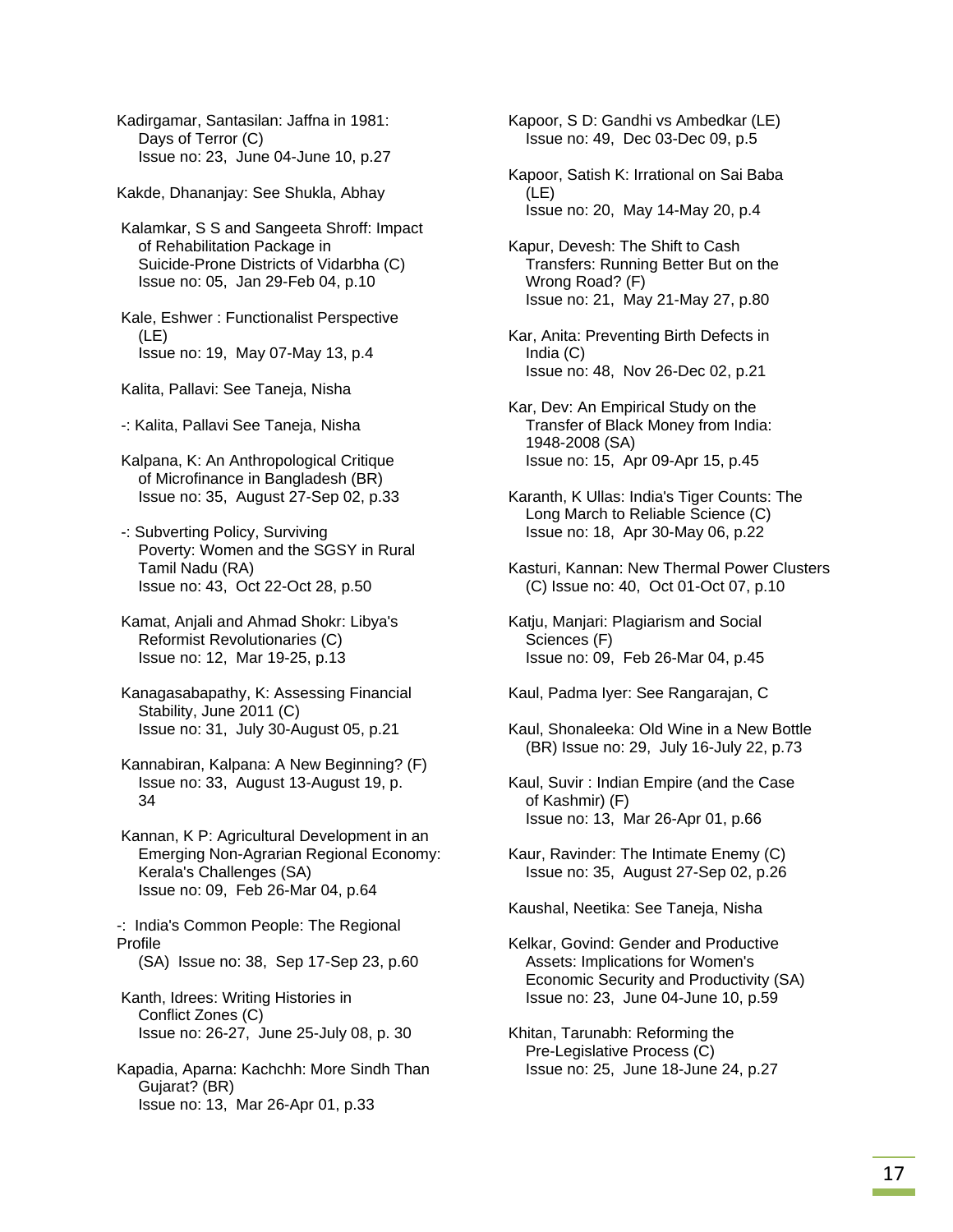Kadirgamar, Santasilan: Jaffna in 1981: Days of Terror (C)
Issue no: 23, June 04-June 10, p.27

Kakde, Dhananjay: See Shukla, Abhay

Kalamkar, S S and Sangeeta Shroff: Impact of Rehabilitation Package in Suicide-Prone Districts of Vidarbha (C)
Issue no: 05, Jan 29-Feb 04, p.10

Kale, Eshwer : Functionalist Perspective (LE)
Issue no: 19, May 07-May 13, p.4

Kalita, Pallavi: See Taneja, Nisha

-: Kalita, Pallavi See Taneja, Nisha

Kalpana, K: An Anthropological Critique of Microfinance in Bangladesh (BR)
Issue no: 35, August 27-Sep 02, p.33

-: Subverting Policy, Surviving Poverty: Women and the SGSY in Rural Tamil Nadu (RA)
Issue no: 43, Oct 22-Oct 28, p.50

Kamat, Anjali and Ahmad Shokr: Libya's Reformist Revolutionaries (C)
Issue no: 12, Mar 19-25, p.13

Kanagasabapathy, K: Assessing Financial Stability, June 2011 (C)
Issue no: 31, July 30-August 05, p.21

Kannabiran, Kalpana: A New Beginning? (F)
Issue no: 33, August 13-August 19, p. 34

Kannan, K P: Agricultural Development in an Emerging Non-Agrarian Regional Economy: Kerala's Challenges (SA)
Issue no: 09, Feb 26-Mar 04, p.64

-: India's Common People: The Regional Profile
(SA) Issue no: 38, Sep 17-Sep 23, p.60

Kanth, Idrees: Writing Histories in Conflict Zones (C)
Issue no: 26-27, June 25-July 08, p. 30

Kapadia, Aparna: Kachchh: More Sindh Than Gujarat? (BR)
Issue no: 13, Mar 26-Apr 01, p.33

Kapoor, S D: Gandhi vs Ambedkar (LE)
Issue no: 49, Dec 03-Dec 09, p.5

Kapoor, Satish K: Irrational on Sai Baba (LE)
Issue no: 20, May 14-May 20, p.4

Kapur, Devesh: The Shift to Cash Transfers: Running Better But on the Wrong Road? (F)
Issue no: 21, May 21-May 27, p.80

Kar, Anita: Preventing Birth Defects in India (C)
Issue no: 48, Nov 26-Dec 02, p.21

Kar, Dev: An Empirical Study on the Transfer of Black Money from India: 1948-2008 (SA)
Issue no: 15, Apr 09-Apr 15, p.45

Karanth, K Ullas: India's Tiger Counts: The Long March to Reliable Science (C)
Issue no: 18, Apr 30-May 06, p.22

Kasturi, Kannan: New Thermal Power Clusters (C) Issue no: 40, Oct 01-Oct 07, p.10

Katju, Manjari: Plagiarism and Social Sciences (F)
Issue no: 09, Feb 26-Mar 04, p.45

Kaul, Padma Iyer: See Rangarajan, C

Kaul, Shonaleeka: Old Wine in a New Bottle (BR) Issue no: 29, July 16-July 22, p.73

Kaul, Suvir : Indian Empire (and the Case of Kashmir) (F)
Issue no: 13, Mar 26-Apr 01, p.66

Kaur, Ravinder: The Intimate Enemy (C)
Issue no: 35, August 27-Sep 02, p.26

Kaushal, Neetika: See Taneja, Nisha

Kelkar, Govind: Gender and Productive Assets: Implications for Women's Economic Security and Productivity (SA)
Issue no: 23, June 04-June 10, p.59

Khitan, Tarunabh: Reforming the Pre-Legislative Process (C)
Issue no: 25, June 18-June 24, p.27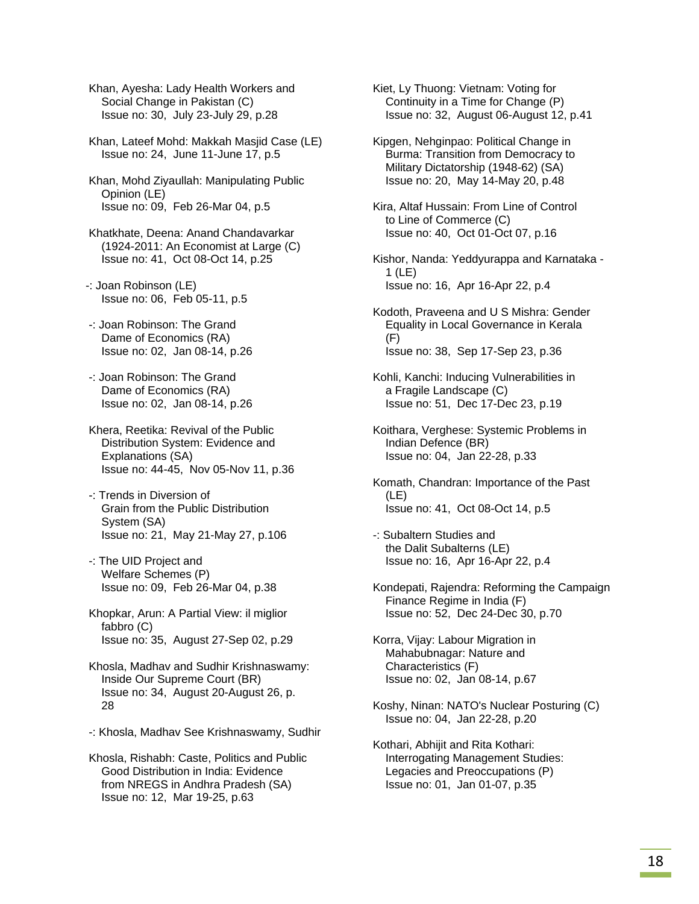Khan, Ayesha: Lady Health Workers and Social Change in Pakistan (C)
Issue no: 30, July 23-July 29, p.28

Khan, Lateef Mohd: Makkah Masjid Case (LE)
Issue no: 24, June 11-June 17, p.5

Khan, Mohd Ziyaullah: Manipulating Public Opinion (LE)
Issue no: 09, Feb 26-Mar 04, p.5

Khatkhate, Deena: Anand Chandavarkar (1924-2011: An Economist at Large (C)
Issue no: 41, Oct 08-Oct 14, p.25

-: Joan Robinson (LE)
Issue no: 06, Feb 05-11, p.5

-: Joan Robinson: The Grand Dame of Economics (RA)
Issue no: 02, Jan 08-14, p.26

-: Joan Robinson: The Grand Dame of Economics (RA)
Issue no: 02, Jan 08-14, p.26

Khera, Reetika: Revival of the Public Distribution System: Evidence and Explanations (SA)
Issue no: 44-45, Nov 05-Nov 11, p.36

-: Trends in Diversion of Grain from the Public Distribution System (SA)
Issue no: 21, May 21-May 27, p.106

-: The UID Project and Welfare Schemes (P)
Issue no: 09, Feb 26-Mar 04, p.38

Khopkar, Arun: A Partial View: il miglior fabbro (C)
Issue no: 35, August 27-Sep 02, p.29

Khosla, Madhav and Sudhir Krishnaswamy: Inside Our Supreme Court (BR)
Issue no: 34, August 20-August 26, p. 28

-: Khosla, Madhav See Krishnaswamy, Sudhir

Khosla, Rishabh: Caste, Politics and Public Good Distribution in India: Evidence from NREGS in Andhra Pradesh (SA)
Issue no: 12, Mar 19-25, p.63

Kiet, Ly Thuong: Vietnam: Voting for Continuity in a Time for Change (P)
Issue no: 32, August 06-August 12, p.41

Kipgen, Nehginpao: Political Change in Burma: Transition from Democracy to Military Dictatorship (1948-62) (SA)
Issue no: 20, May 14-May 20, p.48

Kira, Altaf Hussain: From Line of Control to Line of Commerce (C)
Issue no: 40, Oct 01-Oct 07, p.16

Kishor, Nanda: Yeddyurappa and Karnataka - 1 (LE)
Issue no: 16, Apr 16-Apr 22, p.4

Kodoth, Praveena and U S Mishra: Gender Equality in Local Governance in Kerala (F)
Issue no: 38, Sep 17-Sep 23, p.36

Kohli, Kanchi: Inducing Vulnerabilities in a Fragile Landscape (C)
Issue no: 51, Dec 17-Dec 23, p.19

Koithara, Verghese: Systemic Problems in Indian Defence (BR)
Issue no: 04, Jan 22-28, p.33

Komath, Chandran: Importance of the Past (LE)
Issue no: 41, Oct 08-Oct 14, p.5

-: Subaltern Studies and the Dalit Subalterns (LE)
Issue no: 16, Apr 16-Apr 22, p.4

Kondepati, Rajendra: Reforming the Campaign Finance Regime in India (F)
Issue no: 52, Dec 24-Dec 30, p.70

Korra, Vijay: Labour Migration in Mahabubnagar: Nature and Characteristics (F)
Issue no: 02, Jan 08-14, p.67

Koshy, Ninan: NATO's Nuclear Posturing (C)
Issue no: 04, Jan 22-28, p.20

Kothari, Abhijit and Rita Kothari: Interrogating Management Studies: Legacies and Preoccupations (P)
Issue no: 01, Jan 01-07, p.35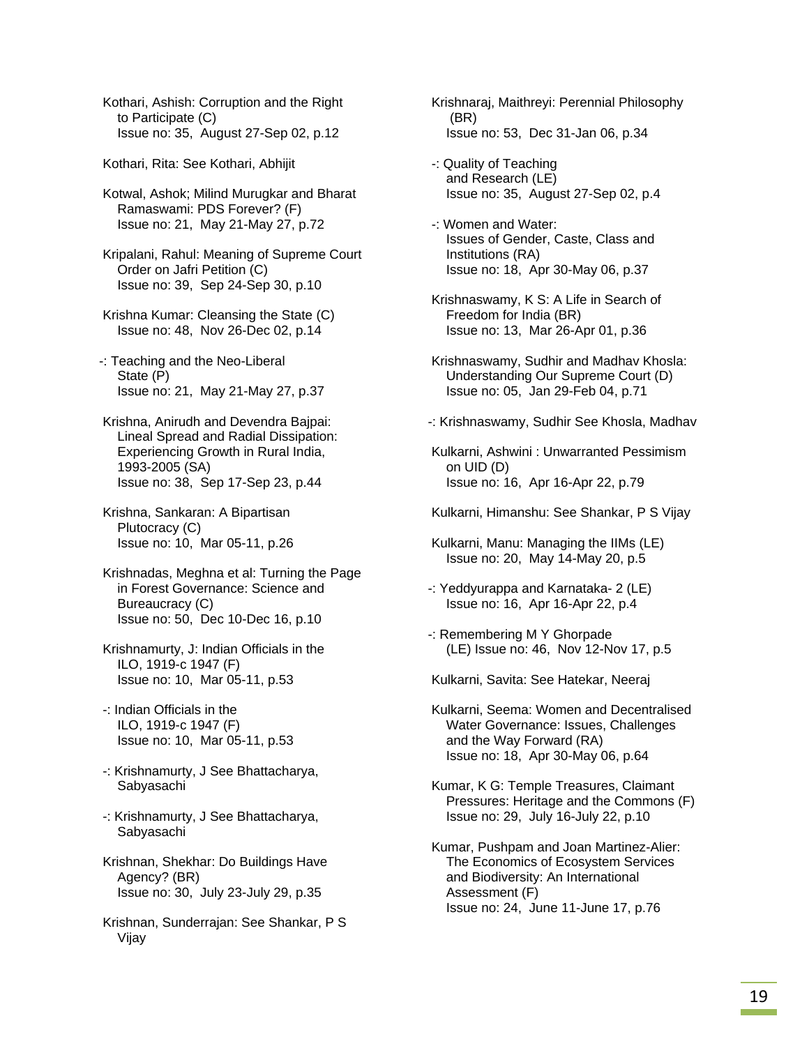Kothari, Ashish: Corruption and the Right to Participate (C)
Issue no: 35, August 27-Sep 02, p.12

Kothari, Rita: See Kothari, Abhijit

Kotwal, Ashok; Milind Murugkar and Bharat Ramaswami: PDS Forever? (F)
Issue no: 21, May 21-May 27, p.72

Kripalani, Rahul: Meaning of Supreme Court Order on Jafri Petition (C)
Issue no: 39, Sep 24-Sep 30, p.10

Krishna Kumar: Cleansing the State (C)
Issue no: 48, Nov 26-Dec 02, p.14

-: Teaching and the Neo-Liberal State (P)
Issue no: 21, May 21-May 27, p.37

Krishna, Anirudh and Devendra Bajpai: Lineal Spread and Radial Dissipation: Experiencing Growth in Rural India, 1993-2005 (SA)
Issue no: 38, Sep 17-Sep 23, p.44

Krishna, Sankaran: A Bipartisan Plutocracy (C)
Issue no: 10, Mar 05-11, p.26

Krishnadas, Meghna et al: Turning the Page in Forest Governance: Science and Bureaucracy (C)
Issue no: 50, Dec 10-Dec 16, p.10

Krishnamurty, J: Indian Officials in the ILO, 1919-c 1947 (F)
Issue no: 10, Mar 05-11, p.53

-: Indian Officials in the ILO, 1919-c 1947 (F)
Issue no: 10, Mar 05-11, p.53

-: Krishnamurty, J See Bhattacharya, Sabyasachi

-: Krishnamurty, J See Bhattacharya, Sabyasachi

Krishnan, Shekhar: Do Buildings Have Agency? (BR)
Issue no: 30, July 23-July 29, p.35

Krishnan, Sunderrajan: See Shankar, P S Vijay

Krishnaraj, Maithreyi: Perennial Philosophy (BR)
Issue no: 53, Dec 31-Jan 06, p.34

-: Quality of Teaching and Research (LE)
Issue no: 35, August 27-Sep 02, p.4

-: Women and Water: Issues of Gender, Caste, Class and Institutions (RA)
Issue no: 18, Apr 30-May 06, p.37

Krishnaswamy, K S: A Life in Search of Freedom for India (BR)
Issue no: 13, Mar 26-Apr 01, p.36

Krishnaswamy, Sudhir and Madhav Khosla: Understanding Our Supreme Court (D)
Issue no: 05, Jan 29-Feb 04, p.71

-: Krishnaswamy, Sudhir See Khosla, Madhav

Kulkarni, Ashwini : Unwarranted Pessimism on UID (D)
Issue no: 16, Apr 16-Apr 22, p.79

Kulkarni, Himanshu: See Shankar, P S Vijay

Kulkarni, Manu: Managing the IIMs (LE)
Issue no: 20, May 14-May 20, p.5

-: Yeddyurappa and Karnataka- 2 (LE)
Issue no: 16, Apr 16-Apr 22, p.4

-: Remembering M Y Ghorpade (LE) Issue no: 46, Nov 12-Nov 17, p.5

Kulkarni, Savita: See Hatekar, Neeraj

Kulkarni, Seema: Women and Decentralised Water Governance: Issues, Challenges and the Way Forward (RA)
Issue no: 18, Apr 30-May 06, p.64

Kumar, K G: Temple Treasures, Claimant Pressures: Heritage and the Commons (F)
Issue no: 29, July 16-July 22, p.10

Kumar, Pushpam and Joan Martinez-Alier: The Economics of Ecosystem Services and Biodiversity: An International Assessment (F)
Issue no: 24, June 11-June 17, p.76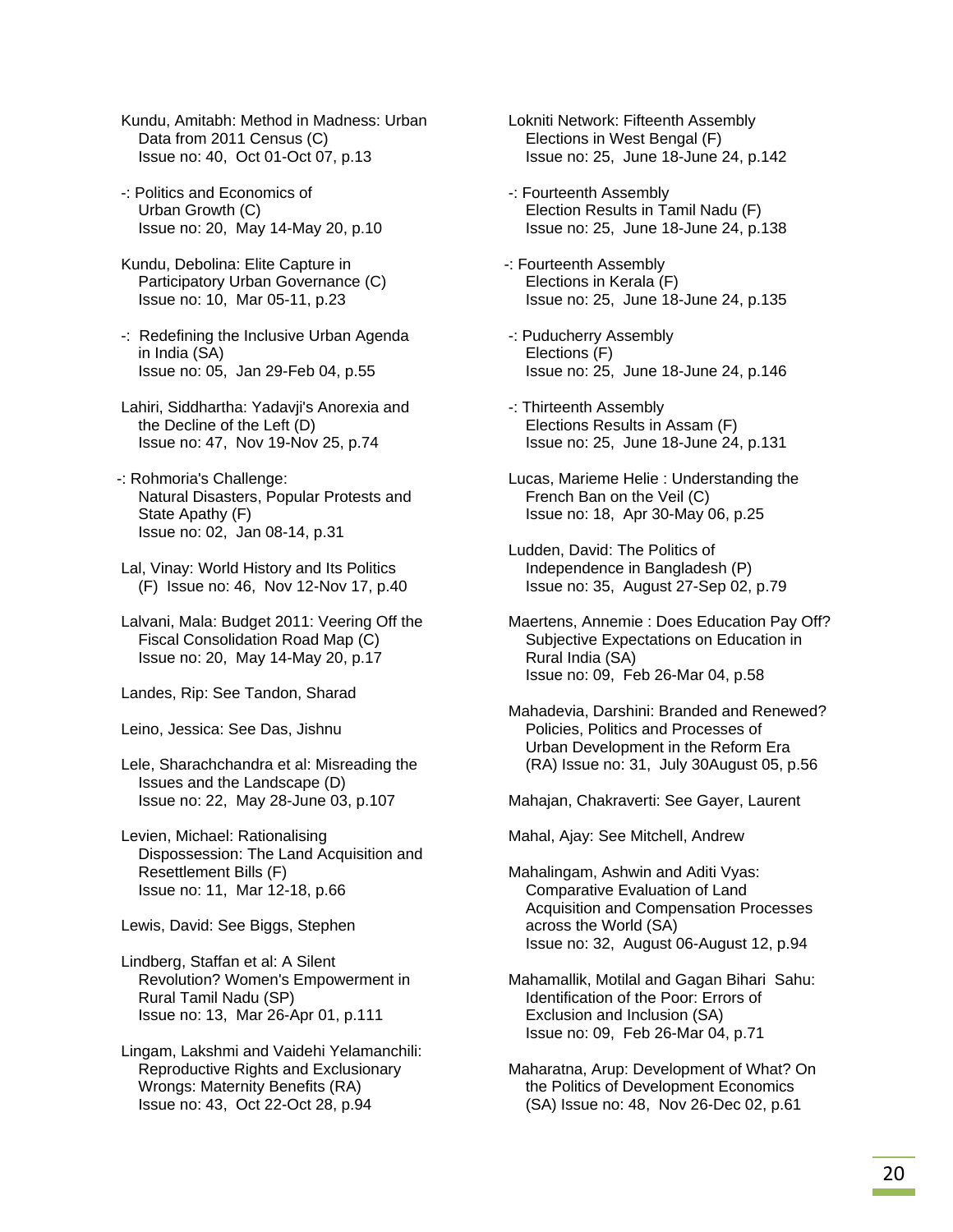Kundu, Amitabh: Method in Madness: Urban Data from 2011 Census (C)
Issue no: 40, Oct 01-Oct 07, p.13

-: Politics and Economics of Urban Growth (C)
Issue no: 20, May 14-May 20, p.10

Kundu, Debolina: Elite Capture in Participatory Urban Governance (C)
Issue no: 10, Mar 05-11, p.23

-: Redefining the Inclusive Urban Agenda in India (SA)
Issue no: 05, Jan 29-Feb 04, p.55

Lahiri, Siddhartha: Yadavji's Anorexia and the Decline of the Left (D)
Issue no: 47, Nov 19-Nov 25, p.74

-: Rohmoria's Challenge: Natural Disasters, Popular Protests and State Apathy (F)
Issue no: 02, Jan 08-14, p.31

Lal, Vinay: World History and Its Politics (F) Issue no: 46, Nov 12-Nov 17, p.40

Lalvani, Mala: Budget 2011: Veering Off the Fiscal Consolidation Road Map (C)
Issue no: 20, May 14-May 20, p.17

Landes, Rip: See Tandon, Sharad

Leino, Jessica: See Das, Jishnu

Lele, Sharachchandra et al: Misreading the Issues and the Landscape (D)
Issue no: 22, May 28-June 03, p.107

Levien, Michael: Rationalising Dispossession: The Land Acquisition and Resettlement Bills (F)
Issue no: 11, Mar 12-18, p.66

Lewis, David: See Biggs, Stephen

Lindberg, Staffan et al: A Silent Revolution? Women's Empowerment in Rural Tamil Nadu (SP)
Issue no: 13, Mar 26-Apr 01, p.111

Lingam, Lakshmi and Vaidehi Yelamanchili: Reproductive Rights and Exclusionary Wrongs: Maternity Benefits (RA)
Issue no: 43, Oct 22-Oct 28, p.94

Lokniti Network: Fifteenth Assembly Elections in West Bengal (F)
Issue no: 25, June 18-June 24, p.142

-: Fourteenth Assembly Election Results in Tamil Nadu (F)
Issue no: 25, June 18-June 24, p.138

-: Fourteenth Assembly Elections in Kerala (F)
Issue no: 25, June 18-June 24, p.135

-: Puducherry Assembly Elections (F)
Issue no: 25, June 18-June 24, p.146

-: Thirteenth Assembly Elections Results in Assam (F)
Issue no: 25, June 18-June 24, p.131

Lucas, Marieme Helie : Understanding the French Ban on the Veil (C)
Issue no: 18, Apr 30-May 06, p.25

Ludden, David: The Politics of Independence in Bangladesh (P)
Issue no: 35, August 27-Sep 02, p.79

Maertens, Annemie : Does Education Pay Off? Subjective Expectations on Education in Rural India (SA)
Issue no: 09, Feb 26-Mar 04, p.58

Mahadevia, Darshini: Branded and Renewed? Policies, Politics and Processes of Urban Development in the Reform Era (RA) Issue no: 31, July 30August 05, p.56

Mahajan, Chakraverti: See Gayer, Laurent

Mahal, Ajay: See Mitchell, Andrew

Mahalingam, Ashwin and Aditi Vyas: Comparative Evaluation of Land Acquisition and Compensation Processes across the World (SA)
Issue no: 32, August 06-August 12, p.94

Mahamallik, Motilal and Gagan Bihari Sahu: Identification of the Poor: Errors of Exclusion and Inclusion (SA)
Issue no: 09, Feb 26-Mar 04, p.71

Maharatna, Arup: Development of What? On the Politics of Development Economics (SA) Issue no: 48, Nov 26-Dec 02, p.61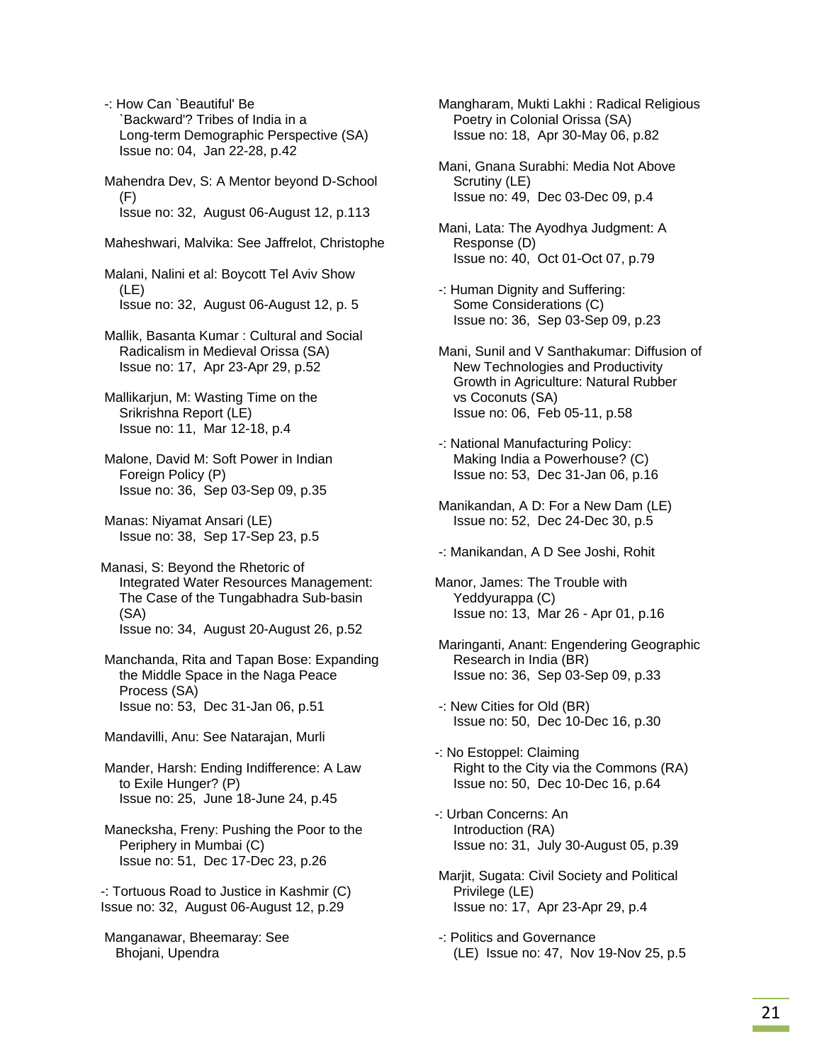-: How Can `Beautiful' Be `Backward'? Tribes of India in a Long-term Demographic Perspective (SA)
Issue no: 04, Jan 22-28, p.42

Mahendra Dev, S: A Mentor beyond D-School (F)
Issue no: 32, August 06-August 12, p.113

Maheshwari, Malvika: See Jaffrelot, Christophe

Malani, Nalini et al: Boycott Tel Aviv Show (LE)
Issue no: 32, August 06-August 12, p. 5

Mallik, Basanta Kumar : Cultural and Social Radicalism in Medieval Orissa (SA)
Issue no: 17, Apr 23-Apr 29, p.52

Mallikarjun, M: Wasting Time on the Srikrishna Report (LE)
Issue no: 11, Mar 12-18, p.4

Malone, David M: Soft Power in Indian Foreign Policy (P)
Issue no: 36, Sep 03-Sep 09, p.35

Manas: Niyamat Ansari (LE)
Issue no: 38, Sep 17-Sep 23, p.5

Manasi, S: Beyond the Rhetoric of Integrated Water Resources Management: The Case of the Tungabhadra Sub-basin (SA)
Issue no: 34, August 20-August 26, p.52

Manchanda, Rita and Tapan Bose: Expanding the Middle Space in the Naga Peace Process (SA)
Issue no: 53, Dec 31-Jan 06, p.51

Mandavilli, Anu: See Natarajan, Murli

Mander, Harsh: Ending Indifference: A Law to Exile Hunger? (P)
Issue no: 25, June 18-June 24, p.45

Manecksha, Freny: Pushing the Poor to the Periphery in Mumbai (C)
Issue no: 51, Dec 17-Dec 23, p.26

-: Tortuous Road to Justice in Kashmir (C)
Issue no: 32, August 06-August 12, p.29

Manganawar, Bheemaray: See Bhojani, Upendra

Mangharam, Mukti Lakhi : Radical Religious Poetry in Colonial Orissa (SA)
Issue no: 18, Apr 30-May 06, p.82

Mani, Gnana Surabhi: Media Not Above Scrutiny (LE)
Issue no: 49, Dec 03-Dec 09, p.4

Mani, Lata: The Ayodhya Judgment: A Response (D)
Issue no: 40, Oct 01-Oct 07, p.79

-: Human Dignity and Suffering: Some Considerations (C)
Issue no: 36, Sep 03-Sep 09, p.23

Mani, Sunil and V Santhakumar: Diffusion of New Technologies and Productivity Growth in Agriculture: Natural Rubber vs Coconuts (SA)
Issue no: 06, Feb 05-11, p.58

-: National Manufacturing Policy: Making India a Powerhouse? (C)
Issue no: 53, Dec 31-Jan 06, p.16

Manikandan, A D: For a New Dam (LE)
Issue no: 52, Dec 24-Dec 30, p.5

-: Manikandan, A D See Joshi, Rohit

Manor, James: The Trouble with Yeddyurappa (C)
Issue no: 13, Mar 26 - Apr 01, p.16

Maringanti, Anant: Engendering Geographic Research in India (BR)
Issue no: 36, Sep 03-Sep 09, p.33

-: New Cities for Old (BR)
Issue no: 50, Dec 10-Dec 16, p.30

-: No Estoppel: Claiming Right to the City via the Commons (RA)
Issue no: 50, Dec 10-Dec 16, p.64

-: Urban Concerns: An Introduction (RA)
Issue no: 31, July 30-August 05, p.39

Marjit, Sugata: Civil Society and Political Privilege (LE)
Issue no: 17, Apr 23-Apr 29, p.4

-: Politics and Governance (LE) Issue no: 47, Nov 19-Nov 25, p.5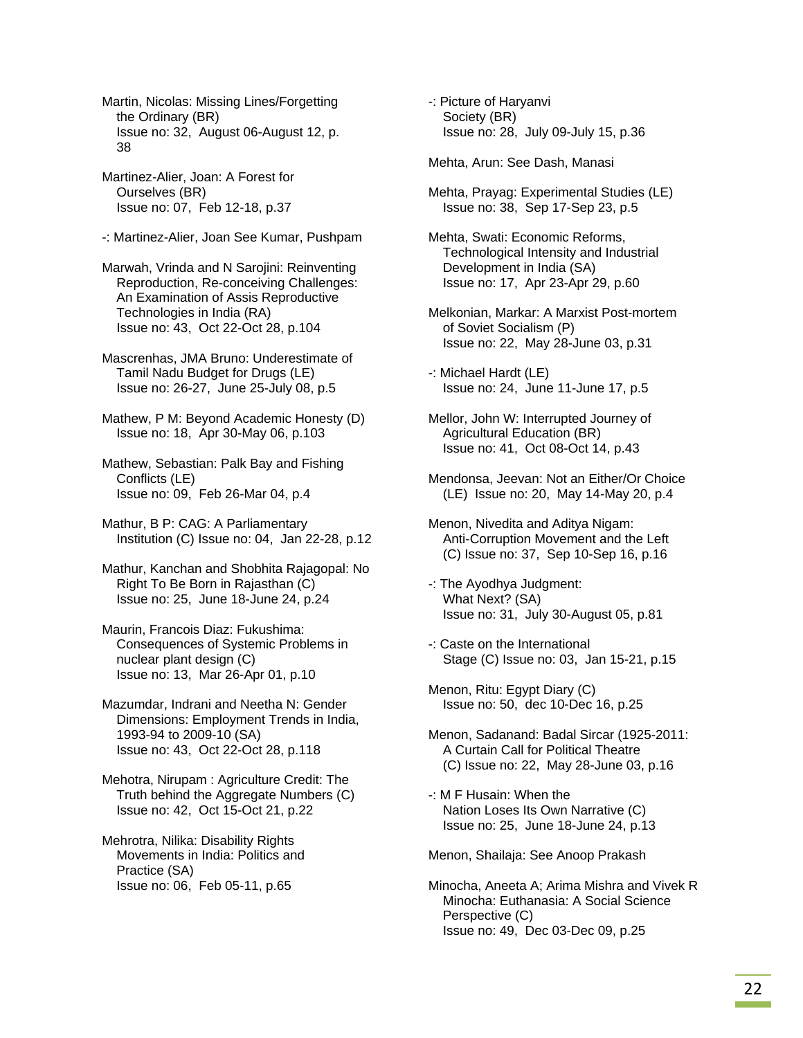Martin, Nicolas: Missing Lines/Forgetting the Ordinary (BR)
Issue no: 32, August 06-August 12, p. 38

Martinez-Alier, Joan: A Forest for Ourselves (BR)
Issue no: 07, Feb 12-18, p.37

-: Martinez-Alier, Joan See Kumar, Pushpam

Marwah, Vrinda and N Sarojini: Reinventing Reproduction, Re-conceiving Challenges: An Examination of Assis Reproductive Technologies in India (RA)
Issue no: 43, Oct 22-Oct 28, p.104

Mascrenhas, JMA Bruno: Underestimate of Tamil Nadu Budget for Drugs (LE)
Issue no: 26-27, June 25-July 08, p.5

Mathew, P M: Beyond Academic Honesty (D)
Issue no: 18, Apr 30-May 06, p.103

Mathew, Sebastian: Palk Bay and Fishing Conflicts (LE)
Issue no: 09, Feb 26-Mar 04, p.4

Mathur, B P: CAG: A Parliamentary Institution (C) Issue no: 04, Jan 22-28, p.12

Mathur, Kanchan and Shobhita Rajagopal: No Right To Be Born in Rajasthan (C)
Issue no: 25, June 18-June 24, p.24

Maurin, Francois Diaz: Fukushima: Consequences of Systemic Problems in nuclear plant design (C)
Issue no: 13, Mar 26-Apr 01, p.10

Mazumdar, Indrani and Neetha N: Gender Dimensions: Employment Trends in India, 1993-94 to 2009-10 (SA)
Issue no: 43, Oct 22-Oct 28, p.118

Mehotra, Nirupam : Agriculture Credit: The Truth behind the Aggregate Numbers (C)
Issue no: 42, Oct 15-Oct 21, p.22

Mehrotra, Nilika: Disability Rights Movements in India: Politics and Practice (SA)
Issue no: 06, Feb 05-11, p.65

-: Picture of Haryanvi Society (BR)
Issue no: 28, July 09-July 15, p.36

Mehta, Arun: See Dash, Manasi

Mehta, Prayag: Experimental Studies (LE)
Issue no: 38, Sep 17-Sep 23, p.5

Mehta, Swati: Economic Reforms, Technological Intensity and Industrial Development in India (SA)
Issue no: 17, Apr 23-Apr 29, p.60

Melkonian, Markar: A Marxist Post-mortem of Soviet Socialism (P)
Issue no: 22, May 28-June 03, p.31

-: Michael Hardt (LE)
Issue no: 24, June 11-June 17, p.5

Mellor, John W: Interrupted Journey of Agricultural Education (BR)
Issue no: 41, Oct 08-Oct 14, p.43

Mendonsa, Jeevan: Not an Either/Or Choice (LE) Issue no: 20, May 14-May 20, p.4

Menon, Nivedita and Aditya Nigam: Anti-Corruption Movement and the Left (C) Issue no: 37, Sep 10-Sep 16, p.16

-: The Ayodhya Judgment: What Next? (SA)
Issue no: 31, July 30-August 05, p.81

-: Caste on the International Stage (C) Issue no: 03, Jan 15-21, p.15

Menon, Ritu: Egypt Diary (C)
Issue no: 50, dec 10-Dec 16, p.25

Menon, Sadanand: Badal Sircar (1925-2011: A Curtain Call for Political Theatre (C) Issue no: 22, May 28-June 03, p.16

-: M F Husain: When the Nation Loses Its Own Narrative (C)
Issue no: 25, June 18-June 24, p.13

Menon, Shailaja: See Anoop Prakash

Minocha, Aneeta A; Arima Mishra and Vivek R Minocha: Euthanasia: A Social Science Perspective (C)
Issue no: 49, Dec 03-Dec 09, p.25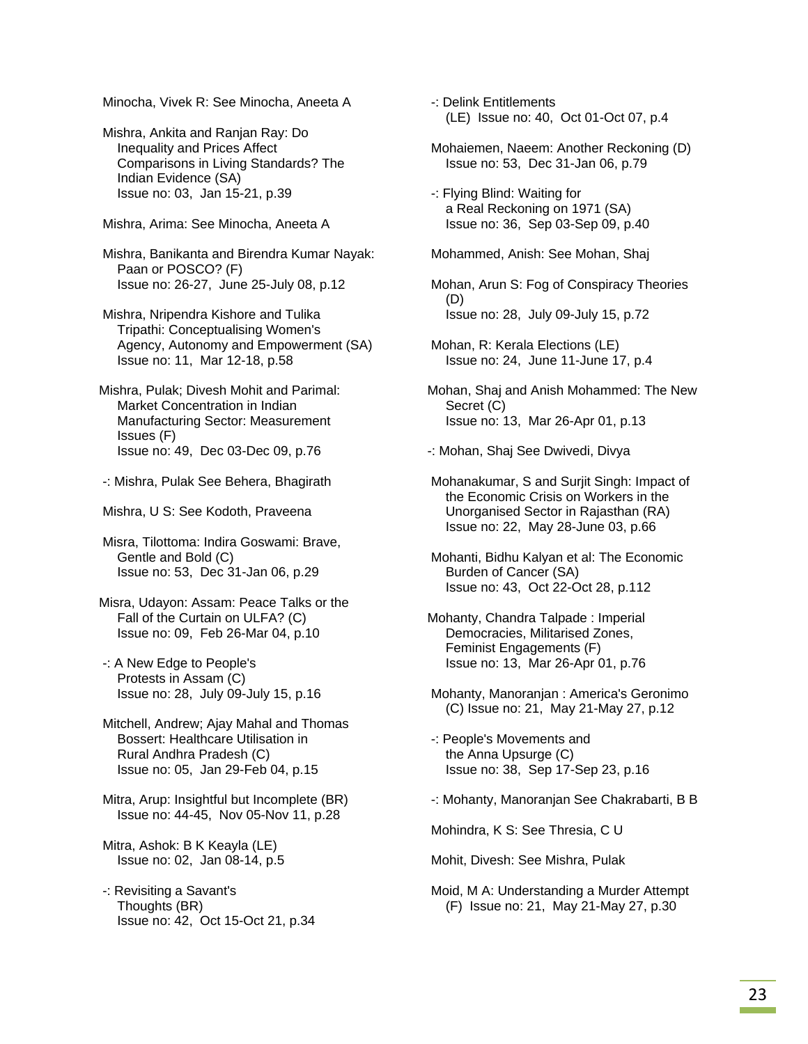Minocha, Vivek R: See Minocha, Aneeta A

Mishra, Ankita and Ranjan Ray: Do Inequality and Prices Affect Comparisons in Living Standards? The Indian Evidence (SA)
Issue no: 03, Jan 15-21, p.39

Mishra, Arima: See Minocha, Aneeta A

Mishra, Banikanta and Birendra Kumar Nayak: Paan or POSCO? (F)
Issue no: 26-27, June 25-July 08, p.12

Mishra, Nripendra Kishore and Tulika Tripathi: Conceptualising Women's Agency, Autonomy and Empowerment (SA)
Issue no: 11, Mar 12-18, p.58

Mishra, Pulak; Divesh Mohit and Parimal: Market Concentration in Indian Manufacturing Sector: Measurement Issues (F)
Issue no: 49, Dec 03-Dec 09, p.76

-: Mishra, Pulak See Behera, Bhagirath

Mishra, U S: See Kodoth, Praveena

Misra, Tilottoma: Indira Goswami: Brave, Gentle and Bold (C)
Issue no: 53, Dec 31-Jan 06, p.29

Misra, Udayon: Assam: Peace Talks or the Fall of the Curtain on ULFA? (C)
Issue no: 09, Feb 26-Mar 04, p.10

-: A New Edge to People's Protests in Assam (C)
Issue no: 28, July 09-July 15, p.16

Mitchell, Andrew; Ajay Mahal and Thomas Bossert: Healthcare Utilisation in Rural Andhra Pradesh (C)
Issue no: 05, Jan 29-Feb 04, p.15

Mitra, Arup: Insightful but Incomplete (BR)
Issue no: 44-45, Nov 05-Nov 11, p.28

Mitra, Ashok: B K Keayla (LE)
Issue no: 02, Jan 08-14, p.5

-: Revisiting a Savant's Thoughts (BR)
Issue no: 42, Oct 15-Oct 21, p.34

-: Delink Entitlements
(LE) Issue no: 40, Oct 01-Oct 07, p.4

Mohaiemen, Naeem: Another Reckoning (D)
Issue no: 53, Dec 31-Jan 06, p.79

-: Flying Blind: Waiting for a Real Reckoning on 1971 (SA)
Issue no: 36, Sep 03-Sep 09, p.40

Mohammed, Anish: See Mohan, Shaj

Mohan, Arun S: Fog of Conspiracy Theories (D)
Issue no: 28, July 09-July 15, p.72

Mohan, R: Kerala Elections (LE)
Issue no: 24, June 11-June 17, p.4

Mohan, Shaj and Anish Mohammed: The New Secret (C)
Issue no: 13, Mar 26-Apr 01, p.13

-: Mohan, Shaj See Dwivedi, Divya

Mohanakumar, S and Surjit Singh: Impact of the Economic Crisis on Workers in the Unorganised Sector in Rajasthan (RA)
Issue no: 22, May 28-June 03, p.66

Mohanti, Bidhu Kalyan et al: The Economic Burden of Cancer (SA)
Issue no: 43, Oct 22-Oct 28, p.112

Mohanty, Chandra Talpade : Imperial Democracies, Militarised Zones, Feminist Engagements (F)
Issue no: 13, Mar 26-Apr 01, p.76

Mohanty, Manoranjan : America's Geronimo
(C) Issue no: 21, May 21-May 27, p.12

-: People's Movements and the Anna Upsurge (C)
Issue no: 38, Sep 17-Sep 23, p.16

-: Mohanty, Manoranjan See Chakrabarti, B B

Mohindra, K S: See Thresia, C U

Mohit, Divesh: See Mishra, Pulak

Moid, M A: Understanding a Murder Attempt
(F) Issue no: 21, May 21-May 27, p.30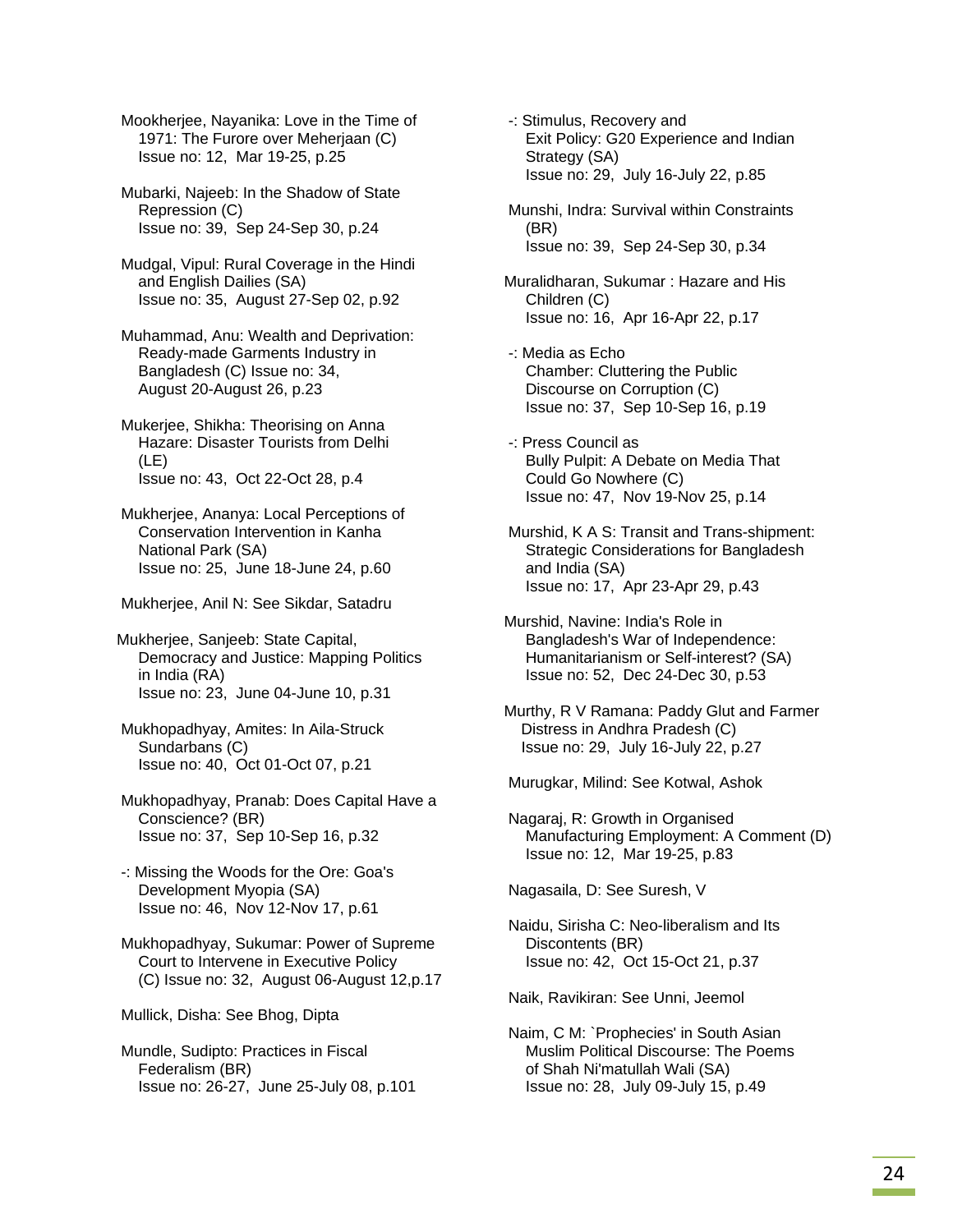Mookherjee, Nayanika: Love in the Time of 1971: The Furore over Meherjaan (C)
Issue no: 12, Mar 19-25, p.25

Mubarki, Najeeb: In the Shadow of State Repression (C)
Issue no: 39, Sep 24-Sep 30, p.24

Mudgal, Vipul: Rural Coverage in the Hindi and English Dailies (SA)
Issue no: 35, August 27-Sep 02, p.92

Muhammad, Anu: Wealth and Deprivation: Ready-made Garments Industry in Bangladesh (C) Issue no: 34, August 20-August 26, p.23

Mukerjee, Shikha: Theorising on Anna Hazare: Disaster Tourists from Delhi (LE)
Issue no: 43, Oct 22-Oct 28, p.4

Mukherjee, Ananya: Local Perceptions of Conservation Intervention in Kanha National Park (SA)
Issue no: 25, June 18-June 24, p.60

Mukherjee, Anil N: See Sikdar, Satadru

Mukherjee, Sanjeeb: State Capital, Democracy and Justice: Mapping Politics in India (RA)
Issue no: 23, June 04-June 10, p.31

Mukhopadhyay, Amites: In Aila-Struck Sundarbans (C)
Issue no: 40, Oct 01-Oct 07, p.21

Mukhopadhyay, Pranab: Does Capital Have a Conscience? (BR)
Issue no: 37, Sep 10-Sep 16, p.32

-: Missing the Woods for the Ore: Goa's Development Myopia (SA)
Issue no: 46, Nov 12-Nov 17, p.61

Mukhopadhyay, Sukumar: Power of Supreme Court to Intervene in Executive Policy (C) Issue no: 32, August 06-August 12,p.17

Mullick, Disha: See Bhog, Dipta

Mundle, Sudipto: Practices in Fiscal Federalism (BR)
Issue no: 26-27, June 25-July 08, p.101

-: Stimulus, Recovery and Exit Policy: G20 Experience and Indian Strategy (SA)
Issue no: 29, July 16-July 22, p.85

Munshi, Indra: Survival within Constraints (BR)
Issue no: 39, Sep 24-Sep 30, p.34

Muralidharan, Sukumar : Hazare and His Children (C)
Issue no: 16, Apr 16-Apr 22, p.17

-: Media as Echo Chamber: Cluttering the Public Discourse on Corruption (C)
Issue no: 37, Sep 10-Sep 16, p.19

-: Press Council as Bully Pulpit: A Debate on Media That Could Go Nowhere (C)
Issue no: 47, Nov 19-Nov 25, p.14

Murshid, K A S: Transit and Trans-shipment: Strategic Considerations for Bangladesh and India (SA)
Issue no: 17, Apr 23-Apr 29, p.43

Murshid, Navine: India's Role in Bangladesh's War of Independence: Humanitarianism or Self-interest? (SA)
Issue no: 52, Dec 24-Dec 30, p.53

Murthy, R V Ramana: Paddy Glut and Farmer Distress in Andhra Pradesh (C)
Issue no: 29, July 16-July 22, p.27

Murugkar, Milind: See Kotwal, Ashok

Nagaraj, R: Growth in Organised Manufacturing Employment: A Comment (D)
Issue no: 12, Mar 19-25, p.83

Nagasaila, D: See Suresh, V

Naidu, Sirisha C: Neo-liberalism and Its Discontents (BR)
Issue no: 42, Oct 15-Oct 21, p.37

Naik, Ravikiran: See Unni, Jeemol

Naim, C M: `Prophecies' in South Asian Muslim Political Discourse: The Poems of Shah Ni'matullah Wali (SA)
Issue no: 28, July 09-July 15, p.49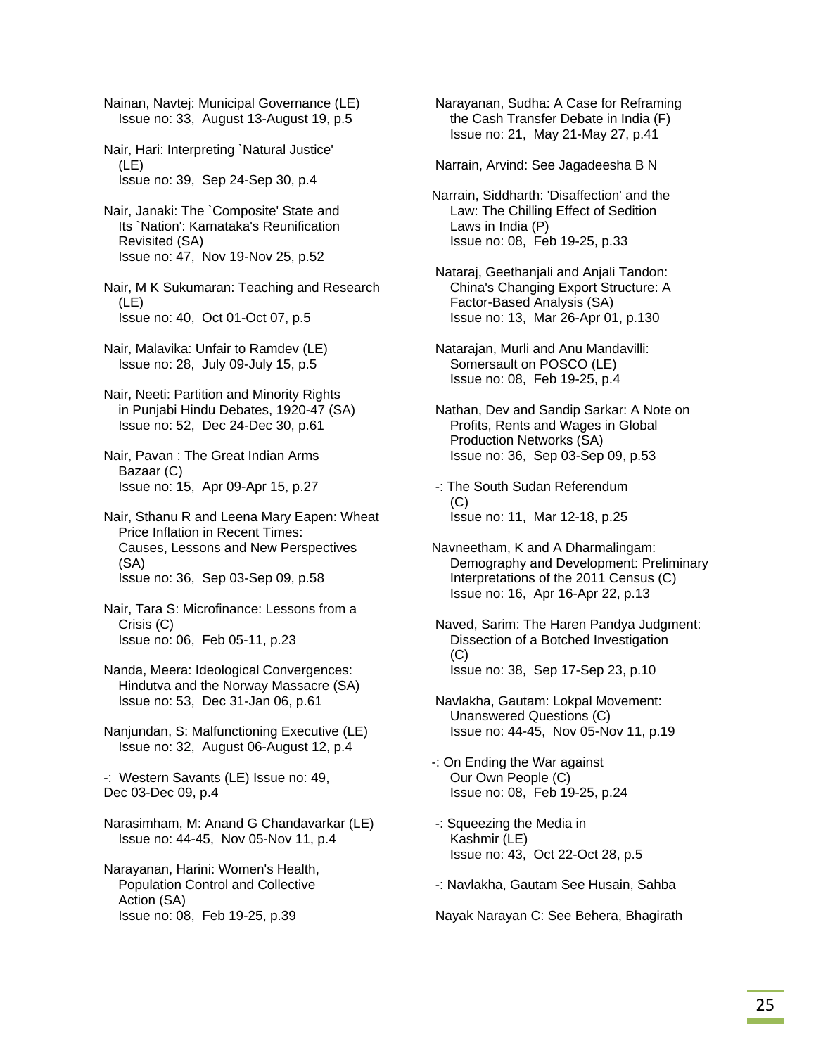Nainan, Navtej: Municipal Governance (LE)
Issue no: 33, August 13-August 19, p.5

Nair, Hari: Interpreting `Natural Justice' (LE)
Issue no: 39, Sep 24-Sep 30, p.4

Nair, Janaki: The `Composite' State and Its `Nation': Karnataka's Reunification Revisited (SA)
Issue no: 47, Nov 19-Nov 25, p.52

Nair, M K Sukumaran: Teaching and Research (LE)
Issue no: 40, Oct 01-Oct 07, p.5

Nair, Malavika: Unfair to Ramdev (LE)
Issue no: 28, July 09-July 15, p.5

Nair, Neeti: Partition and Minority Rights in Punjabi Hindu Debates, 1920-47 (SA)
Issue no: 52, Dec 24-Dec 30, p.61

Nair, Pavan : The Great Indian Arms Bazaar (C)
Issue no: 15, Apr 09-Apr 15, p.27

Nair, Sthanu R and Leena Mary Eapen: Wheat Price Inflation in Recent Times: Causes, Lessons and New Perspectives (SA)
Issue no: 36, Sep 03-Sep 09, p.58

Nair, Tara S: Microfinance: Lessons from a Crisis (C)
Issue no: 06, Feb 05-11, p.23

Nanda, Meera: Ideological Convergences: Hindutva and the Norway Massacre (SA)
Issue no: 53, Dec 31-Jan 06, p.61

Nanjundan, S: Malfunctioning Executive (LE)
Issue no: 32, August 06-August 12, p.4

-: Western Savants (LE) Issue no: 49, Dec 03-Dec 09, p.4

Narasimham, M: Anand G Chandavarkar (LE)
Issue no: 44-45, Nov 05-Nov 11, p.4

Narayanan, Harini: Women's Health, Population Control and Collective Action (SA)
Issue no: 08, Feb 19-25, p.39

Narayanan, Sudha: A Case for Reframing the Cash Transfer Debate in India (F)
Issue no: 21, May 21-May 27, p.41

Narrain, Arvind: See Jagadeesha B N

Narrain, Siddharth: 'Disaffection' and the Law: The Chilling Effect of Sedition Laws in India (P)
Issue no: 08, Feb 19-25, p.33

Nataraj, Geethanjali and Anjali Tandon: China's Changing Export Structure: A Factor-Based Analysis (SA)
Issue no: 13, Mar 26-Apr 01, p.130

Natarajan, Murli and Anu Mandavilli: Somersault on POSCO (LE)
Issue no: 08, Feb 19-25, p.4

Nathan, Dev and Sandip Sarkar: A Note on Profits, Rents and Wages in Global Production Networks (SA)
Issue no: 36, Sep 03-Sep 09, p.53

-: The South Sudan Referendum (C)
Issue no: 11, Mar 12-18, p.25

Navneetham, K and A Dharmalingam: Demography and Development: Preliminary Interpretations of the 2011 Census (C)
Issue no: 16, Apr 16-Apr 22, p.13

Naved, Sarim: The Haren Pandya Judgment: Dissection of a Botched Investigation (C)
Issue no: 38, Sep 17-Sep 23, p.10

Navlakha, Gautam: Lokpal Movement: Unanswered Questions (C)
Issue no: 44-45, Nov 05-Nov 11, p.19

-: On Ending the War against Our Own People (C)
Issue no: 08, Feb 19-25, p.24

-: Squeezing the Media in Kashmir (LE)
Issue no: 43, Oct 22-Oct 28, p.5

-: Navlakha, Gautam See Husain, Sahba

Nayak Narayan C: See Behera, Bhagirath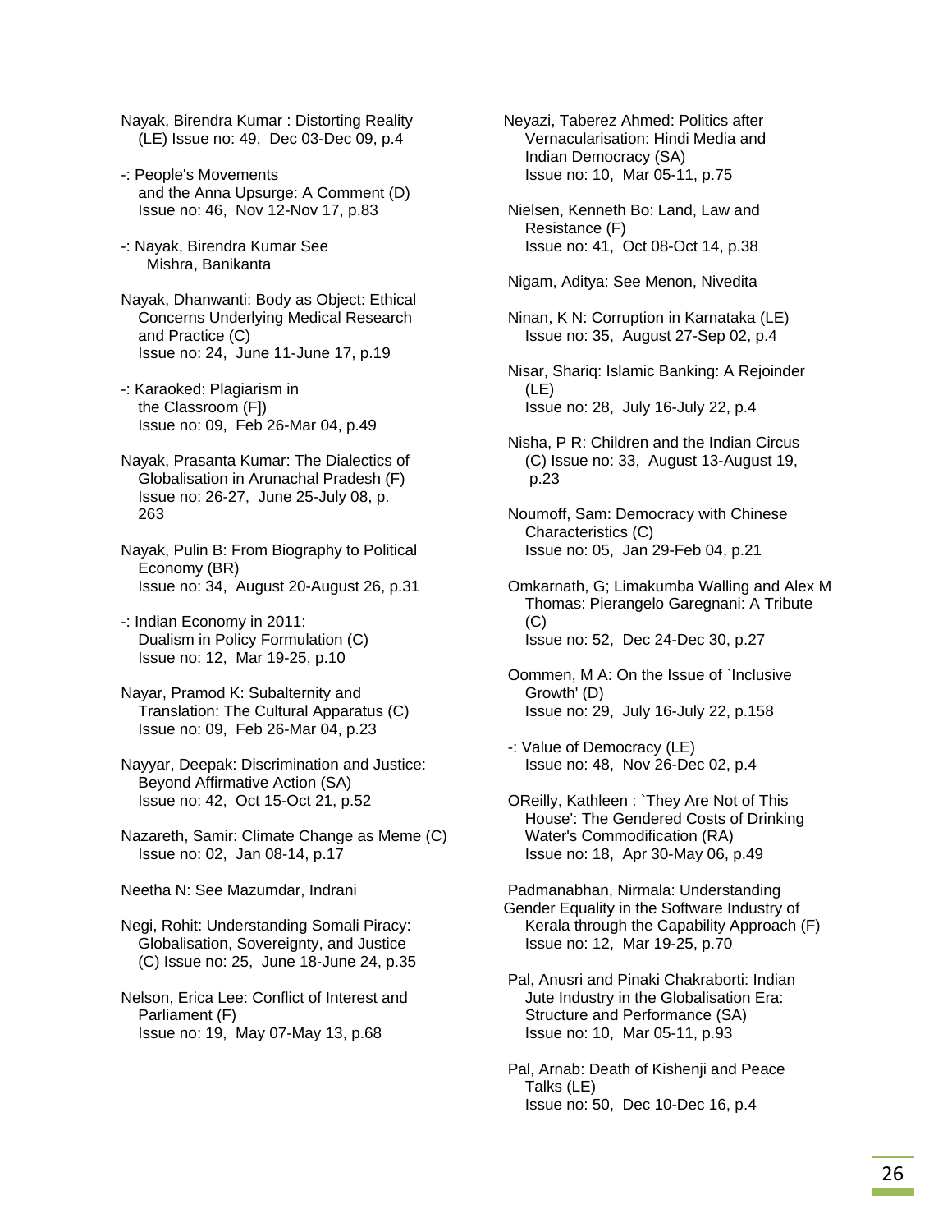Nayak, Birendra Kumar : Distorting Reality (LE) Issue no: 49, Dec 03-Dec 09, p.4

-: People's Movements and the Anna Upsurge: A Comment (D) Issue no: 46, Nov 12-Nov 17, p.83

-: Nayak, Birendra Kumar See Mishra, Banikanta

Nayak, Dhanwanti: Body as Object: Ethical Concerns Underlying Medical Research and Practice (C) Issue no: 24, June 11-June 17, p.19

-: Karaoked: Plagiarism in the Classroom (F]) Issue no: 09, Feb 26-Mar 04, p.49

Nayak, Prasanta Kumar: The Dialectics of Globalisation in Arunachal Pradesh (F) Issue no: 26-27, June 25-July 08, p. 263

Nayak, Pulin B: From Biography to Political Economy (BR) Issue no: 34, August 20-August 26, p.31

-: Indian Economy in 2011: Dualism in Policy Formulation (C) Issue no: 12, Mar 19-25, p.10

Nayar, Pramod K: Subalternity and Translation: The Cultural Apparatus (C) Issue no: 09, Feb 26-Mar 04, p.23

Nayyar, Deepak: Discrimination and Justice: Beyond Affirmative Action (SA) Issue no: 42, Oct 15-Oct 21, p.52

Nazareth, Samir: Climate Change as Meme (C) Issue no: 02, Jan 08-14, p.17

Neetha N: See Mazumdar, Indrani

Negi, Rohit: Understanding Somali Piracy: Globalisation, Sovereignty, and Justice (C) Issue no: 25, June 18-June 24, p.35

Nelson, Erica Lee: Conflict of Interest and Parliament (F) Issue no: 19, May 07-May 13, p.68

Neyazi, Taberez Ahmed: Politics after Vernacularisation: Hindi Media and Indian Democracy (SA) Issue no: 10, Mar 05-11, p.75

Nielsen, Kenneth Bo: Land, Law and Resistance (F) Issue no: 41, Oct 08-Oct 14, p.38

Nigam, Aditya: See Menon, Nivedita

Ninan, K N: Corruption in Karnataka (LE) Issue no: 35, August 27-Sep 02, p.4

Nisar, Shariq: Islamic Banking: A Rejoinder (LE) Issue no: 28, July 16-July 22, p.4

Nisha, P R: Children and the Indian Circus (C) Issue no: 33, August 13-August 19, p.23

Noumoff, Sam: Democracy with Chinese Characteristics (C) Issue no: 05, Jan 29-Feb 04, p.21

Omkarnath, G; Limakumba Walling and Alex M Thomas: Pierangelo Garegnani: A Tribute (C) Issue no: 52, Dec 24-Dec 30, p.27

Oommen, M A: On the Issue of `Inclusive Growth' (D) Issue no: 29, July 16-July 22, p.158

-: Value of Democracy (LE) Issue no: 48, Nov 26-Dec 02, p.4

OReilly, Kathleen : `They Are Not of This House': The Gendered Costs of Drinking Water's Commodification (RA) Issue no: 18, Apr 30-May 06, p.49

Padmanabhan, Nirmala: Understanding Gender Equality in the Software Industry of Kerala through the Capability Approach (F) Issue no: 12, Mar 19-25, p.70

Pal, Anusri and Pinaki Chakraborti: Indian Jute Industry in the Globalisation Era: Structure and Performance (SA) Issue no: 10, Mar 05-11, p.93

Pal, Arnab: Death of Kishenji and Peace Talks (LE) Issue no: 50, Dec 10-Dec 16, p.4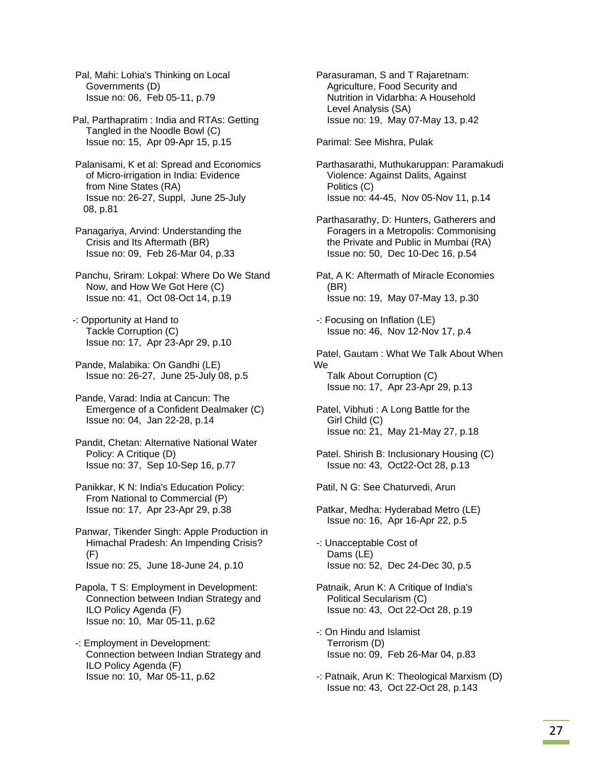Pal, Mahi: Lohia's Thinking on Local Governments (D)
Issue no: 06, Feb 05-11, p.79

Pal, Parthapratim : India and RTAs: Getting Tangled in the Noodle Bowl (C)
Issue no: 15, Apr 09-Apr 15, p.15

Palanisami, K et al: Spread and Economics of Micro-irrigation in India: Evidence from Nine States (RA)
Issue no: 26-27, Suppl, June 25-July 08, p.81

Panagariya, Arvind: Understanding the Crisis and Its Aftermath (BR)
Issue no: 09, Feb 26-Mar 04, p.33

Panchu, Sriram: Lokpal: Where Do We Stand Now, and How We Got Here (C)
Issue no: 41, Oct 08-Oct 14, p.19

-: Opportunity at Hand to Tackle Corruption (C)
Issue no: 17, Apr 23-Apr 29, p.10

Pande, Malabika: On Gandhi (LE)
Issue no: 26-27, June 25-July 08, p.5

Pande, Varad: India at Cancun: The Emergence of a Confident Dealmaker (C)
Issue no: 04, Jan 22-28, p.14

Pandit, Chetan: Alternative National Water Policy: A Critique (D)
Issue no: 37, Sep 10-Sep 16, p.77

Panikkar, K N: India's Education Policy: From National to Commercial (P)
Issue no: 17, Apr 23-Apr 29, p.38

Panwar, Tikender Singh: Apple Production in Himachal Pradesh: An Impending Crisis? (F)
Issue no: 25, June 18-June 24, p.10

Papola, T S: Employment in Development: Connection between Indian Strategy and ILO Policy Agenda (F)
Issue no: 10, Mar 05-11, p.62

-: Employment in Development: Connection between Indian Strategy and ILO Policy Agenda (F)
Issue no: 10, Mar 05-11, p.62

Parasuraman, S and T Rajaretnam: Agriculture, Food Security and Nutrition in Vidarbha: A Household Level Analysis (SA)
Issue no: 19, May 07-May 13, p.42

Parimal: See Mishra, Pulak

Parthasarathi, Muthukaruppan: Paramakudi Violence: Against Dalits, Against Politics (C)
Issue no: 44-45, Nov 05-Nov 11, p.14

Parthasarathy, D: Hunters, Gatherers and Foragers in a Metropolis: Commonising the Private and Public in Mumbai (RA)
Issue no: 50, Dec 10-Dec 16, p.54

Pat, A K: Aftermath of Miracle Economies (BR)
Issue no: 19, May 07-May 13, p.30

-: Focusing on Inflation (LE)
Issue no: 46, Nov 12-Nov 17, p.4

Patel, Gautam : What We Talk About When We Talk About Corruption (C)
Issue no: 17, Apr 23-Apr 29, p.13

Patel, Vibhuti : A Long Battle for the Girl Child (C)
Issue no: 21, May 21-May 27, p.18

Patel. Shirish B: Inclusionary Housing (C)
Issue no: 43, Oct22-Oct 28, p.13

Patil, N G: See Chaturvedi, Arun

Patkar, Medha: Hyderabad Metro (LE)
Issue no: 16, Apr 16-Apr 22, p.5

-: Unacceptable Cost of Dams (LE)
Issue no: 52, Dec 24-Dec 30, p.5

Patnaik, Arun K: A Critique of India's Political Secularism (C)
Issue no: 43, Oct 22-Oct 28, p.19

-: On Hindu and Islamist Terrorism (D)
Issue no: 09, Feb 26-Mar 04, p.83

-: Patnaik, Arun K: Theological Marxism (D)
Issue no: 43, Oct 22-Oct 28, p.143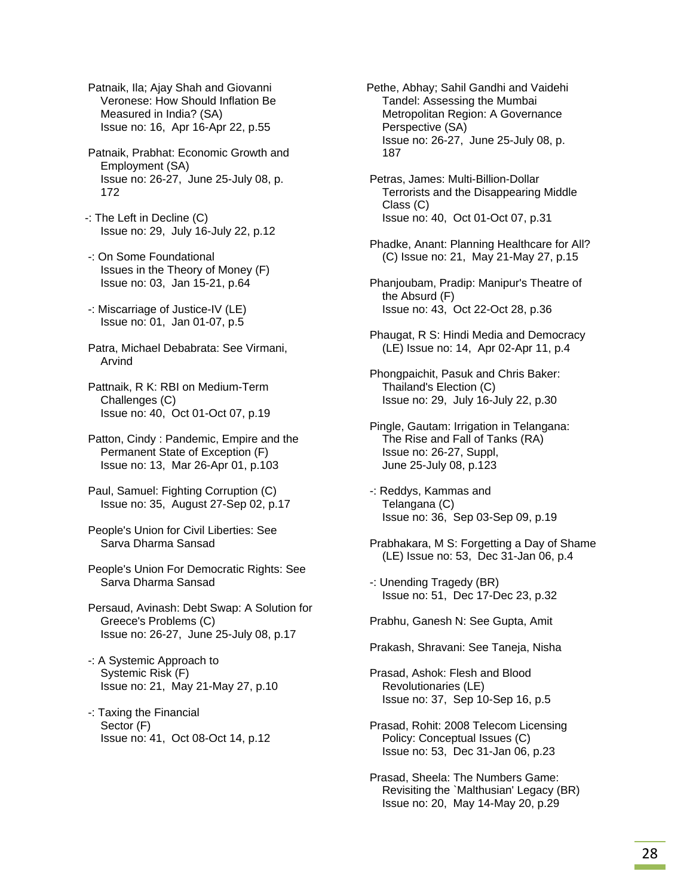Patnaik, Ila; Ajay Shah and Giovanni Veronese: How Should Inflation Be Measured in India? (SA)
Issue no: 16, Apr 16-Apr 22, p.55

Patnaik, Prabhat: Economic Growth and Employment (SA)
Issue no: 26-27, June 25-July 08, p. 172

-: The Left in Decline (C)
Issue no: 29, July 16-July 22, p.12

-: On Some Foundational Issues in the Theory of Money (F)
Issue no: 03, Jan 15-21, p.64

-: Miscarriage of Justice-IV (LE)
Issue no: 01, Jan 01-07, p.5

Patra, Michael Debabrata: See Virmani, Arvind

Pattnaik, R K: RBI on Medium-Term Challenges (C)
Issue no: 40, Oct 01-Oct 07, p.19

Patton, Cindy : Pandemic, Empire and the Permanent State of Exception (F)
Issue no: 13, Mar 26-Apr 01, p.103

Paul, Samuel: Fighting Corruption (C)
Issue no: 35, August 27-Sep 02, p.17

People's Union for Civil Liberties: See Sarva Dharma Sansad

People's Union For Democratic Rights: See Sarva Dharma Sansad

Persaud, Avinash: Debt Swap: A Solution for Greece's Problems (C)
Issue no: 26-27, June 25-July 08, p.17

-: A Systemic Approach to Systemic Risk (F)
Issue no: 21, May 21-May 27, p.10

-: Taxing the Financial Sector (F)
Issue no: 41, Oct 08-Oct 14, p.12

Pethe, Abhay; Sahil Gandhi and Vaidehi Tandel: Assessing the Mumbai Metropolitan Region: A Governance Perspective (SA)
Issue no: 26-27, June 25-July 08, p. 187

Petras, James: Multi-Billion-Dollar Terrorists and the Disappearing Middle Class (C)
Issue no: 40, Oct 01-Oct 07, p.31

Phadke, Anant: Planning Healthcare for All? (C) Issue no: 21, May 21-May 27, p.15

Phanjoubam, Pradip: Manipur's Theatre of the Absurd (F)
Issue no: 43, Oct 22-Oct 28, p.36

Phaugat, R S: Hindi Media and Democracy (LE) Issue no: 14, Apr 02-Apr 11, p.4

Phongpaichit, Pasuk and Chris Baker: Thailand's Election (C)
Issue no: 29, July 16-July 22, p.30

Pingle, Gautam: Irrigation in Telangana: The Rise and Fall of Tanks (RA)
Issue no: 26-27, Suppl, June 25-July 08, p.123

-: Reddys, Kammas and Telangana (C)
Issue no: 36, Sep 03-Sep 09, p.19

Prabhakara, M S: Forgetting a Day of Shame (LE) Issue no: 53, Dec 31-Jan 06, p.4

-: Unending Tragedy (BR)
Issue no: 51, Dec 17-Dec 23, p.32

Prabhu, Ganesh N: See Gupta, Amit

Prakash, Shravani: See Taneja, Nisha

Prasad, Ashok: Flesh and Blood Revolutionaries (LE)
Issue no: 37, Sep 10-Sep 16, p.5

Prasad, Rohit: 2008 Telecom Licensing Policy: Conceptual Issues (C)
Issue no: 53, Dec 31-Jan 06, p.23

Prasad, Sheela: The Numbers Game: Revisiting the `Malthusian' Legacy (BR)
Issue no: 20, May 14-May 20, p.29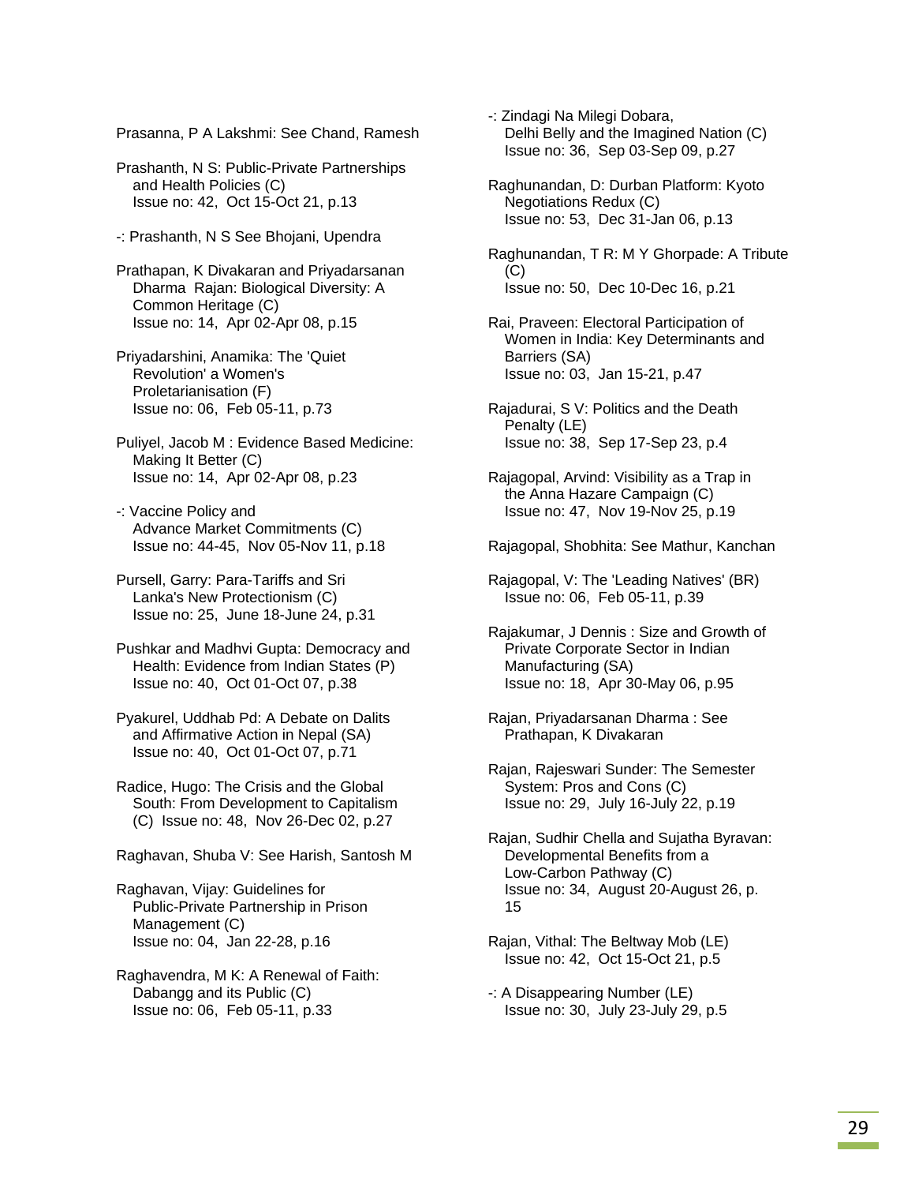Prasanna, P A Lakshmi: See Chand, Ramesh

Prashanth, N S: Public-Private Partnerships and Health Policies (C)
Issue no: 42, Oct 15-Oct 21, p.13

-: Prashanth, N S See Bhojani, Upendra

Prathapan, K Divakaran and Priyadarsanan Dharma Rajan: Biological Diversity: A Common Heritage (C)
Issue no: 14, Apr 02-Apr 08, p.15

Priyadarshini, Anamika: The 'Quiet Revolution' a Women's Proletarianisation (F)
Issue no: 06, Feb 05-11, p.73

Puliyel, Jacob M : Evidence Based Medicine: Making It Better (C)
Issue no: 14, Apr 02-Apr 08, p.23

-: Vaccine Policy and Advance Market Commitments (C)
Issue no: 44-45, Nov 05-Nov 11, p.18

Pursell, Garry: Para-Tariffs and Sri Lanka's New Protectionism (C)
Issue no: 25, June 18-June 24, p.31

Pushkar and Madhvi Gupta: Democracy and Health: Evidence from Indian States (P)
Issue no: 40, Oct 01-Oct 07, p.38

Pyakurel, Uddhab Pd: A Debate on Dalits and Affirmative Action in Nepal (SA)
Issue no: 40, Oct 01-Oct 07, p.71

Radice, Hugo: The Crisis and the Global South: From Development to Capitalism (C) Issue no: 48, Nov 26-Dec 02, p.27

Raghavan, Shuba V: See Harish, Santosh M

Raghavan, Vijay: Guidelines for Public-Private Partnership in Prison Management (C)
Issue no: 04, Jan 22-28, p.16

Raghavendra, M K: A Renewal of Faith: Dabangg and its Public (C)
Issue no: 06, Feb 05-11, p.33

-: Zindagi Na Milegi Dobara, Delhi Belly and the Imagined Nation (C)
Issue no: 36, Sep 03-Sep 09, p.27

Raghunandan, D: Durban Platform: Kyoto Negotiations Redux (C)
Issue no: 53, Dec 31-Jan 06, p.13

Raghunandan, T R: M Y Ghorpade: A Tribute (C)
Issue no: 50, Dec 10-Dec 16, p.21

Rai, Praveen: Electoral Participation of Women in India: Key Determinants and Barriers (SA)
Issue no: 03, Jan 15-21, p.47

Rajadurai, S V: Politics and the Death Penalty (LE)
Issue no: 38, Sep 17-Sep 23, p.4

Rajagopal, Arvind: Visibility as a Trap in the Anna Hazare Campaign (C)
Issue no: 47, Nov 19-Nov 25, p.19

Rajagopal, Shobhita: See Mathur, Kanchan

Rajagopal, V: The 'Leading Natives' (BR)
Issue no: 06, Feb 05-11, p.39

Rajakumar, J Dennis : Size and Growth of Private Corporate Sector in Indian Manufacturing (SA)
Issue no: 18, Apr 30-May 06, p.95

Rajan, Priyadarsanan Dharma : See Prathapan, K Divakaran

Rajan, Rajeswari Sunder: The Semester System: Pros and Cons (C)
Issue no: 29, July 16-July 22, p.19

Rajan, Sudhir Chella and Sujatha Byravan: Developmental Benefits from a Low-Carbon Pathway (C)
Issue no: 34, August 20-August 26, p. 15

Rajan, Vithal: The Beltway Mob (LE)
Issue no: 42, Oct 15-Oct 21, p.5

-: A Disappearing Number (LE)
Issue no: 30, July 23-July 29, p.5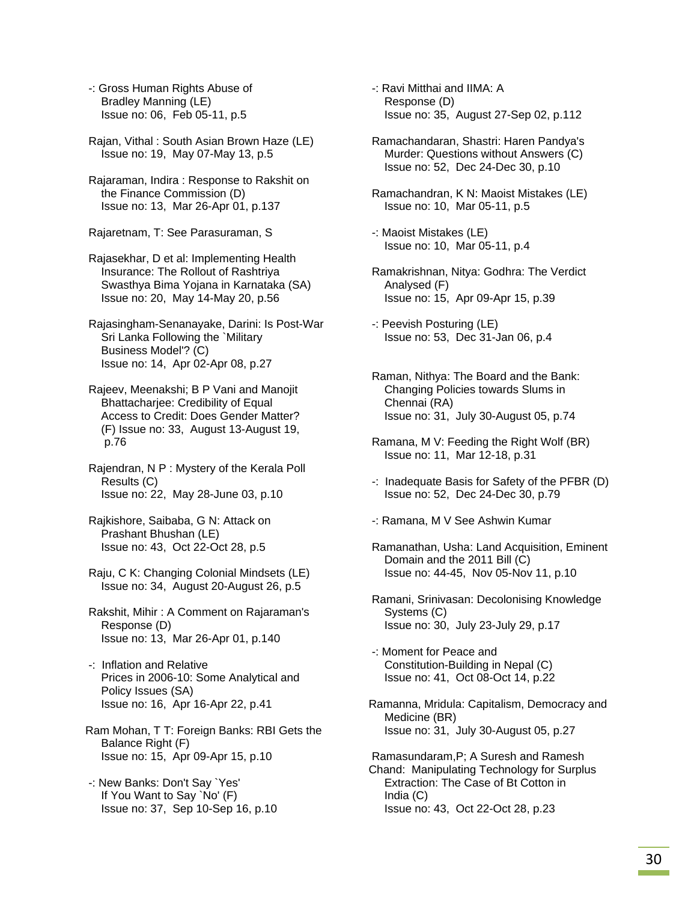-: Gross Human Rights Abuse of Bradley Manning (LE)
Issue no: 06, Feb 05-11, p.5

Rajan, Vithal : South Asian Brown Haze (LE)
Issue no: 19, May 07-May 13, p.5

Rajaraman, Indira : Response to Rakshit on the Finance Commission (D)
Issue no: 13, Mar 26-Apr 01, p.137

Rajaretnam, T: See Parasuraman, S

Rajasekhar, D et al: Implementing Health Insurance: The Rollout of Rashtriya Swasthya Bima Yojana in Karnataka (SA)
Issue no: 20, May 14-May 20, p.56

Rajasingham-Senanayake, Darini: Is Post-War Sri Lanka Following the `Military Business Model'? (C)
Issue no: 14, Apr 02-Apr 08, p.27

Rajeev, Meenakshi; B P Vani and Manojit Bhattacharjee: Credibility of Equal Access to Credit: Does Gender Matter? (F) Issue no: 33, August 13-August 19, p.76

Rajendran, N P : Mystery of the Kerala Poll Results (C)
Issue no: 22, May 28-June 03, p.10

Rajkishore, Saibaba, G N: Attack on Prashant Bhushan (LE)
Issue no: 43, Oct 22-Oct 28, p.5

Raju, C K: Changing Colonial Mindsets (LE)
Issue no: 34, August 20-August 26, p.5

Rakshit, Mihir : A Comment on Rajaraman's Response (D)
Issue no: 13, Mar 26-Apr 01, p.140

-: Inflation and Relative Prices in 2006-10: Some Analytical and Policy Issues (SA)
Issue no: 16, Apr 16-Apr 22, p.41

Ram Mohan, T T: Foreign Banks: RBI Gets the Balance Right (F)
Issue no: 15, Apr 09-Apr 15, p.10

-: New Banks: Don't Say `Yes' If You Want to Say `No' (F)
Issue no: 37, Sep 10-Sep 16, p.10

-: Ravi Mitthai and IIMA: A Response (D)
Issue no: 35, August 27-Sep 02, p.112

Ramachandaran, Shastri: Haren Pandya's Murder: Questions without Answers (C)
Issue no: 52, Dec 24-Dec 30, p.10

Ramachandran, K N: Maoist Mistakes (LE)
Issue no: 10, Mar 05-11, p.5

-: Maoist Mistakes (LE)
Issue no: 10, Mar 05-11, p.4

Ramakrishnan, Nitya: Godhra: The Verdict Analysed (F)
Issue no: 15, Apr 09-Apr 15, p.39

-: Peevish Posturing (LE)
Issue no: 53, Dec 31-Jan 06, p.4

Raman, Nithya: The Board and the Bank: Changing Policies towards Slums in Chennai (RA)
Issue no: 31, July 30-August 05, p.74

Ramana, M V: Feeding the Right Wolf (BR)
Issue no: 11, Mar 12-18, p.31

-: Inadequate Basis for Safety of the PFBR (D)
Issue no: 52, Dec 24-Dec 30, p.79

-: Ramana, M V See Ashwin Kumar

Ramanathan, Usha: Land Acquisition, Eminent Domain and the 2011 Bill (C)
Issue no: 44-45, Nov 05-Nov 11, p.10

Ramani, Srinivasan: Decolonising Knowledge Systems (C)
Issue no: 30, July 23-July 29, p.17

-: Moment for Peace and Constitution-Building in Nepal (C)
Issue no: 41, Oct 08-Oct 14, p.22

Ramanna, Mridula: Capitalism, Democracy and Medicine (BR)
Issue no: 31, July 30-August 05, p.27

Ramasundaram,P; A Suresh and Ramesh Chand: Manipulating Technology for Surplus Extraction: The Case of Bt Cotton in India (C)
Issue no: 43, Oct 22-Oct 28, p.23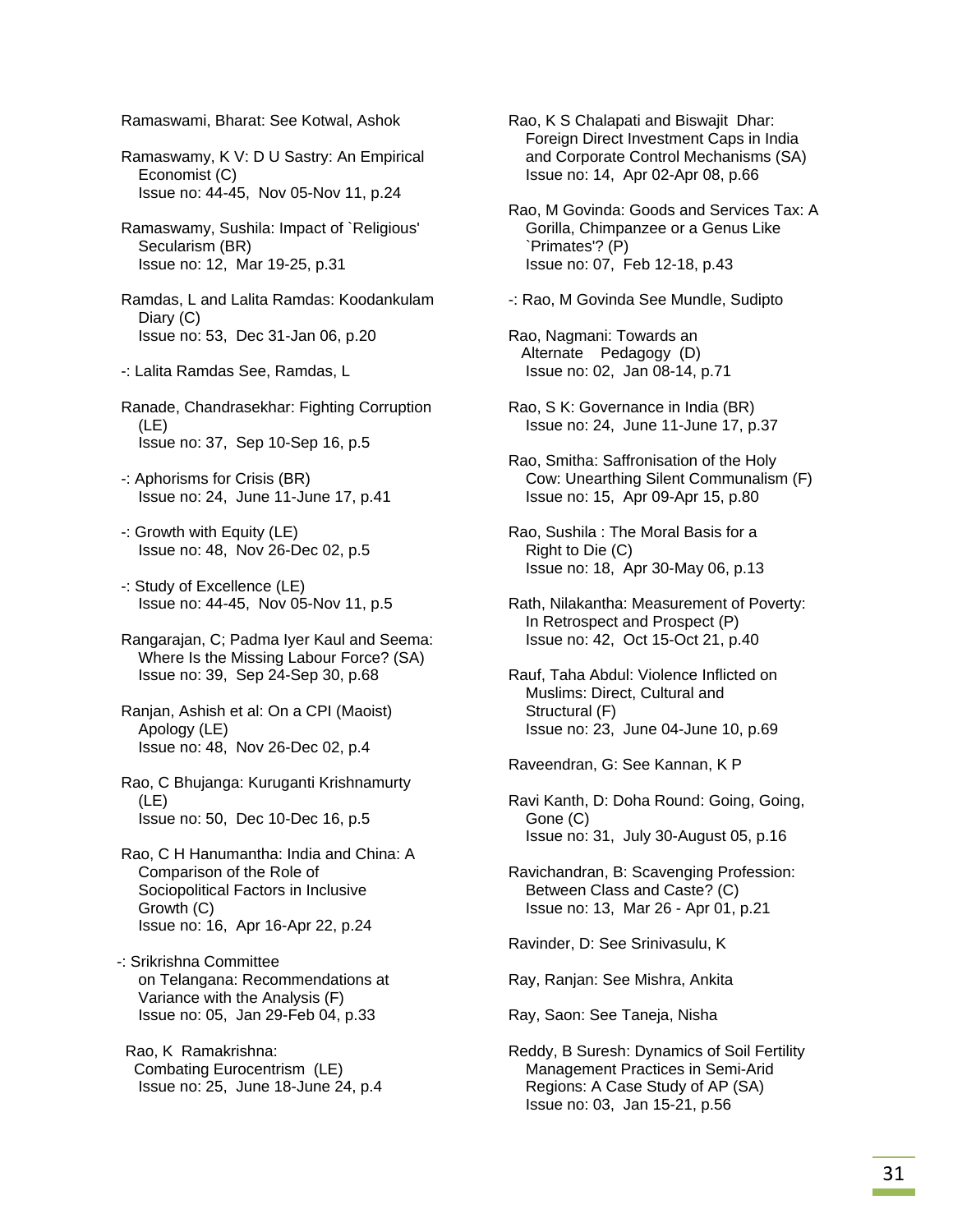Ramaswami, Bharat: See Kotwal, Ashok

Ramaswamy, K V: D U Sastry: An Empirical Economist (C)
Issue no: 44-45, Nov 05-Nov 11, p.24

Ramaswamy, Sushila: Impact of `Religious' Secularism (BR)
Issue no: 12, Mar 19-25, p.31

Ramdas, L and Lalita Ramdas: Koodankulam Diary (C)
Issue no: 53, Dec 31-Jan 06, p.20

-: Lalita Ramdas See, Ramdas, L

Ranade, Chandrasekhar: Fighting Corruption (LE)
Issue no: 37, Sep 10-Sep 16, p.5

-: Aphorisms for Crisis (BR)
Issue no: 24, June 11-June 17, p.41

-: Growth with Equity (LE)
Issue no: 48, Nov 26-Dec 02, p.5

-: Study of Excellence (LE)
Issue no: 44-45, Nov 05-Nov 11, p.5

Rangarajan, C; Padma Iyer Kaul and Seema: Where Is the Missing Labour Force? (SA)
Issue no: 39, Sep 24-Sep 30, p.68

Ranjan, Ashish et al: On a CPI (Maoist) Apology (LE)
Issue no: 48, Nov 26-Dec 02, p.4

Rao, C Bhujanga: Kuruganti Krishnamurty (LE)
Issue no: 50, Dec 10-Dec 16, p.5

Rao, C H Hanumantha: India and China: A Comparison of the Role of Sociopolitical Factors in Inclusive Growth (C)
Issue no: 16, Apr 16-Apr 22, p.24

-: Srikrishna Committee on Telangana: Recommendations at Variance with the Analysis (F)
Issue no: 05, Jan 29-Feb 04, p.33

Rao, K Ramakrishna: Combating Eurocentrism (LE)
Issue no: 25, June 18-June 24, p.4

Rao, K S Chalapati and Biswajit Dhar: Foreign Direct Investment Caps in India and Corporate Control Mechanisms (SA)
Issue no: 14, Apr 02-Apr 08, p.66

Rao, M Govinda: Goods and Services Tax: A Gorilla, Chimpanzee or a Genus Like `Primates'? (P)
Issue no: 07, Feb 12-18, p.43

-: Rao, M Govinda See Mundle, Sudipto

Rao, Nagmani: Towards an Alternate Pedagogy (D)
Issue no: 02, Jan 08-14, p.71

Rao, S K: Governance in India (BR)
Issue no: 24, June 11-June 17, p.37

Rao, Smitha: Saffronisation of the Holy Cow: Unearthing Silent Communalism (F)
Issue no: 15, Apr 09-Apr 15, p.80

Rao, Sushila : The Moral Basis for a Right to Die (C)
Issue no: 18, Apr 30-May 06, p.13

Rath, Nilakantha: Measurement of Poverty: In Retrospect and Prospect (P)
Issue no: 42, Oct 15-Oct 21, p.40

Rauf, Taha Abdul: Violence Inflicted on Muslims: Direct, Cultural and Structural (F)
Issue no: 23, June 04-June 10, p.69

Raveendran, G: See Kannan, K P

Ravi Kanth, D: Doha Round: Going, Going, Gone (C)
Issue no: 31, July 30-August 05, p.16

Ravichandran, B: Scavenging Profession: Between Class and Caste? (C)
Issue no: 13, Mar 26 - Apr 01, p.21

Ravinder, D: See Srinivasulu, K

Ray, Ranjan: See Mishra, Ankita

Ray, Saon: See Taneja, Nisha

Reddy, B Suresh: Dynamics of Soil Fertility Management Practices in Semi-Arid Regions: A Case Study of AP (SA)
Issue no: 03, Jan 15-21, p.56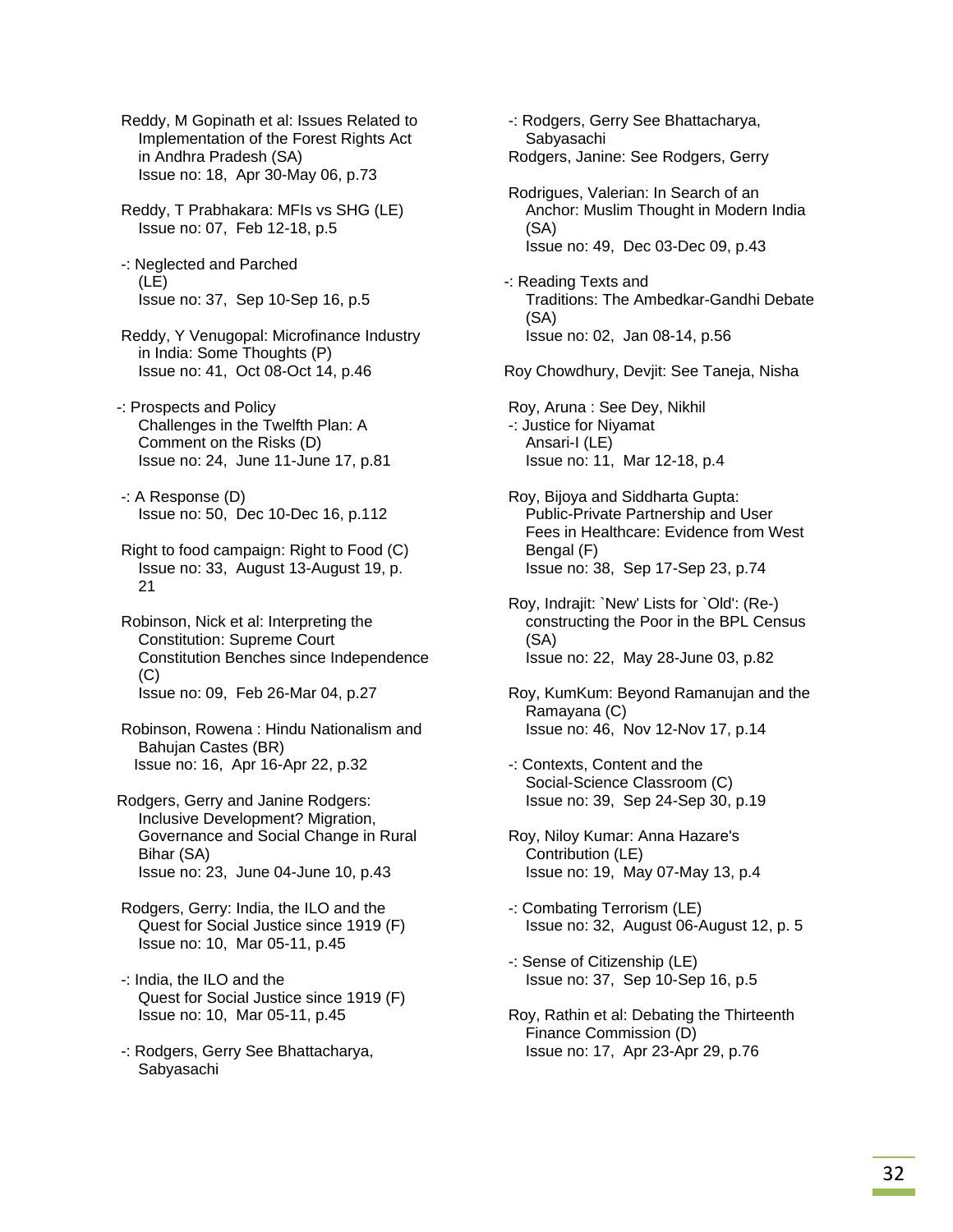Reddy, M Gopinath et al: Issues Related to Implementation of the Forest Rights Act in Andhra Pradesh (SA)
Issue no: 18, Apr 30-May 06, p.73

Reddy, T Prabhakara: MFIs vs SHG (LE)
Issue no: 07, Feb 12-18, p.5

-: Neglected and Parched (LE)
Issue no: 37, Sep 10-Sep 16, p.5

Reddy, Y Venugopal: Microfinance Industry in India: Some Thoughts (P)
Issue no: 41, Oct 08-Oct 14, p.46

-: Prospects and Policy Challenges in the Twelfth Plan: A Comment on the Risks (D)
Issue no: 24, June 11-June 17, p.81

-: A Response (D)
Issue no: 50, Dec 10-Dec 16, p.112

Right to food campaign: Right to Food (C)
Issue no: 33, August 13-August 19, p. 21

Robinson, Nick et al: Interpreting the Constitution: Supreme Court Constitution Benches since Independence (C)
Issue no: 09, Feb 26-Mar 04, p.27

Robinson, Rowena : Hindu Nationalism and Bahujan Castes (BR)
Issue no: 16, Apr 16-Apr 22, p.32

Rodgers, Gerry and Janine Rodgers: Inclusive Development? Migration, Governance and Social Change in Rural Bihar (SA)
Issue no: 23, June 04-June 10, p.43

Rodgers, Gerry: India, the ILO and the Quest for Social Justice since 1919 (F)
Issue no: 10, Mar 05-11, p.45

-: India, the ILO and the Quest for Social Justice since 1919 (F)
Issue no: 10, Mar 05-11, p.45

-: Rodgers, Gerry See Bhattacharya, Sabyasachi

-: Rodgers, Gerry See Bhattacharya, Sabyasachi

Rodgers, Janine: See Rodgers, Gerry

Rodrigues, Valerian: In Search of an Anchor: Muslim Thought in Modern India (SA)
Issue no: 49, Dec 03-Dec 09, p.43

-: Reading Texts and Traditions: The Ambedkar-Gandhi Debate (SA)
Issue no: 02, Jan 08-14, p.56

Roy Chowdhury, Devjit: See Taneja, Nisha

Roy, Aruna : See Dey, Nikhil

-: Justice for Niyamat Ansari-I (LE)
Issue no: 11, Mar 12-18, p.4

Roy, Bijoya and Siddharta Gupta: Public-Private Partnership and User Fees in Healthcare: Evidence from West Bengal (F)
Issue no: 38, Sep 17-Sep 23, p.74

Roy, Indrajit: `New' Lists for `Old': (Re-) constructing the Poor in the BPL Census (SA)
Issue no: 22, May 28-June 03, p.82

Roy, KumKum: Beyond Ramanujan and the Ramayana (C)
Issue no: 46, Nov 12-Nov 17, p.14

-: Contexts, Content and the Social-Science Classroom (C)
Issue no: 39, Sep 24-Sep 30, p.19

Roy, Niloy Kumar: Anna Hazare's Contribution (LE)
Issue no: 19, May 07-May 13, p.4

-: Combating Terrorism (LE)
Issue no: 32, August 06-August 12, p. 5

-: Sense of Citizenship (LE)
Issue no: 37, Sep 10-Sep 16, p.5

Roy, Rathin et al: Debating the Thirteenth Finance Commission (D)
Issue no: 17, Apr 23-Apr 29, p.76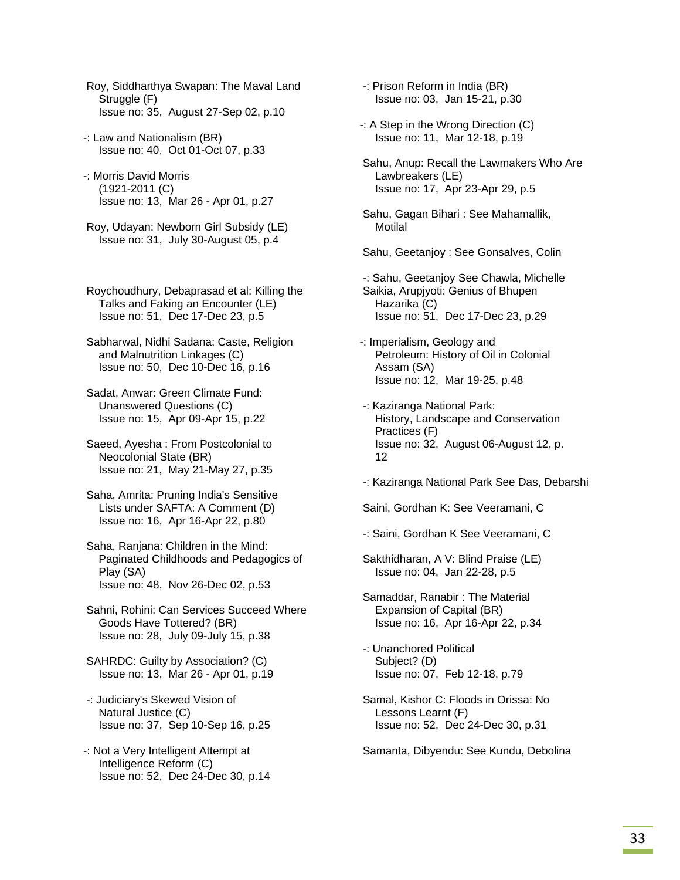Roy, Siddharthya Swapan: The Maval Land Struggle (F)
Issue no: 35, August 27-Sep 02, p.10

-: Law and Nationalism (BR)
Issue no: 40, Oct 01-Oct 07, p.33

-: Morris David Morris (1921-2011 (C)
Issue no: 13, Mar 26 - Apr 01, p.27

Roy, Udayan: Newborn Girl Subsidy (LE)
Issue no: 31, July 30-August 05, p.4

Roychoudhury, Debaprasad et al: Killing the Talks and Faking an Encounter (LE)
Issue no: 51, Dec 17-Dec 23, p.5

Sabharwal, Nidhi Sadana: Caste, Religion and Malnutrition Linkages (C)
Issue no: 50, Dec 10-Dec 16, p.16

Sadat, Anwar: Green Climate Fund: Unanswered Questions (C)
Issue no: 15, Apr 09-Apr 15, p.22

Saeed, Ayesha : From Postcolonial to Neocolonial State (BR)
Issue no: 21, May 21-May 27, p.35

Saha, Amrita: Pruning India's Sensitive Lists under SAFTA: A Comment (D)
Issue no: 16, Apr 16-Apr 22, p.80

Saha, Ranjana: Children in the Mind: Paginated Childhoods and Pedagogics of Play (SA)
Issue no: 48, Nov 26-Dec 02, p.53

Sahni, Rohini: Can Services Succeed Where Goods Have Tottered? (BR)
Issue no: 28, July 09-July 15, p.38

SAHRDC: Guilty by Association? (C)
Issue no: 13, Mar 26 - Apr 01, p.19

-: Judiciary's Skewed Vision of Natural Justice (C)
Issue no: 37, Sep 10-Sep 16, p.25

-: Not a Very Intelligent Attempt at Intelligence Reform (C)
Issue no: 52, Dec 24-Dec 30, p.14

-: Prison Reform in India (BR)
Issue no: 03, Jan 15-21, p.30

-: A Step in the Wrong Direction (C)
Issue no: 11, Mar 12-18, p.19

Sahu, Anup: Recall the Lawmakers Who Are Lawbreakers (LE)
Issue no: 17, Apr 23-Apr 29, p.5

Sahu, Gagan Bihari : See Mahamallik, Motilal

Sahu, Geetanjoy : See Gonsalves, Colin

-: Sahu, Geetanjoy See Chawla, Michelle

Saikia, Arupjyoti: Genius of Bhupen Hazarika (C)
Issue no: 51, Dec 17-Dec 23, p.29

-: Imperialism, Geology and Petroleum: History of Oil in Colonial Assam (SA)
Issue no: 12, Mar 19-25, p.48

-: Kaziranga National Park: History, Landscape and Conservation Practices (F)
Issue no: 32, August 06-August 12, p. 12

-: Kaziranga National Park See Das, Debarshi

Saini, Gordhan K: See Veeramani, C

-: Saini, Gordhan K See Veeramani, C

Sakthidharan, A V: Blind Praise (LE)
Issue no: 04, Jan 22-28, p.5

Samaddar, Ranabir : The Material Expansion of Capital (BR)
Issue no: 16, Apr 16-Apr 22, p.34

-: Unanchored Political Subject? (D)
Issue no: 07, Feb 12-18, p.79

Samal, Kishor C: Floods in Orissa: No Lessons Learnt (F)
Issue no: 52, Dec 24-Dec 30, p.31

Samanta, Dibyendu: See Kundu, Debolina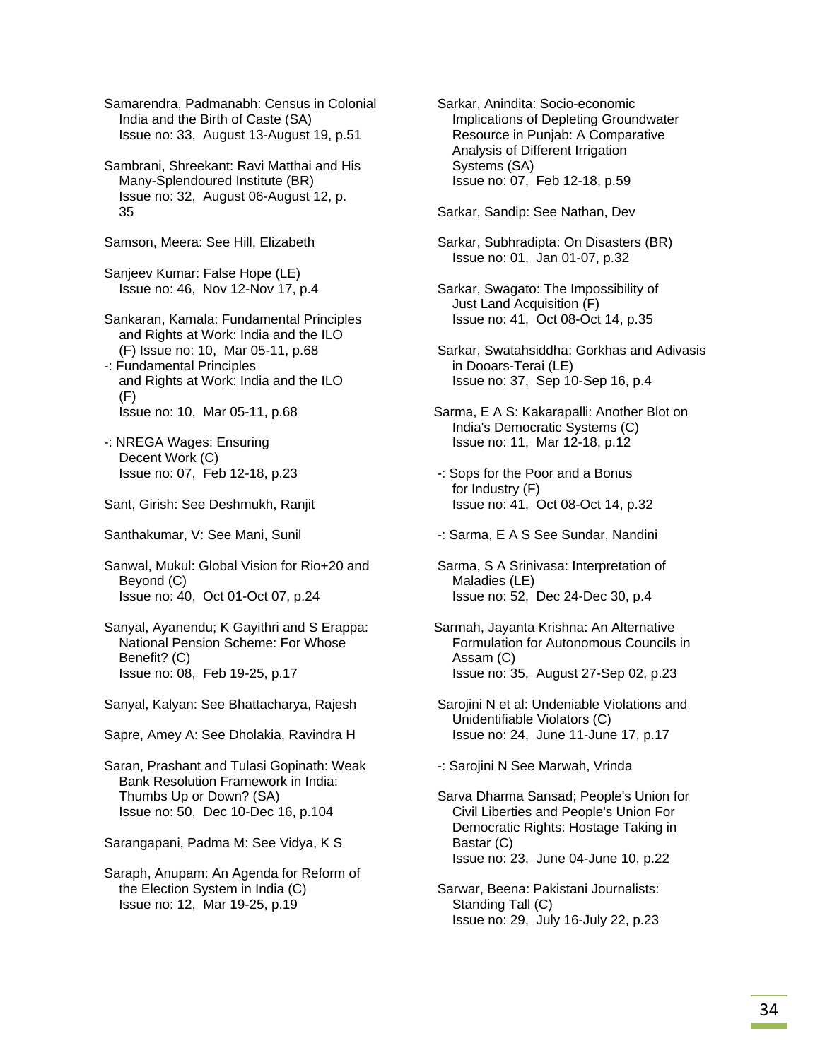Samarendra, Padmanabh: Census in Colonial India and the Birth of Caste (SA)
Issue no: 33, August 13-August 19, p.51

Sambrani, Shreekant: Ravi Matthai and His Many-Splendoured Institute (BR)
Issue no: 32, August 06-August 12, p. 35

Samson, Meera: See Hill, Elizabeth

Sanjeev Kumar: False Hope (LE)
Issue no: 46, Nov 12-Nov 17, p.4

Sankaran, Kamala: Fundamental Principles and Rights at Work: India and the ILO (F) Issue no: 10, Mar 05-11, p.68

-: Fundamental Principles and Rights at Work: India and the ILO (F)
Issue no: 10, Mar 05-11, p.68

-: NREGA Wages: Ensuring Decent Work (C)
Issue no: 07, Feb 12-18, p.23

Sant, Girish: See Deshmukh, Ranjit

Santhakumar, V: See Mani, Sunil

Sanwal, Mukul: Global Vision for Rio+20 and Beyond (C)
Issue no: 40, Oct 01-Oct 07, p.24

Sanyal, Ayanendu; K Gayithri and S Erappa: National Pension Scheme: For Whose Benefit? (C)
Issue no: 08, Feb 19-25, p.17

Sanyal, Kalyan: See Bhattacharya, Rajesh

Sapre, Amey A: See Dholakia, Ravindra H

Saran, Prashant and Tulasi Gopinath: Weak Bank Resolution Framework in India: Thumbs Up or Down? (SA)
Issue no: 50, Dec 10-Dec 16, p.104

Sarangapani, Padma M: See Vidya, K S

Saraph, Anupam: An Agenda for Reform of the Election System in India (C)
Issue no: 12, Mar 19-25, p.19

Sarkar, Anindita: Socio-economic Implications of Depleting Groundwater Resource in Punjab: A Comparative Analysis of Different Irrigation Systems (SA)
Issue no: 07, Feb 12-18, p.59

Sarkar, Sandip: See Nathan, Dev

Sarkar, Subhradipta: On Disasters (BR)
Issue no: 01, Jan 01-07, p.32

Sarkar, Swagato: The Impossibility of Just Land Acquisition (F)
Issue no: 41, Oct 08-Oct 14, p.35

Sarkar, Swatahsiddha: Gorkhas and Adivasis in Dooars-Terai (LE)
Issue no: 37, Sep 10-Sep 16, p.4

Sarma, E A S: Kakarapalli: Another Blot on India's Democratic Systems (C)
Issue no: 11, Mar 12-18, p.12

-: Sops for the Poor and a Bonus for Industry (F)
Issue no: 41, Oct 08-Oct 14, p.32

-: Sarma, E A S See Sundar, Nandini

Sarma, S A Srinivasa: Interpretation of Maladies (LE)
Issue no: 52, Dec 24-Dec 30, p.4

Sarmah, Jayanta Krishna: An Alternative Formulation for Autonomous Councils in Assam (C)
Issue no: 35, August 27-Sep 02, p.23

Sarojini N et al: Undeniable Violations and Unidentifiable Violators (C)
Issue no: 24, June 11-June 17, p.17

-: Sarojini N See Marwah, Vrinda

Sarva Dharma Sansad; People's Union for Civil Liberties and People's Union For Democratic Rights: Hostage Taking in Bastar (C)
Issue no: 23, June 04-June 10, p.22

Sarwar, Beena: Pakistani Journalists: Standing Tall (C)
Issue no: 29, July 16-July 22, p.23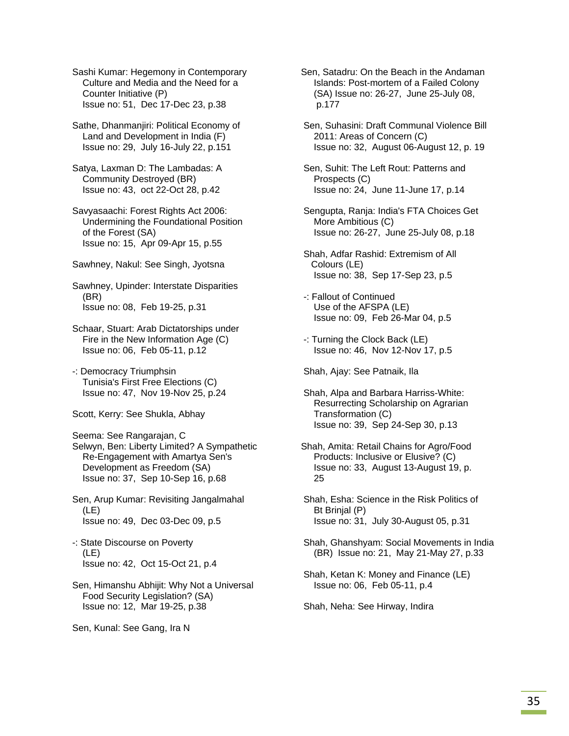Sashi Kumar: Hegemony in Contemporary Culture and Media and the Need for a Counter Initiative (P)
Issue no: 51, Dec 17-Dec 23, p.38

Sathe, Dhanmanjiri: Political Economy of Land and Development in India (F)
Issue no: 29, July 16-July 22, p.151

Satya, Laxman D: The Lambadas: A Community Destroyed (BR)
Issue no: 43, oct 22-Oct 28, p.42

Savyasaachi: Forest Rights Act 2006: Undermining the Foundational Position of the Forest (SA)
Issue no: 15, Apr 09-Apr 15, p.55

Sawhney, Nakul: See Singh, Jyotsna

Sawhney, Upinder: Interstate Disparities (BR)
Issue no: 08, Feb 19-25, p.31

Schaar, Stuart: Arab Dictatorships under Fire in the New Information Age (C)
Issue no: 06, Feb 05-11, p.12

-: Democracy Triumphsin Tunisia's First Free Elections (C)
Issue no: 47, Nov 19-Nov 25, p.24

Scott, Kerry: See Shukla, Abhay

Seema: See Rangarajan, C

Selwyn, Ben: Liberty Limited? A Sympathetic Re-Engagement with Amartya Sen's Development as Freedom (SA)
Issue no: 37, Sep 10-Sep 16, p.68

Sen, Arup Kumar: Revisiting Jangalmahal (LE)
Issue no: 49, Dec 03-Dec 09, p.5

-: State Discourse on Poverty (LE)
Issue no: 42, Oct 15-Oct 21, p.4

Sen, Himanshu Abhijit: Why Not a Universal Food Security Legislation? (SA)
Issue no: 12, Mar 19-25, p.38

Sen, Kunal: See Gang, Ira N

Sen, Satadru: On the Beach in the Andaman Islands: Post-mortem of a Failed Colony (SA) Issue no: 26-27, June 25-July 08, p.177

Sen, Suhasini: Draft Communal Violence Bill 2011: Areas of Concern (C)
Issue no: 32, August 06-August 12, p. 19

Sen, Suhit: The Left Rout: Patterns and Prospects (C)
Issue no: 24, June 11-June 17, p.14

Sengupta, Ranja: India's FTA Choices Get More Ambitious (C)
Issue no: 26-27, June 25-July 08, p.18

Shah, Adfar Rashid: Extremism of All Colours (LE)
Issue no: 38, Sep 17-Sep 23, p.5

-: Fallout of Continued Use of the AFSPA (LE)
Issue no: 09, Feb 26-Mar 04, p.5

-: Turning the Clock Back (LE)
Issue no: 46, Nov 12-Nov 17, p.5

Shah, Ajay: See Patnaik, Ila

Shah, Alpa and Barbara Harriss-White: Resurrecting Scholarship on Agrarian Transformation (C)
Issue no: 39, Sep 24-Sep 30, p.13

Shah, Amita: Retail Chains for Agro/Food Products: Inclusive or Elusive? (C)
Issue no: 33, August 13-August 19, p. 25

Shah, Esha: Science in the Risk Politics of Bt Brinjal (P)
Issue no: 31, July 30-August 05, p.31

Shah, Ghanshyam: Social Movements in India (BR) Issue no: 21, May 21-May 27, p.33

Shah, Ketan K: Money and Finance (LE)
Issue no: 06, Feb 05-11, p.4

Shah, Neha: See Hirway, Indira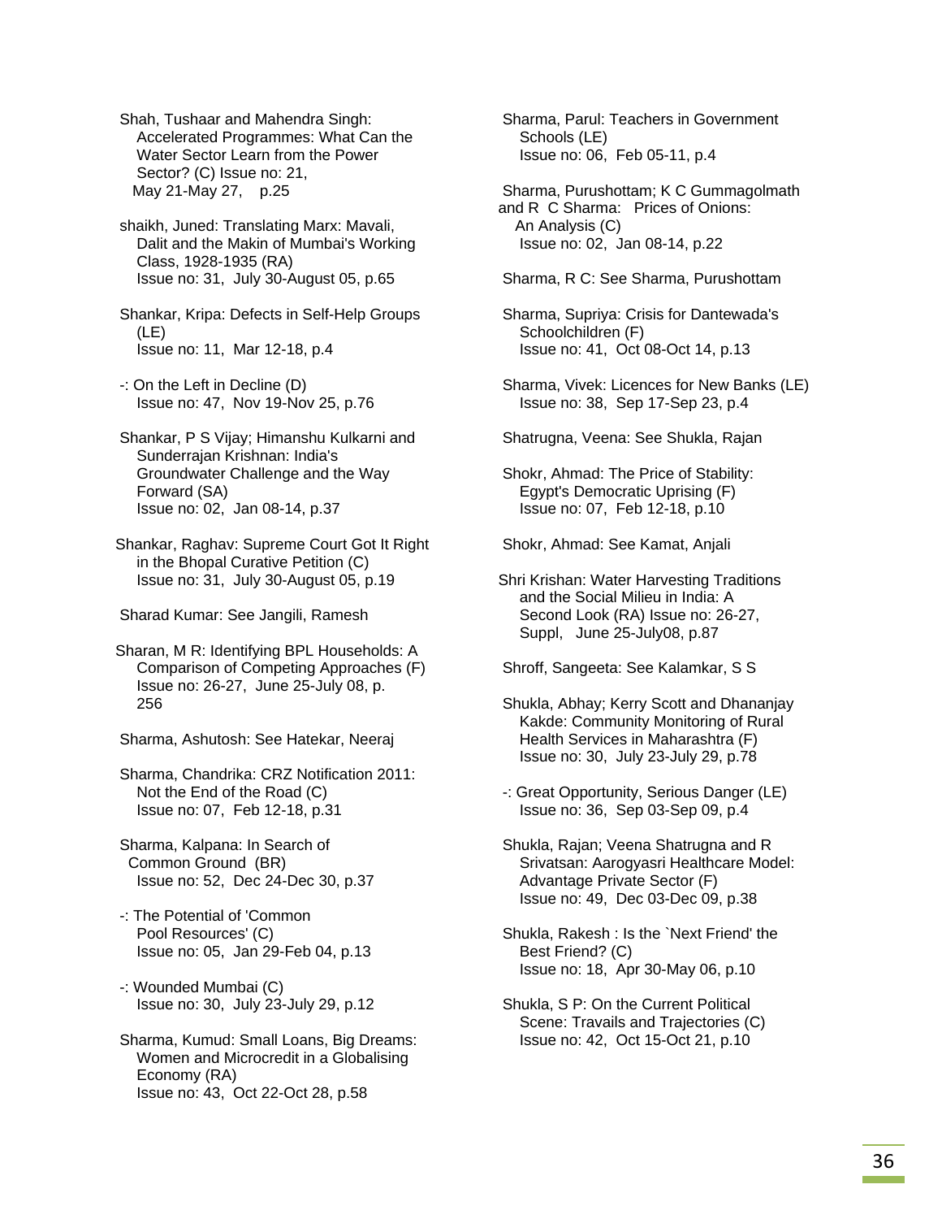Shah, Tushaar and Mahendra Singh: Accelerated Programmes: What Can the Water Sector Learn from the Power Sector? (C) Issue no: 21, May 21-May 27, p.25

shaikh, Juned: Translating Marx: Mavali, Dalit and the Makin of Mumbai's Working Class, 1928-1935 (RA) Issue no: 31, July 30-August 05, p.65

Shankar, Kripa: Defects in Self-Help Groups (LE) Issue no: 11, Mar 12-18, p.4

-: On the Left in Decline (D) Issue no: 47, Nov 19-Nov 25, p.76

Shankar, P S Vijay; Himanshu Kulkarni and Sunderrajan Krishnan: India's Groundwater Challenge and the Way Forward (SA) Issue no: 02, Jan 08-14, p.37

Shankar, Raghav: Supreme Court Got It Right in the Bhopal Curative Petition (C) Issue no: 31, July 30-August 05, p.19

Sharad Kumar: See Jangili, Ramesh

Sharan, M R: Identifying BPL Households: A Comparison of Competing Approaches (F) Issue no: 26-27, June 25-July 08, p. 256

Sharma, Ashutosh: See Hatekar, Neeraj

Sharma, Chandrika: CRZ Notification 2011: Not the End of the Road (C) Issue no: 07, Feb 12-18, p.31

Sharma, Kalpana: In Search of Common Ground (BR) Issue no: 52, Dec 24-Dec 30, p.37

-: The Potential of 'Common Pool Resources' (C) Issue no: 05, Jan 29-Feb 04, p.13

-: Wounded Mumbai (C) Issue no: 30, July 23-July 29, p.12

Sharma, Kumud: Small Loans, Big Dreams: Women and Microcredit in a Globalising Economy (RA) Issue no: 43, Oct 22-Oct 28, p.58

Sharma, Parul: Teachers in Government Schools (LE) Issue no: 06, Feb 05-11, p.4

Sharma, Purushottam; K C Gummagolmath and R C Sharma: Prices of Onions: An Analysis (C) Issue no: 02, Jan 08-14, p.22

Sharma, R C: See Sharma, Purushottam

Sharma, Supriya: Crisis for Dantewada's Schoolchildren (F) Issue no: 41, Oct 08-Oct 14, p.13

Sharma, Vivek: Licences for New Banks (LE) Issue no: 38, Sep 17-Sep 23, p.4

Shatrugna, Veena: See Shukla, Rajan

Shokr, Ahmad: The Price of Stability: Egypt's Democratic Uprising (F) Issue no: 07, Feb 12-18, p.10

Shokr, Ahmad: See Kamat, Anjali

Shri Krishan: Water Harvesting Traditions and the Social Milieu in India: A Second Look (RA) Issue no: 26-27, Suppl, June 25-July08, p.87

Shroff, Sangeeta: See Kalamkar, S S

Shukla, Abhay; Kerry Scott and Dhananjay Kakde: Community Monitoring of Rural Health Services in Maharashtra (F) Issue no: 30, July 23-July 29, p.78

-: Great Opportunity, Serious Danger (LE) Issue no: 36, Sep 03-Sep 09, p.4

Shukla, Rajan; Veena Shatrugna and R Srivatsan: Aarogyasri Healthcare Model: Advantage Private Sector (F) Issue no: 49, Dec 03-Dec 09, p.38

Shukla, Rakesh : Is the `Next Friend' the Best Friend? (C) Issue no: 18, Apr 30-May 06, p.10

Shukla, S P: On the Current Political Scene: Travails and Trajectories (C) Issue no: 42, Oct 15-Oct 21, p.10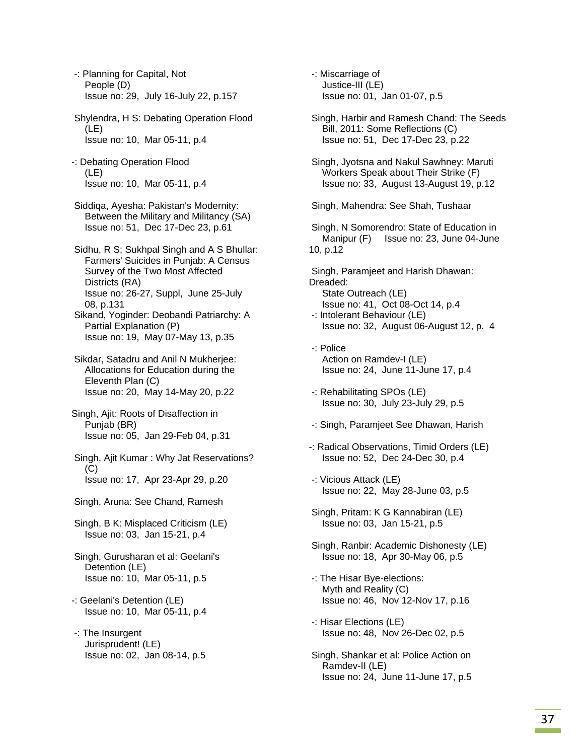-: Planning for Capital, Not People (D)
Issue no: 29, July 16-July 22, p.157

Shylendra, H S: Debating Operation Flood (LE)
Issue no: 10, Mar 05-11, p.4

-: Debating Operation Flood (LE)
Issue no: 10, Mar 05-11, p.4

Siddiqa, Ayesha: Pakistan's Modernity: Between the Military and Militancy (SA)
Issue no: 51, Dec 17-Dec 23, p.61

Sidhu, R S; Sukhpal Singh and A S Bhullar: Farmers' Suicides in Punjab: A Census Survey of the Two Most Affected Districts (RA)
Issue no: 26-27, Suppl, June 25-July 08, p.131

Sikand, Yoginder: Deobandi Patriarchy: A Partial Explanation (P)
Issue no: 19, May 07-May 13, p.35

Sikdar, Satadru and Anil N Mukherjee: Allocations for Education during the Eleventh Plan (C)
Issue no: 20, May 14-May 20, p.22

Singh, Ajit: Roots of Disaffection in Punjab (BR)
Issue no: 05, Jan 29-Feb 04, p.31

Singh, Ajit Kumar : Why Jat Reservations? (C)
Issue no: 17, Apr 23-Apr 29, p.20

Singh, Aruna: See Chand, Ramesh

Singh, B K: Misplaced Criticism (LE)
Issue no: 03, Jan 15-21, p.4

Singh, Gurusharan et al: Geelani's Detention (LE)
Issue no: 10, Mar 05-11, p.5

-: Geelani's Detention (LE)
Issue no: 10, Mar 05-11, p.4

-: The Insurgent Jurisprudent! (LE)
Issue no: 02, Jan 08-14, p.5

-: Miscarriage of Justice-III (LE)
Issue no: 01, Jan 01-07, p.5

Singh, Harbir and Ramesh Chand: The Seeds Bill, 2011: Some Reflections (C)
Issue no: 51, Dec 17-Dec 23, p.22

Singh, Jyotsna and Nakul Sawhney: Maruti Workers Speak about Their Strike (F)
Issue no: 33, August 13-August 19, p.12

Singh, Mahendra: See Shah, Tushaar

Singh, N Somorendro: State of Education in Manipur (F) Issue no: 23, June 04-June 10, p.12

Singh, Paramjeet and Harish Dhawan: Dreaded:
State Outreach (LE)
Issue no: 41, Oct 08-Oct 14, p.4

-: Intolerant Behaviour (LE)
Issue no: 32, August 06-August 12, p. 4

-: Police Action on Ramdev-I (LE)
Issue no: 24, June 11-June 17, p.4

-: Rehabilitating SPOs (LE)
Issue no: 30, July 23-July 29, p.5

-: Singh, Paramjeet See Dhawan, Harish

-: Radical Observations, Timid Orders (LE)
Issue no: 52, Dec 24-Dec 30, p.4

-: Vicious Attack (LE)
Issue no: 22, May 28-June 03, p.5

Singh, Pritam: K G Kannabiran (LE)
Issue no: 03, Jan 15-21, p.5

Singh, Ranbir: Academic Dishonesty (LE)
Issue no: 18, Apr 30-May 06, p.5

-: The Hisar Bye-elections: Myth and Reality (C)
Issue no: 46, Nov 12-Nov 17, p.16

-: Hisar Elections (LE)
Issue no: 48, Nov 26-Dec 02, p.5

Singh, Shankar et al: Police Action on Ramdev-II (LE)
Issue no: 24, June 11-June 17, p.5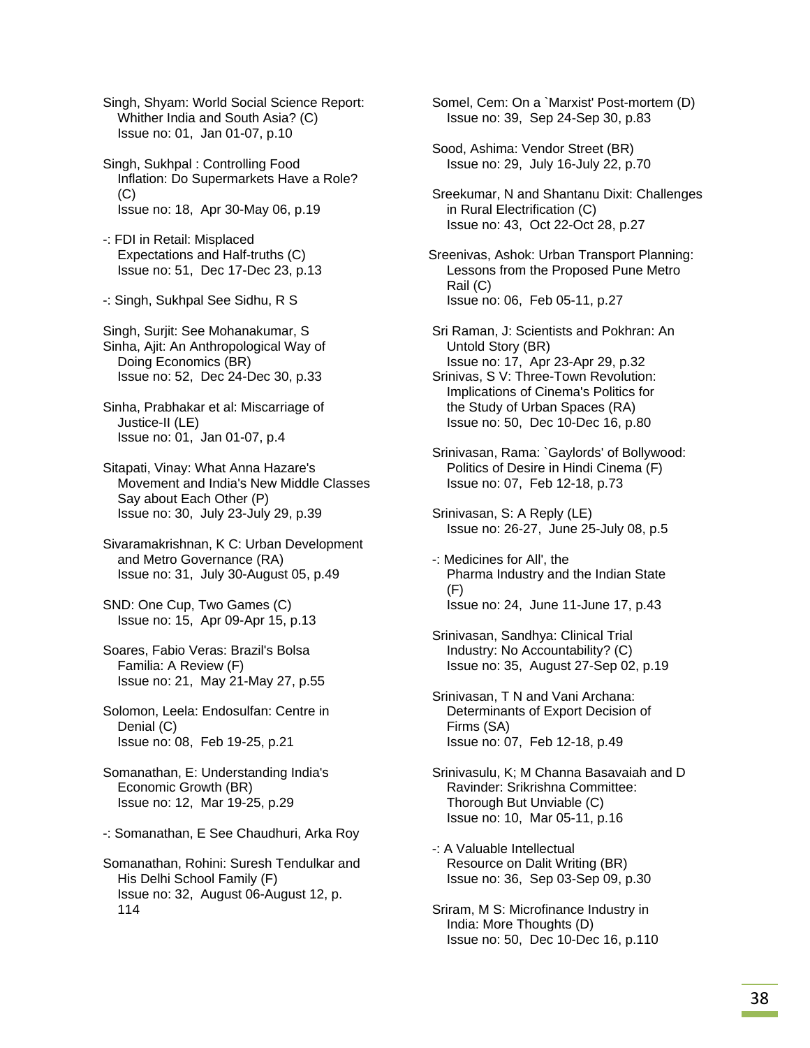Singh, Shyam: World Social Science Report: Whither India and South Asia? (C)
Issue no: 01, Jan 01-07, p.10

Singh, Sukhpal : Controlling Food Inflation: Do Supermarkets Have a Role? (C)
Issue no: 18, Apr 30-May 06, p.19

-: FDI in Retail: Misplaced Expectations and Half-truths (C)
Issue no: 51, Dec 17-Dec 23, p.13

-: Singh, Sukhpal See Sidhu, R S

Singh, Surjit: See Mohanakumar, S

Sinha, Ajit: An Anthropological Way of Doing Economics (BR)
Issue no: 52, Dec 24-Dec 30, p.33

Sinha, Prabhakar et al: Miscarriage of Justice-II (LE)
Issue no: 01, Jan 01-07, p.4

Sitapati, Vinay: What Anna Hazare's Movement and India's New Middle Classes Say about Each Other (P)
Issue no: 30, July 23-July 29, p.39

Sivaramakrishnan, K C: Urban Development and Metro Governance (RA)
Issue no: 31, July 30-August 05, p.49

SND: One Cup, Two Games (C)
Issue no: 15, Apr 09-Apr 15, p.13

Soares, Fabio Veras: Brazil's Bolsa Familia: A Review (F)
Issue no: 21, May 21-May 27, p.55

Solomon, Leela: Endosulfan: Centre in Denial (C)
Issue no: 08, Feb 19-25, p.21

Somanathan, E: Understanding India's Economic Growth (BR)
Issue no: 12, Mar 19-25, p.29

-: Somanathan, E See Chaudhuri, Arka Roy

Somanathan, Rohini: Suresh Tendulkar and His Delhi School Family (F)
Issue no: 32, August 06-August 12, p. 114

Somel, Cem: On a `Marxist' Post-mortem (D)
Issue no: 39, Sep 24-Sep 30, p.83

Sood, Ashima: Vendor Street (BR)
Issue no: 29, July 16-July 22, p.70

Sreekumar, N and Shantanu Dixit: Challenges in Rural Electrification (C)
Issue no: 43, Oct 22-Oct 28, p.27

Sreenivas, Ashok: Urban Transport Planning: Lessons from the Proposed Pune Metro Rail (C)
Issue no: 06, Feb 05-11, p.27

Sri Raman, J: Scientists and Pokhran: An Untold Story (BR)
Issue no: 17, Apr 23-Apr 29, p.32

Srinivas, S V: Three-Town Revolution: Implications of Cinema's Politics for the Study of Urban Spaces (RA)
Issue no: 50, Dec 10-Dec 16, p.80

Srinivasan, Rama: `Gaylords' of Bollywood: Politics of Desire in Hindi Cinema (F)
Issue no: 07, Feb 12-18, p.73

Srinivasan, S: A Reply (LE)
Issue no: 26-27, June 25-July 08, p.5

-: Medicines for All', the Pharma Industry and the Indian State (F)
Issue no: 24, June 11-June 17, p.43

Srinivasan, Sandhya: Clinical Trial Industry: No Accountability? (C)
Issue no: 35, August 27-Sep 02, p.19

Srinivasan, T N and Vani Archana: Determinants of Export Decision of Firms (SA)
Issue no: 07, Feb 12-18, p.49

Srinivasulu, K; M Channa Basavaiah and D Ravinder: Srikrishna Committee: Thorough But Unviable (C)
Issue no: 10, Mar 05-11, p.16

-: A Valuable Intellectual Resource on Dalit Writing (BR)
Issue no: 36, Sep 03-Sep 09, p.30

Sriram, M S: Microfinance Industry in India: More Thoughts (D)
Issue no: 50, Dec 10-Dec 16, p.110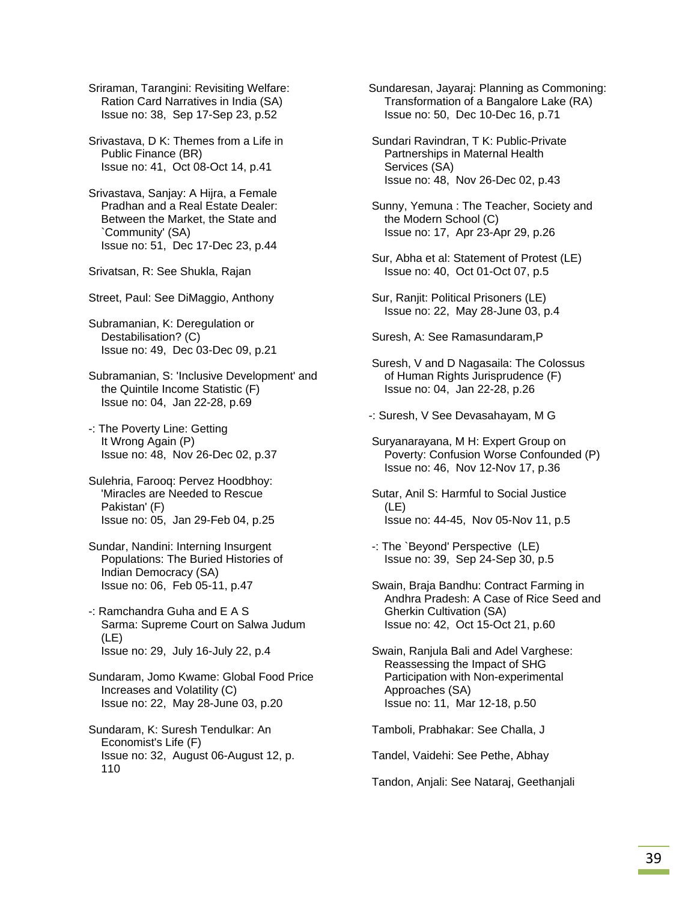Sriraman, Tarangini: Revisiting Welfare: Ration Card Narratives in India (SA)
Issue no: 38, Sep 17-Sep 23, p.52

Srivastava, D K: Themes from a Life in Public Finance (BR)
Issue no: 41, Oct 08-Oct 14, p.41

Srivastava, Sanjay: A Hijra, a Female Pradhan and a Real Estate Dealer: Between the Market, the State and `Community' (SA)
Issue no: 51, Dec 17-Dec 23, p.44

Srivatsan, R: See Shukla, Rajan

Street, Paul: See DiMaggio, Anthony

Subramanian, K: Deregulation or Destabilisation? (C)
Issue no: 49, Dec 03-Dec 09, p.21

Subramanian, S: 'Inclusive Development' and the Quintile Income Statistic (F)
Issue no: 04, Jan 22-28, p.69

-: The Poverty Line: Getting It Wrong Again (P)
Issue no: 48, Nov 26-Dec 02, p.37

Sulehria, Farooq: Pervez Hoodbhoy: 'Miracles are Needed to Rescue Pakistan' (F)
Issue no: 05, Jan 29-Feb 04, p.25

Sundar, Nandini: Interning Insurgent Populations: The Buried Histories of Indian Democracy (SA)
Issue no: 06, Feb 05-11, p.47

-: Ramchandra Guha and E A S Sarma: Supreme Court on Salwa Judum (LE)
Issue no: 29, July 16-July 22, p.4

Sundaram, Jomo Kwame: Global Food Price Increases and Volatility (C)
Issue no: 22, May 28-June 03, p.20

Sundaram, K: Suresh Tendulkar: An Economist's Life (F)
Issue no: 32, August 06-August 12, p. 110

Sundaresan, Jayaraj: Planning as Commoning: Transformation of a Bangalore Lake (RA)
Issue no: 50, Dec 10-Dec 16, p.71

Sundari Ravindran, T K: Public-Private Partnerships in Maternal Health Services (SA)
Issue no: 48, Nov 26-Dec 02, p.43

Sunny, Yemuna : The Teacher, Society and the Modern School (C)
Issue no: 17, Apr 23-Apr 29, p.26

Sur, Abha et al: Statement of Protest (LE)
Issue no: 40, Oct 01-Oct 07, p.5

Sur, Ranjit: Political Prisoners (LE)
Issue no: 22, May 28-June 03, p.4

Suresh, A: See Ramasundaram,P

Suresh, V and D Nagasaila: The Colossus of Human Rights Jurisprudence (F)
Issue no: 04, Jan 22-28, p.26

-: Suresh, V See Devasahayam, M G

Suryanarayana, M H: Expert Group on Poverty: Confusion Worse Confounded (P)
Issue no: 46, Nov 12-Nov 17, p.36

Sutar, Anil S: Harmful to Social Justice (LE)
Issue no: 44-45, Nov 05-Nov 11, p.5

-: The `Beyond' Perspective (LE)
Issue no: 39, Sep 24-Sep 30, p.5

Swain, Braja Bandhu: Contract Farming in Andhra Pradesh: A Case of Rice Seed and Gherkin Cultivation (SA)
Issue no: 42, Oct 15-Oct 21, p.60

Swain, Ranjula Bali and Adel Varghese: Reassessing the Impact of SHG Participation with Non-experimental Approaches (SA)
Issue no: 11, Mar 12-18, p.50

Tamboli, Prabhakar: See Challa, J

Tandel, Vaidehi: See Pethe, Abhay

Tandon, Anjali: See Nataraj, Geethanjali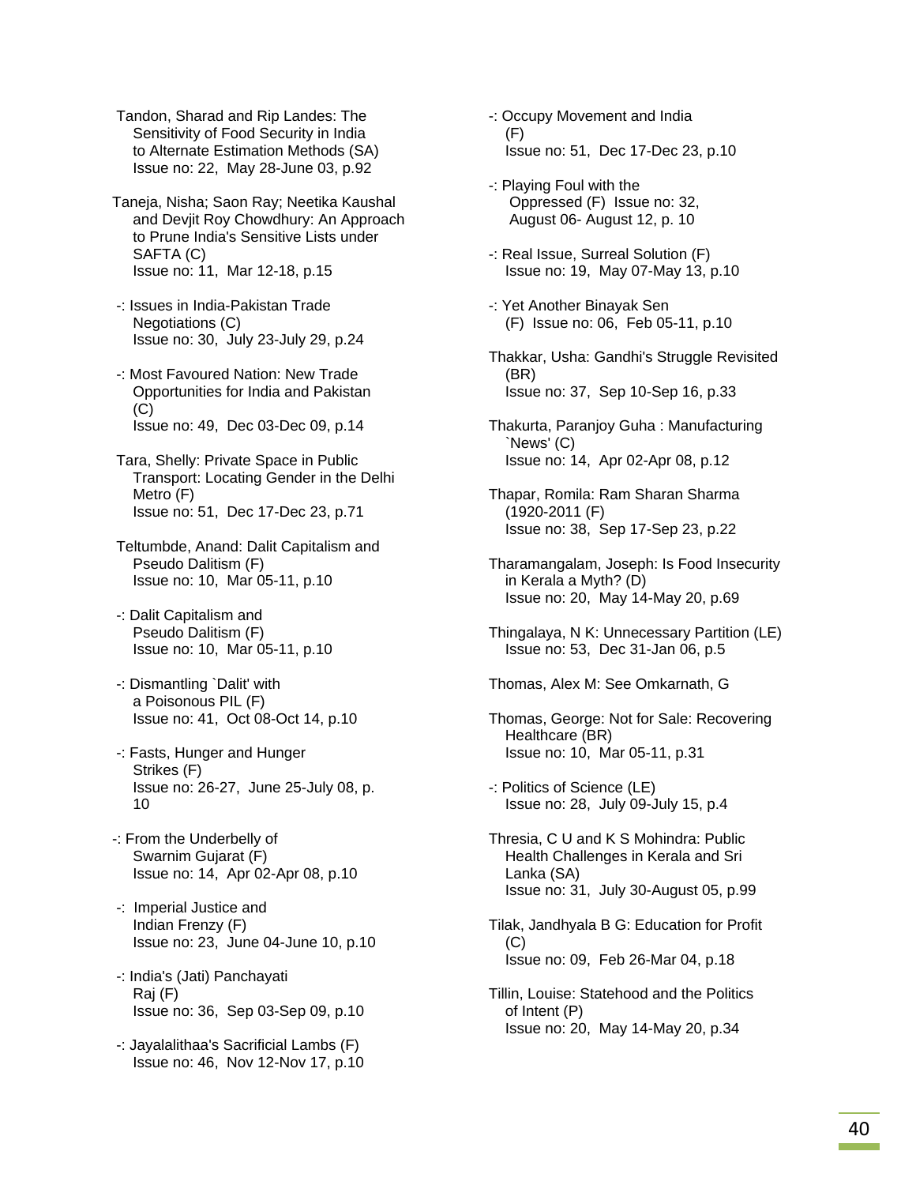Tandon, Sharad and Rip Landes: The Sensitivity of Food Security in India to Alternate Estimation Methods (SA)
Issue no: 22, May 28-June 03, p.92

Taneja, Nisha; Saon Ray; Neetika Kaushal and Devjit Roy Chowdhury: An Approach to Prune India's Sensitive Lists under SAFTA (C)
Issue no: 11, Mar 12-18, p.15

-: Issues in India-Pakistan Trade Negotiations (C)
Issue no: 30, July 23-July 29, p.24

-: Most Favoured Nation: New Trade Opportunities for India and Pakistan (C)
Issue no: 49, Dec 03-Dec 09, p.14

Tara, Shelly: Private Space in Public Transport: Locating Gender in the Delhi Metro (F)
Issue no: 51, Dec 17-Dec 23, p.71

Teltumbde, Anand: Dalit Capitalism and Pseudo Dalitism (F)
Issue no: 10, Mar 05-11, p.10

-: Dalit Capitalism and Pseudo Dalitism (F)
Issue no: 10, Mar 05-11, p.10

-: Dismantling `Dalit' with a Poisonous PIL (F)
Issue no: 41, Oct 08-Oct 14, p.10

-: Fasts, Hunger and Hunger Strikes (F)
Issue no: 26-27, June 25-July 08, p. 10

-: From the Underbelly of Swarnim Gujarat (F)
Issue no: 14, Apr 02-Apr 08, p.10

-: Imperial Justice and Indian Frenzy (F)
Issue no: 23, June 04-June 10, p.10

-: India's (Jati) Panchayati Raj (F)
Issue no: 36, Sep 03-Sep 09, p.10

-: Jayalalithaa's Sacrificial Lambs (F)
Issue no: 46, Nov 12-Nov 17, p.10

-: Occupy Movement and India (F)
Issue no: 51, Dec 17-Dec 23, p.10

-: Playing Foul with the Oppressed (F) Issue no: 32, August 06- August 12, p. 10

-: Real Issue, Surreal Solution (F)
Issue no: 19, May 07-May 13, p.10

-: Yet Another Binayak Sen (F) Issue no: 06, Feb 05-11, p.10

Thakkar, Usha: Gandhi's Struggle Revisited (BR)
Issue no: 37, Sep 10-Sep 16, p.33

Thakurta, Paranjoy Guha : Manufacturing `News' (C)
Issue no: 14, Apr 02-Apr 08, p.12

Thapar, Romila: Ram Sharan Sharma (1920-2011 (F)
Issue no: 38, Sep 17-Sep 23, p.22

Tharamangalam, Joseph: Is Food Insecurity in Kerala a Myth? (D)
Issue no: 20, May 14-May 20, p.69

Thingalaya, N K: Unnecessary Partition (LE)
Issue no: 53, Dec 31-Jan 06, p.5

Thomas, Alex M: See Omkarnath, G

Thomas, George: Not for Sale: Recovering Healthcare (BR)
Issue no: 10, Mar 05-11, p.31

-: Politics of Science (LE)
Issue no: 28, July 09-July 15, p.4

Thresia, C U and K S Mohindra: Public Health Challenges in Kerala and Sri Lanka (SA)
Issue no: 31, July 30-August 05, p.99

Tilak, Jandhyala B G: Education for Profit (C)
Issue no: 09, Feb 26-Mar 04, p.18

Tillin, Louise: Statehood and the Politics of Intent (P)
Issue no: 20, May 14-May 20, p.34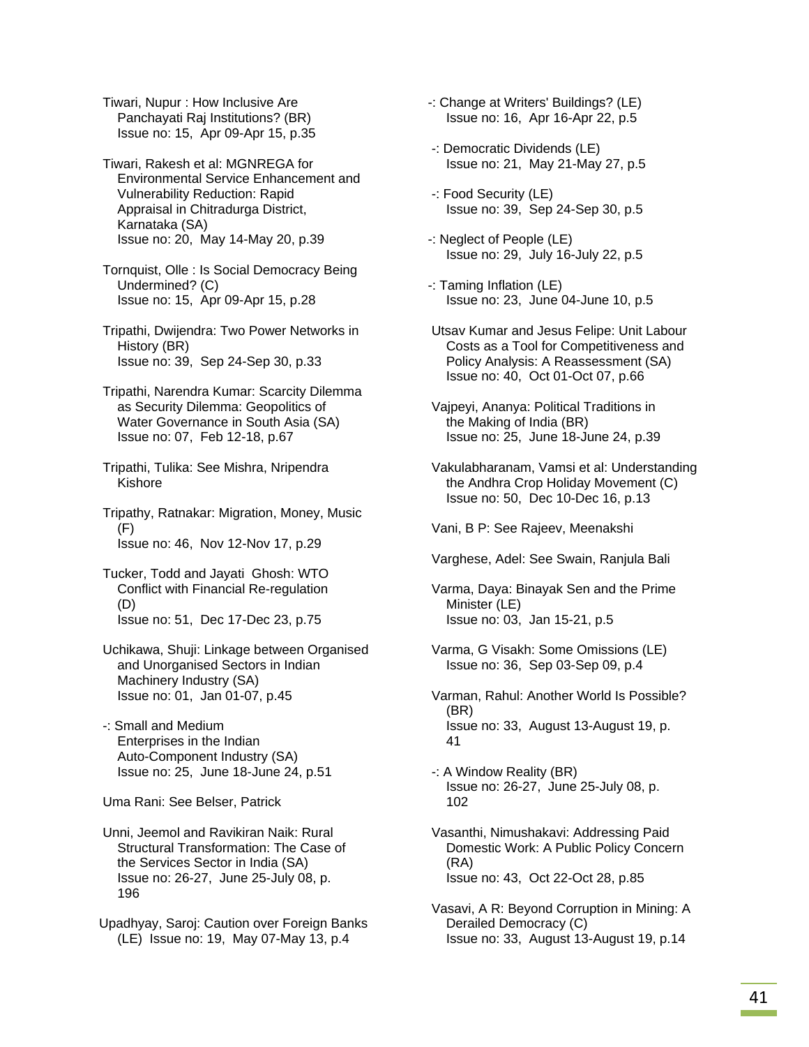Tiwari, Nupur : How Inclusive Are Panchayati Raj Institutions? (BR)
Issue no: 15, Apr 09-Apr 15, p.35

Tiwari, Rakesh et al: MGNREGA for Environmental Service Enhancement and Vulnerability Reduction: Rapid Appraisal in Chitradurga District, Karnataka (SA)
Issue no: 20, May 14-May 20, p.39

Tornquist, Olle : Is Social Democracy Being Undermined? (C)
Issue no: 15, Apr 09-Apr 15, p.28

Tripathi, Dwijendra: Two Power Networks in History (BR)
Issue no: 39, Sep 24-Sep 30, p.33

Tripathi, Narendra Kumar: Scarcity Dilemma as Security Dilemma: Geopolitics of Water Governance in South Asia (SA)
Issue no: 07, Feb 12-18, p.67

Tripathi, Tulika: See Mishra, Nripendra Kishore

Tripathy, Ratnakar: Migration, Money, Music (F)
Issue no: 46, Nov 12-Nov 17, p.29

Tucker, Todd and Jayati Ghosh: WTO Conflict with Financial Re-regulation (D)
Issue no: 51, Dec 17-Dec 23, p.75

Uchikawa, Shuji: Linkage between Organised and Unorganised Sectors in Indian Machinery Industry (SA)
Issue no: 01, Jan 01-07, p.45

-: Small and Medium Enterprises in the Indian Auto-Component Industry (SA)
Issue no: 25, June 18-June 24, p.51

Uma Rani: See Belser, Patrick

Unni, Jeemol and Ravikiran Naik: Rural Structural Transformation: The Case of the Services Sector in India (SA)
Issue no: 26-27, June 25-July 08, p. 196

Upadhyay, Saroj: Caution over Foreign Banks (LE) Issue no: 19, May 07-May 13, p.4

-: Change at Writers' Buildings? (LE)
Issue no: 16, Apr 16-Apr 22, p.5

-: Democratic Dividends (LE)
Issue no: 21, May 21-May 27, p.5

-: Food Security (LE)
Issue no: 39, Sep 24-Sep 30, p.5

-: Neglect of People (LE)
Issue no: 29, July 16-July 22, p.5

-: Taming Inflation (LE)
Issue no: 23, June 04-June 10, p.5

Utsav Kumar and Jesus Felipe: Unit Labour Costs as a Tool for Competitiveness and Policy Analysis: A Reassessment (SA)
Issue no: 40, Oct 01-Oct 07, p.66

Vajpeyi, Ananya: Political Traditions in the Making of India (BR)
Issue no: 25, June 18-June 24, p.39

Vakulabharanam, Vamsi et al: Understanding the Andhra Crop Holiday Movement (C)
Issue no: 50, Dec 10-Dec 16, p.13

Vani, B P: See Rajeev, Meenakshi

Varghese, Adel: See Swain, Ranjula Bali

Varma, Daya: Binayak Sen and the Prime Minister (LE)
Issue no: 03, Jan 15-21, p.5

Varma, G Visakh: Some Omissions (LE)
Issue no: 36, Sep 03-Sep 09, p.4

Varman, Rahul: Another World Is Possible? (BR)
Issue no: 33, August 13-August 19, p. 41

-: A Window Reality (BR)
Issue no: 26-27, June 25-July 08, p. 102

Vasanthi, Nimushakavi: Addressing Paid Domestic Work: A Public Policy Concern (RA)
Issue no: 43, Oct 22-Oct 28, p.85

Vasavi, A R: Beyond Corruption in Mining: A Derailed Democracy (C)
Issue no: 33, August 13-August 19, p.14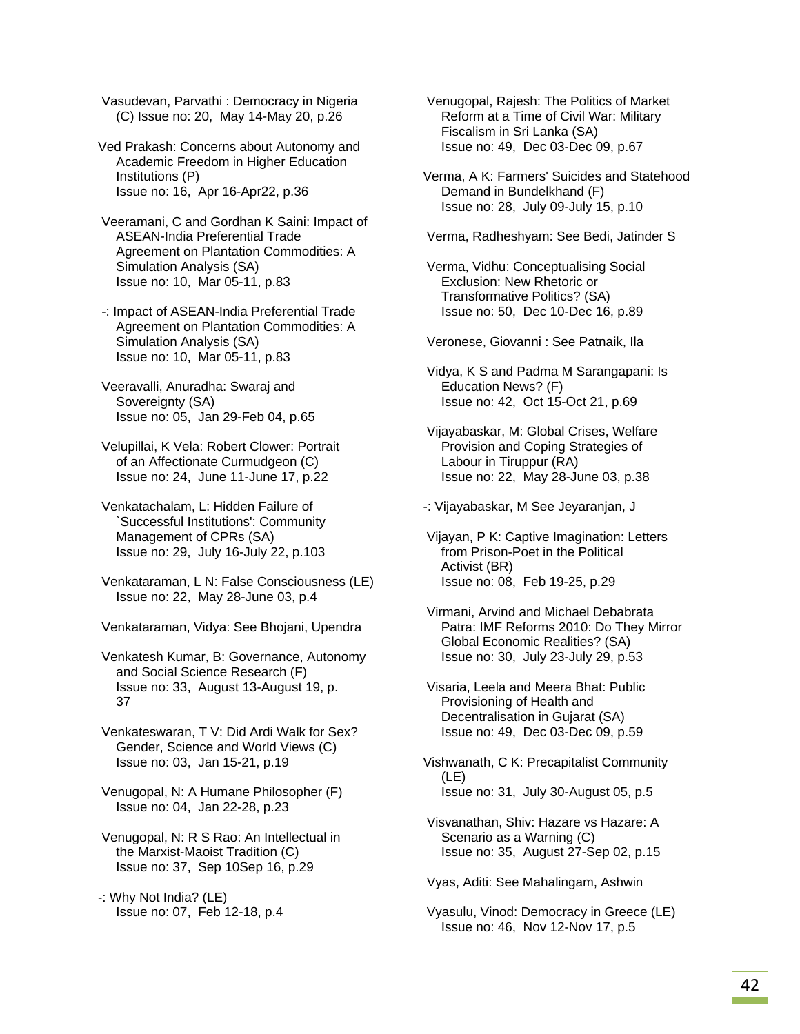Vasudevan, Parvathi : Democracy in Nigeria (C) Issue no: 20, May 14-May 20, p.26

Ved Prakash: Concerns about Autonomy and Academic Freedom in Higher Education Institutions (P)
Issue no: 16, Apr 16-Apr22, p.36

Veeramani, C and Gordhan K Saini: Impact of ASEAN-India Preferential Trade Agreement on Plantation Commodities: A Simulation Analysis (SA)
Issue no: 10, Mar 05-11, p.83

-: Impact of ASEAN-India Preferential Trade Agreement on Plantation Commodities: A Simulation Analysis (SA)
Issue no: 10, Mar 05-11, p.83

Veeravalli, Anuradha: Swaraj and Sovereignty (SA)
Issue no: 05, Jan 29-Feb 04, p.65

Velupillai, K Vela: Robert Clower: Portrait of an Affectionate Curmudgeon (C)
Issue no: 24, June 11-June 17, p.22

Venkatachalam, L: Hidden Failure of `Successful Institutions': Community Management of CPRs (SA)
Issue no: 29, July 16-July 22, p.103

Venkataraman, L N: False Consciousness (LE)
Issue no: 22, May 28-June 03, p.4

Venkataraman, Vidya: See Bhojani, Upendra

Venkatesh Kumar, B: Governance, Autonomy and Social Science Research (F)
Issue no: 33, August 13-August 19, p. 37

Venkateswaran, T V: Did Ardi Walk for Sex? Gender, Science and World Views (C)
Issue no: 03, Jan 15-21, p.19

Venugopal, N: A Humane Philosopher (F)
Issue no: 04, Jan 22-28, p.23

Venugopal, N: R S Rao: An Intellectual in the Marxist-Maoist Tradition (C)
Issue no: 37, Sep 10Sep 16, p.29

-: Why Not India? (LE)
Issue no: 07, Feb 12-18, p.4

Venugopal, Rajesh: The Politics of Market Reform at a Time of Civil War: Military Fiscalism in Sri Lanka (SA)
Issue no: 49, Dec 03-Dec 09, p.67

Verma, A K: Farmers' Suicides and Statehood Demand in Bundelkhand (F)
Issue no: 28, July 09-July 15, p.10

Verma, Radheshyam: See Bedi, Jatinder S

Verma, Vidhu: Conceptualising Social Exclusion: New Rhetoric or Transformative Politics? (SA)
Issue no: 50, Dec 10-Dec 16, p.89

Veronese, Giovanni : See Patnaik, Ila

Vidya, K S and Padma M Sarangapani: Is Education News? (F)
Issue no: 42, Oct 15-Oct 21, p.69

Vijayabaskar, M: Global Crises, Welfare Provision and Coping Strategies of Labour in Tiruppur (RA)
Issue no: 22, May 28-June 03, p.38

-: Vijayabaskar, M See Jeyaranjan, J

Vijayan, P K: Captive Imagination: Letters from Prison-Poet in the Political Activist (BR)
Issue no: 08, Feb 19-25, p.29

Virmani, Arvind and Michael Debabrata Patra: IMF Reforms 2010: Do They Mirror Global Economic Realities? (SA)
Issue no: 30, July 23-July 29, p.53

Visaria, Leela and Meera Bhat: Public Provisioning of Health and Decentralisation in Gujarat (SA)
Issue no: 49, Dec 03-Dec 09, p.59

Vishwanath, C K: Precapitalist Community (LE)
Issue no: 31, July 30-August 05, p.5

Visvanathan, Shiv: Hazare vs Hazare: A Scenario as a Warning (C)
Issue no: 35, August 27-Sep 02, p.15

Vyas, Aditi: See Mahalingam, Ashwin

Vyasulu, Vinod: Democracy in Greece (LE)
Issue no: 46, Nov 12-Nov 17, p.5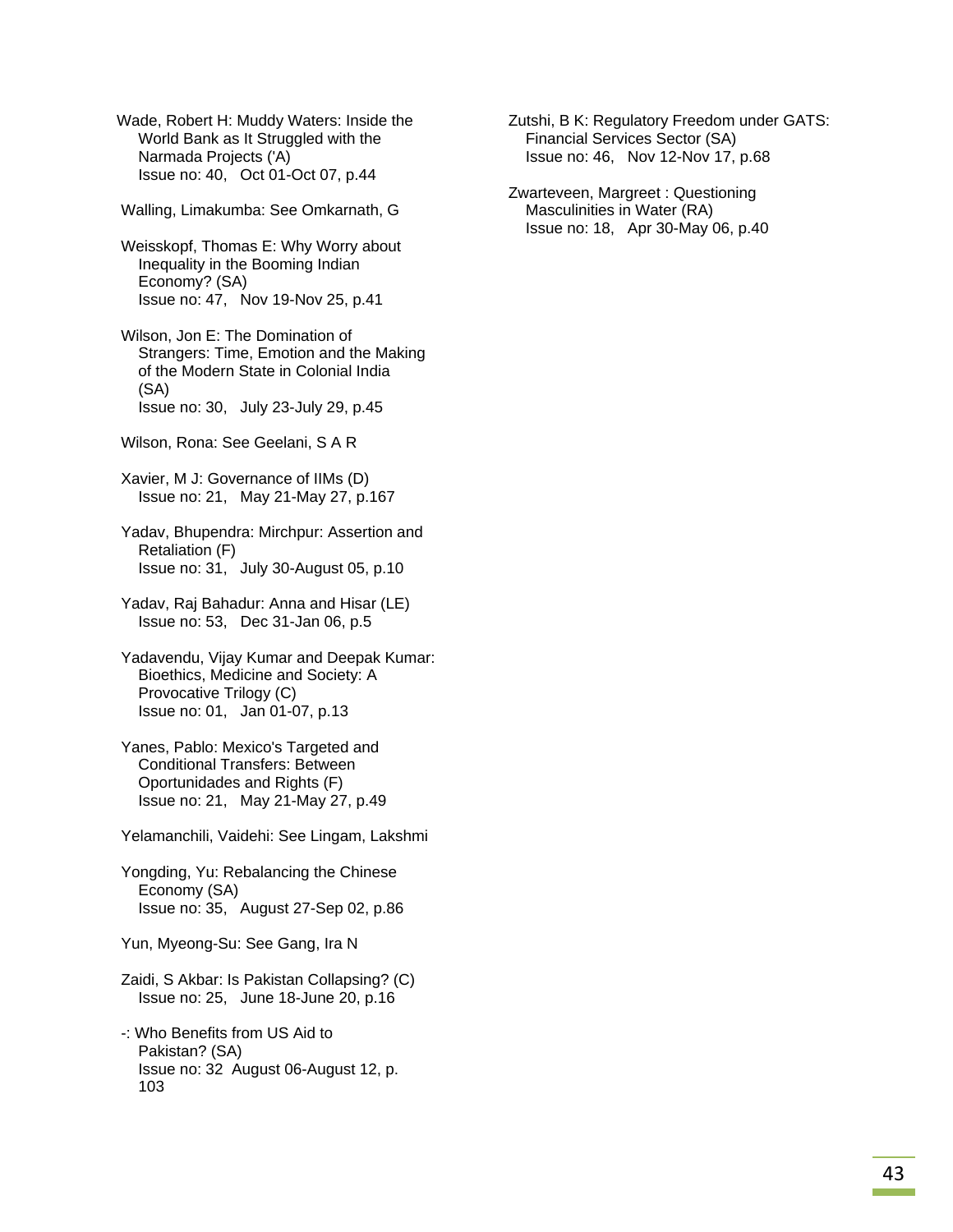Wade, Robert H: Muddy Waters: Inside the World Bank as It Struggled with the Narmada Projects ('A)
Issue no: 40, Oct 01-Oct 07, p.44

Walling, Limakumba: See Omkarnath, G

Weisskopf, Thomas E: Why Worry about Inequality in the Booming Indian Economy? (SA)
Issue no: 47, Nov 19-Nov 25, p.41

Wilson, Jon E: The Domination of Strangers: Time, Emotion and the Making of the Modern State in Colonial India (SA)
Issue no: 30, July 23-July 29, p.45

Wilson, Rona: See Geelani, S A R

Xavier, M J: Governance of IIMs (D)
Issue no: 21, May 21-May 27, p.167

Yadav, Bhupendra: Mirchpur: Assertion and Retaliation (F)
Issue no: 31, July 30-August 05, p.10

Yadav, Raj Bahadur: Anna and Hisar (LE)
Issue no: 53, Dec 31-Jan 06, p.5

Yadavendu, Vijay Kumar and Deepak Kumar: Bioethics, Medicine and Society: A Provocative Trilogy (C)
Issue no: 01, Jan 01-07, p.13

Yanes, Pablo: Mexico's Targeted and Conditional Transfers: Between Oportunidades and Rights (F)
Issue no: 21, May 21-May 27, p.49

Yelamanchili, Vaidehi: See Lingam, Lakshmi

Yongding, Yu: Rebalancing the Chinese Economy (SA)
Issue no: 35, August 27-Sep 02, p.86

Yun, Myeong-Su: See Gang, Ira N

Zaidi, S Akbar: Is Pakistan Collapsing? (C)
Issue no: 25, June 18-June 20, p.16

-: Who Benefits from US Aid to Pakistan? (SA)
Issue no: 32 August 06-August 12, p. 103

Zutshi, B K: Regulatory Freedom under GATS: Financial Services Sector (SA)
Issue no: 46, Nov 12-Nov 17, p.68

Zwarteveen, Margreet : Questioning Masculinities in Water (RA)
Issue no: 18, Apr 30-May 06, p.40